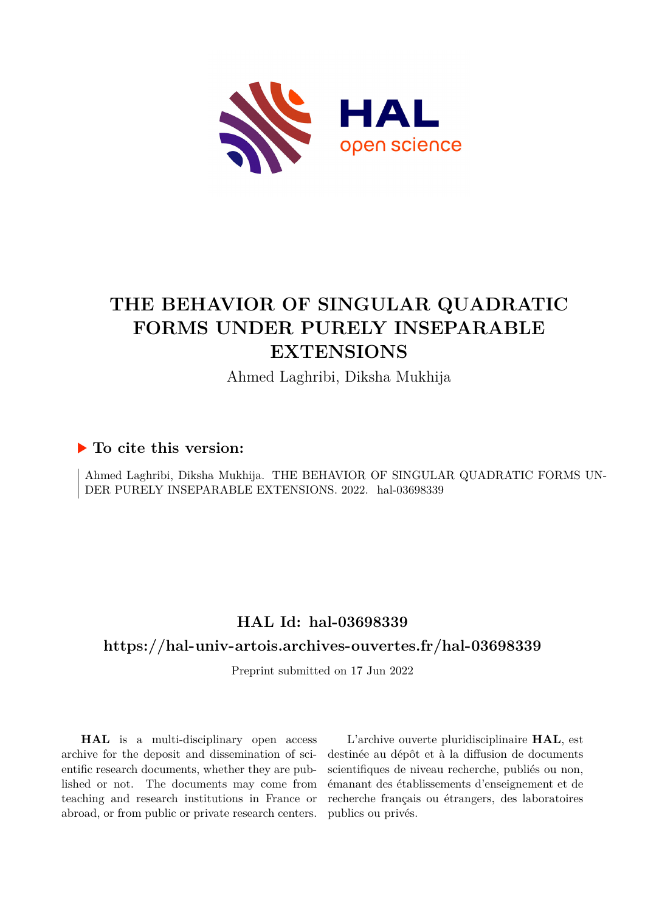# THE BEHAVIOR OF SINGULAR QUADRATIC FORMS UNDER PURELY INSEPARABLE EXTENSIONS

Ahmed Laghribi, Diksha Mukhija

## ▶ To cite this version:

Ahmed Laghribi, Diksha Mukhija. THE BEHAVIOR OF SINGULAR QUADRATIC FORMS UNDER PURELY INSEPARABLE EXTENSIONS. 2022. hal-03698339

## HAL Id: hal-03698339

## https://hal-univ-artois.archives-ouvertes.fr/hal-03698339

Preprint submitted on 17 Jun 2022

**HAL** is a multi-disciplinary open access archive for the deposit and dissemination of scientific research documents, whether they are published or not. The documents may come from teaching and research institutions in France or abroad, or from public or private research centers.

L'archive ouverte pluridisciplinaire **HAL**, est destinée au dépôt et à la diffusion de documents scientifiques de niveau recherche, publiés ou non, émanant des établissements d'enseignement et de recherche français ou étrangers, des laboratoires publics ou privés.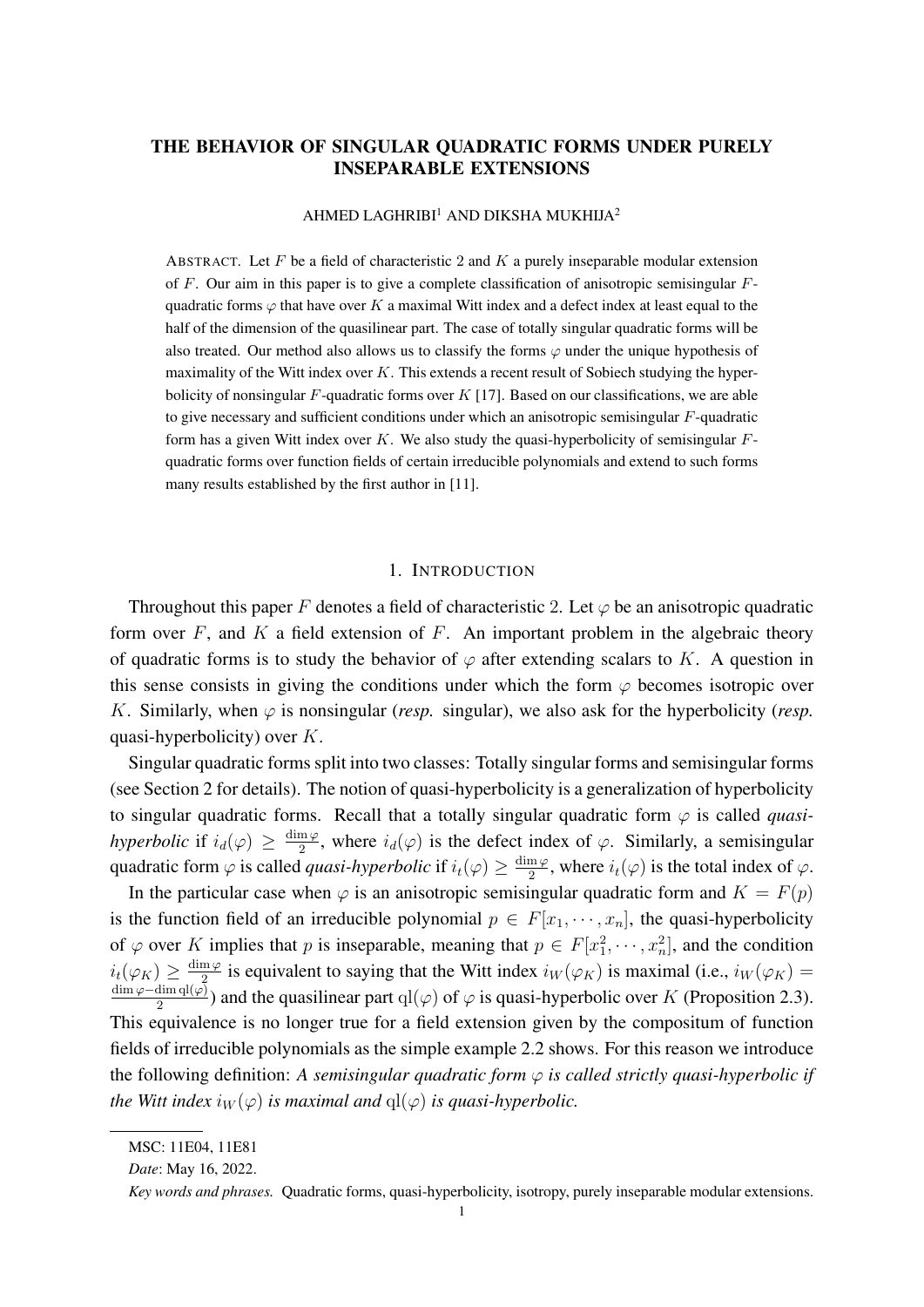# THE BEHAVIOR OF SINGULAR QUADRATIC FORMS UNDER PURELY INSEPARABLE EXTENSIONS

AHMED LAGHRIBI[1] AND DIKSHA MUKHIJA[2]

ABSTRACT. Let $F$ be a field of characteristic 2 and $K$ a purely inseparable modular extension of $F$. Our aim in this paper is to give a complete classification of anisotropic semisingular $F$-quadratic forms $\varphi$ that have over $K$ a maximal Witt index and a defect index at least equal to the half of the dimension of the quasilinear part. The case of totally singular quadratic forms will be also treated. Our method also allows us to classify the forms $\varphi$ under the unique hypothesis of maximality of the Witt index over $K$. This extends a recent result of Sobiech studying the hyperbolicity of nonsingular $F$-quadratic forms over $K$ [17]. Based on our classifications, we are able to give necessary and sufficient conditions under which an anisotropic semisingular $F$-quadratic form has a given Witt index over $K$. We also study the quasi-hyperbolicity of semisingular $F$-quadratic forms over function fields of certain irreducible polynomials and extend to such forms many results established by the first author in [11].

## 1. INTRODUCTION

Throughout this paper $F$ denotes a field of characteristic 2. Let $\varphi$ be an anisotropic quadratic form over $F$, and $K$ a field extension of $F$. An important problem in the algebraic theory of quadratic forms is to study the behavior of $\varphi$ after extending scalars to $K$. A question in this sense consists in giving the conditions under which the form $\varphi$ becomes isotropic over $K$. Similarly, when $\varphi$ is nonsingular (*resp.* singular), we also ask for the hyperbolicity (*resp.* quasi-hyperbolicity) over $K$.

Singular quadratic forms split into two classes: Totally singular forms and semisingular forms (see Section 2 for details). The notion of quasi-hyperbolicity is a generalization of hyperbolicity to singular quadratic forms. Recall that a totally singular quadratic form $\varphi$ is called *quasi-hyperbolic* if $i_d(\varphi) \geq \frac{\dim \varphi}{2}$, where $i_d(\varphi)$ is the defect index of $\varphi$. Similarly, a semisingular quadratic form $\varphi$ is called *quasi-hyperbolic* if $i_t(\varphi) \geq \frac{\dim \varphi}{2}$, where $i_t(\varphi)$ is the total index of $\varphi$.

In the particular case when $\varphi$ is an anisotropic semisingular quadratic form and $K = F(p)$ is the function field of an irreducible polynomial $p \in F[x_1, \cdots, x_n]$, the quasi-hyperbolicity of $\varphi$ over $K$ implies that $p$ is inseparable, meaning that $p \in F[x_1^2, \cdots, x_n^2]$, and the condition $i_t(\varphi_K) \geq \frac{\dim \varphi}{2}$ is equivalent to saying that the Witt index $i_W(\varphi_K)$ is maximal (i.e., $i_W(\varphi_K) = \frac{\dim \varphi - \dim \mathrm{ql}(\varphi)}{2}$) and the quasilinear part $\mathrm{ql}(\varphi)$ of $\varphi$ is quasi-hyperbolic over $K$ (Proposition 2.3). This equivalence is no longer true for a field extension given by the compositum of function fields of irreducible polynomials as the simple example 2.2 shows. For this reason we introduce the following definition: *A semisingular quadratic form $\varphi$ is called strictly quasi-hyperbolic if the Witt index $i_W(\varphi)$ is maximal and $\mathrm{ql}(\varphi)$ is quasi-hyperbolic.*

---

MSC: 11E04, 11E81

*Date*: May 16, 2022.

*Key words and phrases.* Quadratic forms, quasi-hyperbolicity, isotropy, purely inseparable modular extensions.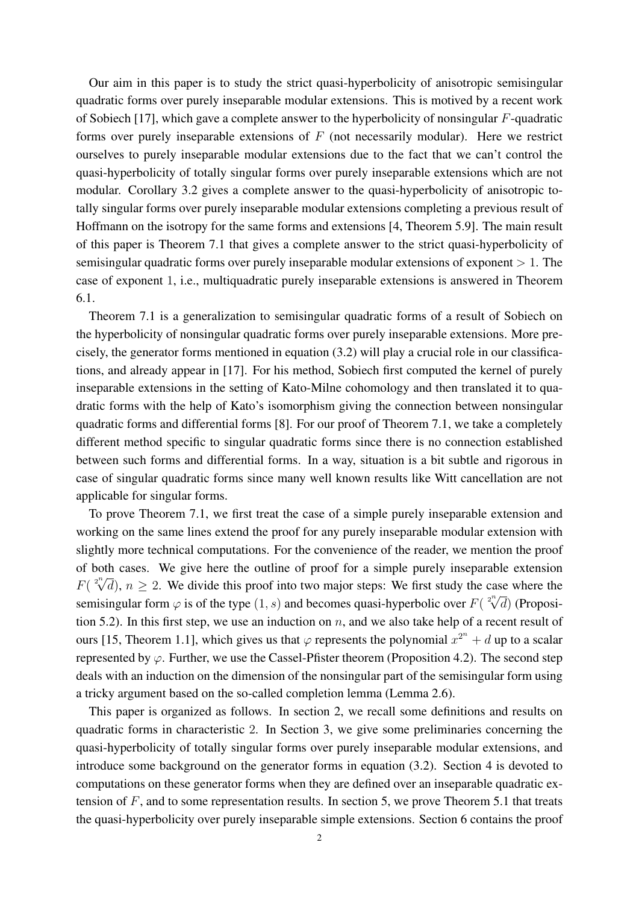Our aim in this paper is to study the strict quasi-hyperbolicity of anisotropic semisingular quadratic forms over purely inseparable modular extensions. This is motived by a recent work of Sobiech [17], which gave a complete answer to the hyperbolicity of nonsingular $F$-quadratic forms over purely inseparable extensions of $F$ (not necessarily modular). Here we restrict ourselves to purely inseparable modular extensions due to the fact that we can't control the quasi-hyperbolicity of totally singular forms over purely inseparable extensions which are not modular. Corollary 3.2 gives a complete answer to the quasi-hyperbolicity of anisotropic totally singular forms over purely inseparable modular extensions completing a previous result of Hoffmann on the isotropy for the same forms and extensions [4, Theorem 5.9]. The main result of this paper is Theorem 7.1 that gives a complete answer to the strict quasi-hyperbolicity of semisingular quadratic forms over purely inseparable modular extensions of exponent $> 1$. The case of exponent 1, i.e., multiquadratic purely inseparable extensions is answered in Theorem 6.1.

Theorem 7.1 is a generalization to semisingular quadratic forms of a result of Sobiech on the hyperbolicity of nonsingular quadratic forms over purely inseparable extensions. More precisely, the generator forms mentioned in equation (3.2) will play a crucial role in our classifications, and already appear in [17]. For his method, Sobiech first computed the kernel of purely inseparable extensions in the setting of Kato-Milne cohomology and then translated it to quadratic forms with the help of Kato's isomorphism giving the connection between nonsingular quadratic forms and differential forms [8]. For our proof of Theorem 7.1, we take a completely different method specific to singular quadratic forms since there is no connection established between such forms and differential forms. In a way, situation is a bit subtle and rigorous in case of singular quadratic forms since many well known results like Witt cancellation are not applicable for singular forms.

To prove Theorem 7.1, we first treat the case of a simple purely inseparable extension and working on the same lines extend the proof for any purely inseparable modular extension with slightly more technical computations. For the convenience of the reader, we mention the proof of both cases. We give here the outline of proof for a simple purely inseparable extension $F(\sqrt[2^n]{d})$, $n \geq 2$. We divide this proof into two major steps: We first study the case where the semisingular form $\varphi$ is of the type $(1, s)$ and becomes quasi-hyperbolic over $F(\sqrt[2^n]{d})$ (Proposition 5.2). In this first step, we use an induction on $n$, and we also take help of a recent result of ours [15, Theorem 1.1], which gives us that $\varphi$ represents the polynomial $x^{2^n} + d$ up to a scalar represented by $\varphi$. Further, we use the Cassel-Pfister theorem (Proposition 4.2). The second step deals with an induction on the dimension of the nonsingular part of the semisingular form using a tricky argument based on the so-called completion lemma (Lemma 2.6).

This paper is organized as follows. In section 2, we recall some definitions and results on quadratic forms in characteristic 2. In Section 3, we give some preliminaries concerning the quasi-hyperbolicity of totally singular forms over purely inseparable modular extensions, and introduce some background on the generator forms in equation (3.2). Section 4 is devoted to computations on these generator forms when they are defined over an inseparable quadratic extension of $F$, and to some representation results. In section 5, we prove Theorem 5.1 that treats the quasi-hyperbolicity over purely inseparable simple extensions. Section 6 contains the proof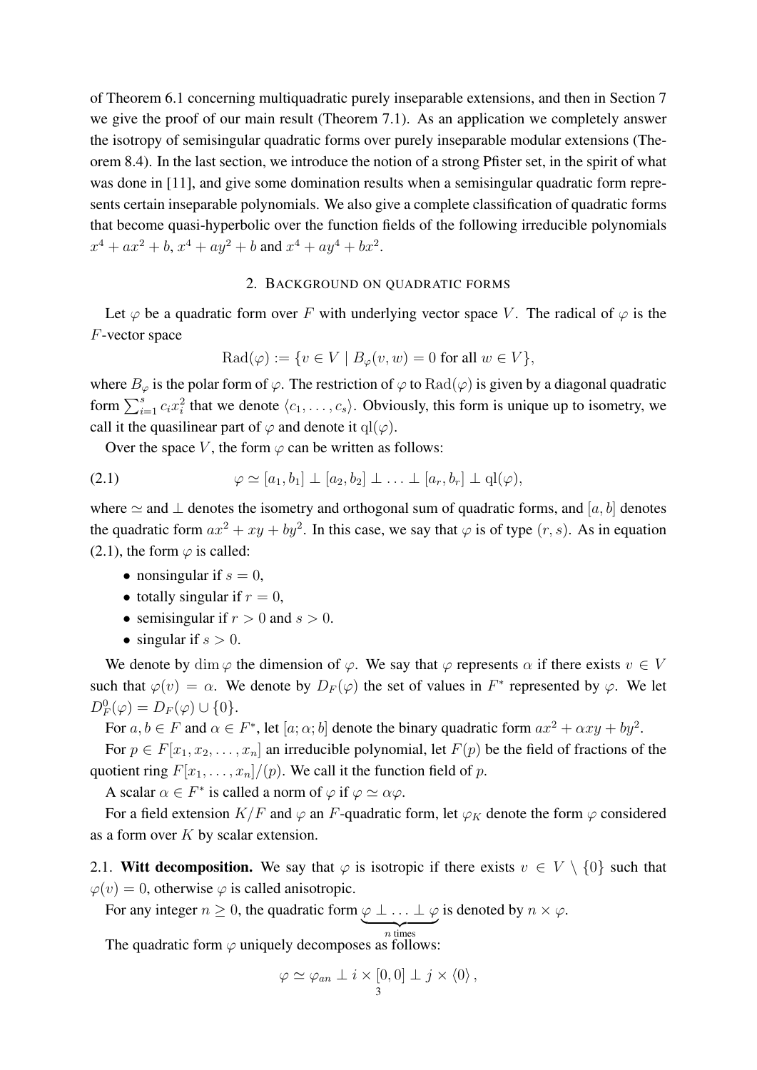of Theorem 6.1 concerning multiquadratic purely inseparable extensions, and then in Section 7 we give the proof of our main result (Theorem 7.1). As an application we completely answer the isotropy of semisingular quadratic forms over purely inseparable modular extensions (Theorem 8.4). In the last section, we introduce the notion of a strong Pfister set, in the spirit of what was done in [11], and give some domination results when a semisingular quadratic form represents certain inseparable polynomials. We also give a complete classification of quadratic forms that become quasi-hyperbolic over the function fields of the following irreducible polynomials $x^4+ax^2+b$, $x^4+ay^2+b$ and $x^4+ay^4+bx^2$.

## 2. Background on quadratic forms

Let $\varphi$ be a quadratic form over $F$ with underlying vector space $V$. The radical of $\varphi$ is the $F$-vector space

$$\mathrm{Rad}(\varphi) := \{v \in V \mid B_\varphi(v,w) = 0 \text{ for all } w \in V\},$$

where $B_\varphi$ is the polar form of $\varphi$. The restriction of $\varphi$ to $\mathrm{Rad}(\varphi)$ is given by a diagonal quadratic form $\sum_{i=1}^{s} c_i x_i^2$ that we denote $\langle c_1, \ldots, c_s\rangle$. Obviously, this form is unique up to isometry, we call it the quasilinear part of $\varphi$ and denote it $\mathrm{ql}(\varphi)$.

Over the space $V$, the form $\varphi$ can be written as follows:

$$\varphi \simeq [a_1,b_1] \perp [a_2,b_2] \perp \ldots \perp [a_r,b_r] \perp \mathrm{ql}(\varphi), \tag{2.1}$$

where $\simeq$ and $\perp$ denotes the isometry and orthogonal sum of quadratic forms, and $[a,b]$ denotes the quadratic form $ax^2+xy+by^2$. In this case, we say that $\varphi$ is of type $(r,s)$. As in equation (2.1), the form $\varphi$ is called:

- nonsingular if $s=0$,
- totally singular if $r=0$,
- semisingular if $r>0$ and $s>0$.
- singular if $s>0$.

We denote by $\dim\varphi$ the dimension of $\varphi$. We say that $\varphi$ represents $\alpha$ if there exists $v \in V$ such that $\varphi(v)=\alpha$. We denote by $D_F(\varphi)$ the set of values in $F^*$ represented by $\varphi$. We let $D_F^0(\varphi) = D_F(\varphi)\cup\{0\}$.

For $a,b\in F$ and $\alpha \in F^*$, let $[a;\alpha;b]$ denote the binary quadratic form $ax^2+\alpha xy+by^2$.

For $p \in F[x_1,x_2,\ldots,x_n]$ an irreducible polynomial, let $F(p)$ be the field of fractions of the quotient ring $F[x_1,\ldots,x_n]/(p)$. We call it the function field of $p$.

A scalar $\alpha\in F^*$ is called a norm of $\varphi$ if $\varphi\simeq\alpha\varphi$.

For a field extension $K/F$ and $\varphi$ an $F$-quadratic form, let $\varphi_K$ denote the form $\varphi$ considered as a form over $K$ by scalar extension.

2.1. **Witt decomposition.** We say that $\varphi$ is isotropic if there exists $v\in V\setminus\{0\}$ such that $\varphi(v)=0$, otherwise $\varphi$ is called anisotropic.

For any integer $n\geq 0$, the quadratic form $\underbrace{\varphi\perp\ldots\perp\varphi}_{n \text{ times}}$ is denoted by $n\times\varphi$.

The quadratic form $\varphi$ uniquely decomposes as follows:

$$\varphi\simeq\varphi_{an}\perp i\times[0,0]\perp j\times\langle 0\rangle\,,$$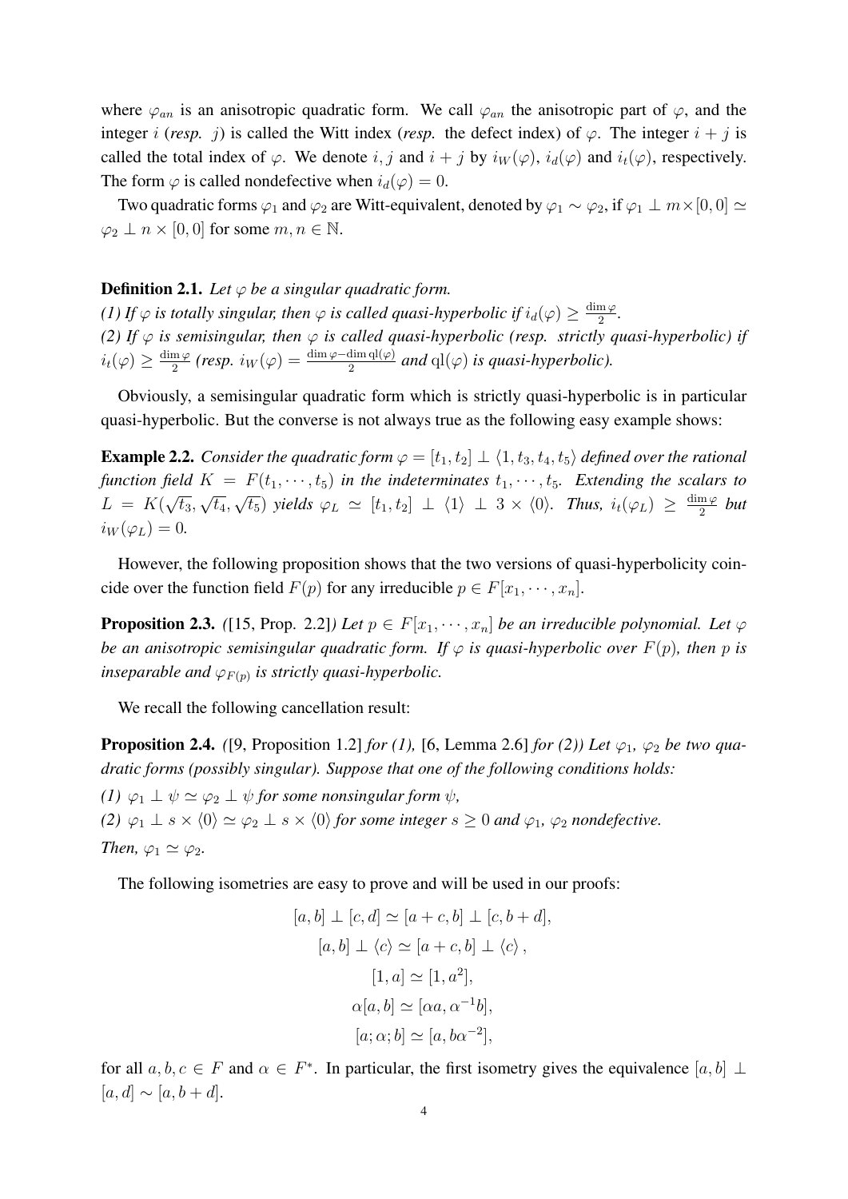where $\varphi_{an}$ is an anisotropic quadratic form. We call $\varphi_{an}$ the anisotropic part of $\varphi$, and the integer $i$ (*resp.* $j$) is called the Witt index (*resp.* the defect index) of $\varphi$. The integer $i + j$ is called the total index of $\varphi$. We denote $i, j$ and $i + j$ by $i_W(\varphi)$, $i_d(\varphi)$ and $i_t(\varphi)$, respectively. The form $\varphi$ is called nondefective when $i_d(\varphi) = 0$.

Two quadratic forms $\varphi_1$ and $\varphi_2$ are Witt-equivalent, denoted by $\varphi_1 \sim \varphi_2$, if $\varphi_1 \perp m \times [0, 0] \simeq \varphi_2 \perp n \times [0, 0]$ for some $m, n \in \mathbb{N}$.

**Definition 2.1.** *Let $\varphi$ be a singular quadratic form.*
*(1) If $\varphi$ is totally singular, then $\varphi$ is called quasi-hyperbolic if $i_d(\varphi) \geq \frac{\dim \varphi}{2}$.*
*(2) If $\varphi$ is semisingular, then $\varphi$ is called quasi-hyperbolic (resp. strictly quasi-hyperbolic) if $i_t(\varphi) \geq \frac{\dim \varphi}{2}$ (resp. $i_W(\varphi) = \frac{\dim \varphi - \dim \mathrm{ql}(\varphi)}{2}$ and $\mathrm{ql}(\varphi)$ is quasi-hyperbolic).*

Obviously, a semisingular quadratic form which is strictly quasi-hyperbolic is in particular quasi-hyperbolic. But the converse is not always true as the following easy example shows:

**Example 2.2.** *Consider the quadratic form $\varphi = [t_1, t_2] \perp \langle 1, t_3, t_4, t_5 \rangle$ defined over the rational function field $K = F(t_1, \cdots, t_5)$ in the indeterminates $t_1, \cdots, t_5$. Extending the scalars to $L = K(\sqrt{t_3}, \sqrt{t_4}, \sqrt{t_5})$ yields $\varphi_L \simeq [t_1, t_2] \perp \langle 1 \rangle \perp 3 \times \langle 0 \rangle$. Thus, $i_t(\varphi_L) \geq \frac{\dim \varphi}{2}$ but $i_W(\varphi_L) = 0$.*

However, the following proposition shows that the two versions of quasi-hyperbolicity coincide over the function field $F(p)$ for any irreducible $p \in F[x_1, \cdots, x_n]$.

**Proposition 2.3.** *([15, Prop. 2.2]) Let $p \in F[x_1, \cdots, x_n]$ be an irreducible polynomial. Let $\varphi$ be an anisotropic semisingular quadratic form. If $\varphi$ is quasi-hyperbolic over $F(p)$, then $p$ is inseparable and $\varphi_{F(p)}$ is strictly quasi-hyperbolic.*

We recall the following cancellation result:

**Proposition 2.4.** *([9, Proposition 1.2] for (1), [6, Lemma 2.6] for (2)) Let $\varphi_1$, $\varphi_2$ be two quadratic forms (possibly singular). Suppose that one of the following conditions holds:*
*(1) $\varphi_1 \perp \psi \simeq \varphi_2 \perp \psi$ for some nonsingular form $\psi$,*
*(2) $\varphi_1 \perp s \times \langle 0 \rangle \simeq \varphi_2 \perp s \times \langle 0 \rangle$ for some integer $s \geq 0$ and $\varphi_1$, $\varphi_2$ nondefective.*
*Then, $\varphi_1 \simeq \varphi_2$.*

The following isometries are easy to prove and will be used in our proofs:

$$[a, b] \perp [c, d] \simeq [a + c, b] \perp [c, b + d],$$
$$[a, b] \perp \langle c \rangle \simeq [a + c, b] \perp \langle c \rangle,$$
$$[1, a] \simeq [1, a^2],$$
$$\alpha[a, b] \simeq [\alpha a, \alpha^{-1} b],$$
$$[a; \alpha; b] \simeq [a, b\alpha^{-2}],$$

for all $a, b, c \in F$ and $\alpha \in F^*$. In particular, the first isometry gives the equivalence $[a, b] \perp [a, d] \sim [a, b + d]$.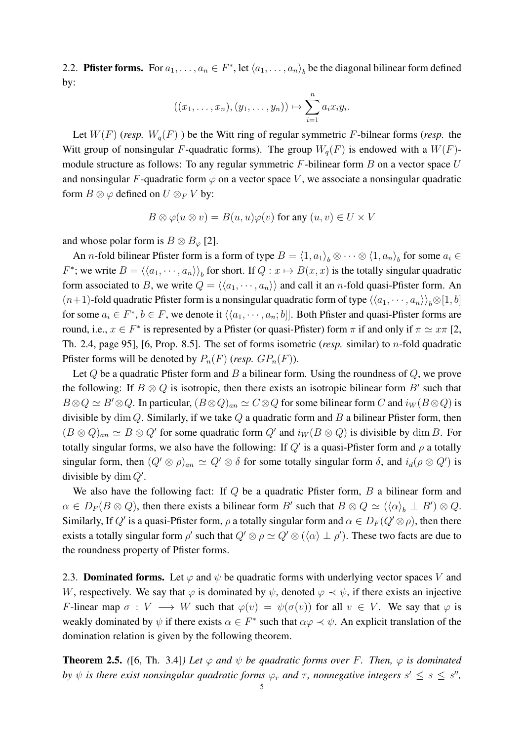2.2. **Pfister forms.** For $a_1, \ldots, a_n \in F^*$, let $\langle a_1, \ldots, a_n \rangle_b$ be the diagonal bilinear form defined by:

$$((x_1, \ldots, x_n), (y_1, \ldots, y_n)) \mapsto \sum_{i=1}^{n} a_i x_i y_i.$$

Let $W(F)$ (*resp.* $W_q(F)$ ) be the Witt ring of regular symmetric $F$-bilnear forms (*resp.* the Witt group of nonsingular $F$-quadratic forms). The group $W_q(F)$ is endowed with a $W(F)$-module structure as follows: To any regular symmetric $F$-bilinear form $B$ on a vector space $U$ and nonsingular $F$-quadratic form $\varphi$ on a vector space $V$, we associate a nonsingular quadratic form $B \otimes \varphi$ defined on $U \otimes_F V$ by:

$$B \otimes \varphi(u \otimes v) = B(u, u)\varphi(v) \text{ for any } (u, v) \in U \times V$$

and whose polar form is $B \otimes B_\varphi$ [2].

An $n$-fold bilinear Pfister form is a form of type $B = \langle 1, a_1 \rangle_b \otimes \cdots \otimes \langle 1, a_n \rangle_b$ for some $a_i \in F^*$; we write $B = \langle\langle a_1, \cdots, a_n \rangle\rangle_b$ for short. If $Q : x \mapsto B(x, x)$ is the totally singular quadratic form associated to $B$, we write $Q = \langle\langle a_1, \cdots, a_n \rangle\rangle$ and call it an $n$-fold quasi-Pfister form. An $(n+1)$-fold quadratic Pfister form is a nonsingular quadratic form of type $\langle\langle a_1, \cdots, a_n \rangle\rangle_b \otimes [1, b]$ for some $a_i \in F^*, b \in F$, we denote it $\langle\langle a_1, \cdots, a_n; b]]$. Both Pfister and quasi-Pfister forms are round, i.e., $x \in F^*$ is represented by a Pfister (or quasi-Pfister) form $\pi$ if and only if $\pi \simeq x\pi$ [2, Th. 2.4, page 95], [6, Prop. 8.5]. The set of forms isometric (*resp.* similar) to $n$-fold quadratic Pfister forms will be denoted by $P_n(F)$ (*resp.* $GP_n(F)$).

Let $Q$ be a quadratic Pfister form and $B$ a bilinear form. Using the roundness of $Q$, we prove the following: If $B \otimes Q$ is isotropic, then there exists an isotropic bilinear form $B'$ such that $B \otimes Q \simeq B' \otimes Q$. In particular, $(B \otimes Q)_{an} \simeq C \otimes Q$ for some bilinear form $C$ and $i_W(B \otimes Q)$ is divisible by $\dim Q$. Similarly, if we take $Q$ a quadratic form and $B$ a bilinear Pfister form, then $(B \otimes Q)_{an} \simeq B \otimes Q'$ for some quadratic form $Q'$ and $i_W(B \otimes Q)$ is divisible by $\dim B$. For totally singular forms, we also have the following: If $Q'$ is a quasi-Pfister form and $\rho$ a totally singular form, then $(Q' \otimes \rho)_{an} \simeq Q' \otimes \delta$ for some totally singular form $\delta$, and $i_d(\rho \otimes Q')$ is divisible by $\dim Q'$.

We also have the following fact: If $Q$ be a quadratic Pfister form, $B$ a bilinear form and $\alpha \in D_F(B \otimes Q)$, then there exists a bilinear form $B'$ such that $B \otimes Q \simeq (\langle \alpha \rangle_b \perp B') \otimes Q$. Similarly, If $Q'$ is a quasi-Pfister form, $\rho$ a totally singular form and $\alpha \in D_F(Q' \otimes \rho)$, then there exists a totally singular form $\rho'$ such that $Q' \otimes \rho \simeq Q' \otimes (\langle \alpha \rangle \perp \rho')$. These two facts are due to the roundness property of Pfister forms.

2.3. **Dominated forms.** Let $\varphi$ and $\psi$ be quadratic forms with underlying vector spaces $V$ and $W$, respectively. We say that $\varphi$ is dominated by $\psi$, denoted $\varphi \prec \psi$, if there exists an injective $F$-linear map $\sigma : V \longrightarrow W$ such that $\varphi(v) = \psi(\sigma(v))$ for all $v \in V$. We say that $\varphi$ is weakly dominated by $\psi$ if there exists $\alpha \in F^*$ such that $\alpha\varphi \prec \psi$. An explicit translation of the domination relation is given by the following theorem.

**Theorem 2.5.** *(*[6, Th. 3.4]*) Let $\varphi$ and $\psi$ be quadratic forms over $F$. Then, $\varphi$ is dominated by $\psi$ is there exist nonsingular quadratic forms $\varphi_r$ and $\tau$, nonnegative integers $s' \leq s \leq s''$,*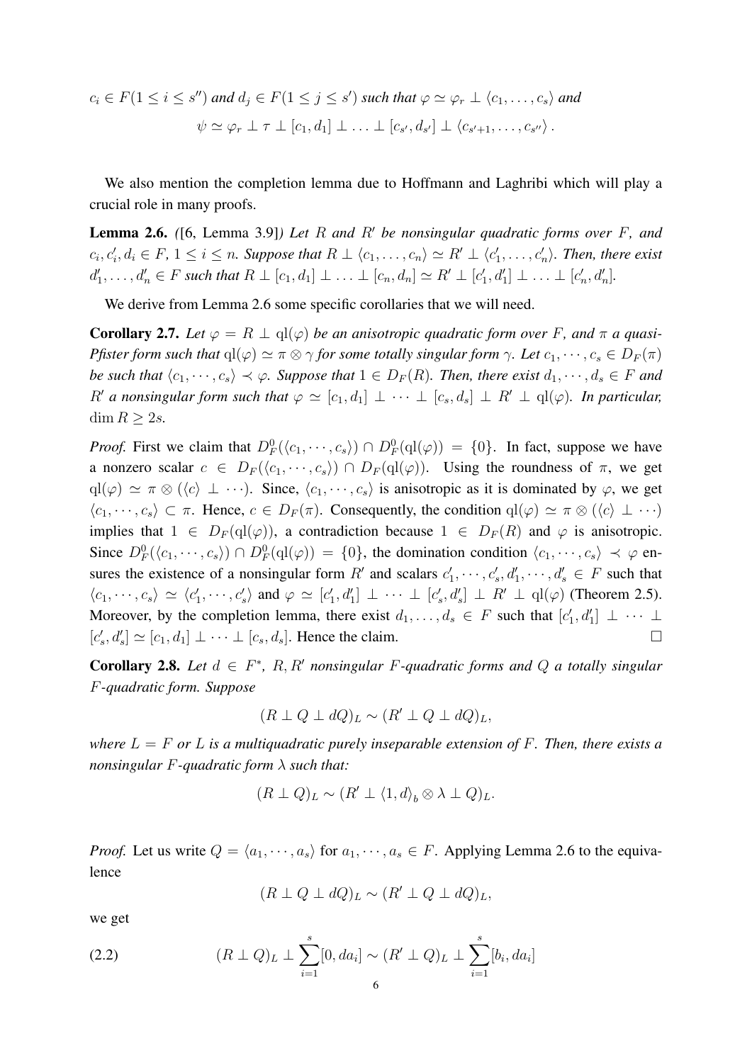$c_i \in F (1 \leq i \leq s'')$ *and* $d_j \in F (1 \leq j \leq s')$ *such that* $\varphi \simeq \varphi_r \perp \langle c_1, \ldots, c_s \rangle$ *and*

$$\psi \simeq \varphi_r \perp \tau \perp [c_1, d_1] \perp \ldots \perp [c_{s'}, d_{s'}] \perp \langle c_{s'+1}, \ldots, c_{s''} \rangle .$$

We also mention the completion lemma due to Hoffmann and Laghribi which will play a crucial role in many proofs.

**Lemma 2.6.** *([6, Lemma 3.9]) Let $R$ and $R'$ be nonsingular quadratic forms over $F$, and $c_i, c'_i, d_i \in F$, $1 \leq i \leq n$. Suppose that $R \perp \langle c_1, \ldots, c_n \rangle \simeq R' \perp \langle c'_1, \ldots, c'_n \rangle$. Then, there exist $d'_1, \ldots, d'_n \in F$ such that $R \perp [c_1, d_1] \perp \ldots \perp [c_n, d_n] \simeq R' \perp [c'_1, d'_1] \perp \ldots \perp [c'_n, d'_n]$.*

We derive from Lemma 2.6 some specific corollaries that we will need.

**Corollary 2.7.** *Let $\varphi = R \perp \mathrm{ql}(\varphi)$ be an anisotropic quadratic form over $F$, and $\pi$ a quasi-Pfister form such that $\mathrm{ql}(\varphi) \simeq \pi \otimes \gamma$ for some totally singular form $\gamma$. Let $c_1, \cdots, c_s \in D_F(\pi)$ be such that $\langle c_1, \cdots, c_s \rangle \prec \varphi$. Suppose that $1 \in D_F(R)$. Then, there exist $d_1, \cdots, d_s \in F$ and $R'$ a nonsingular form such that $\varphi \simeq [c_1, d_1] \perp \cdots \perp [c_s, d_s] \perp R' \perp \mathrm{ql}(\varphi)$. In particular, $\dim R \geq 2s$.*

*Proof.* First we claim that $D^0_F(\langle c_1, \cdots, c_s \rangle) \cap D^0_F(\mathrm{ql}(\varphi)) = \{0\}$. In fact, suppose we have a nonzero scalar $c \in D_F(\langle c_1, \cdots, c_s \rangle) \cap D_F(\mathrm{ql}(\varphi))$. Using the roundness of $\pi$, we get $\mathrm{ql}(\varphi) \simeq \pi \otimes (\langle c \rangle \perp \cdots)$. Since, $\langle c_1, \cdots, c_s \rangle$ is anisotropic as it is dominated by $\varphi$, we get $\langle c_1, \cdots, c_s \rangle \subset \pi$. Hence, $c \in D_F(\pi)$. Consequently, the condition $\mathrm{ql}(\varphi) \simeq \pi \otimes (\langle c \rangle \perp \cdots)$ implies that $1 \in D_F(\mathrm{ql}(\varphi))$, a contradiction because $1 \in D_F(R)$ and $\varphi$ is anisotropic. Since $D^0_F(\langle c_1, \cdots, c_s \rangle) \cap D^0_F(\mathrm{ql}(\varphi)) = \{0\}$, the domination condition $\langle c_1, \cdots, c_s \rangle \prec \varphi$ ensures the existence of a nonsingular form $R'$ and scalars $c'_1, \cdots, c'_s, d'_1, \cdots, d'_s \in F$ such that $\langle c_1, \cdots, c_s \rangle \simeq \langle c'_1, \cdots, c'_s \rangle$ and $\varphi \simeq [c'_1, d'_1] \perp \cdots \perp [c'_s, d'_s] \perp R' \perp \mathrm{ql}(\varphi)$ (Theorem 2.5). Moreover, by the completion lemma, there exist $d_1, \ldots, d_s \in F$ such that $[c'_1, d'_1] \perp \cdots \perp [c'_s, d'_s] \simeq [c_1, d_1] \perp \cdots \perp [c_s, d_s]$. Hence the claim. $\square$

**Corollary 2.8.** *Let $d \in F^*$, $R, R'$ nonsingular $F$-quadratic forms and $Q$ a totally singular $F$-quadratic form. Suppose*

$$(R \perp Q \perp dQ)_L \sim (R' \perp Q \perp dQ)_L,$$

*where $L = F$ or $L$ is a multiquadratic purely inseparable extension of $F$. Then, there exists a nonsingular $F$-quadratic form $\lambda$ such that:*

$$(R \perp Q)_L \sim (R' \perp \langle 1, d \rangle_b \otimes \lambda \perp Q)_L.$$

*Proof.* Let us write $Q = \langle a_1, \cdots, a_s \rangle$ for $a_1, \cdots, a_s \in F$. Applying Lemma 2.6 to the equivalence

$$(R \perp Q \perp dQ)_L \sim (R' \perp Q \perp dQ)_L,$$

we get

$$(R \perp Q)_L \perp \sum_{i=1}^{s} [0, da_i] \sim (R' \perp Q)_L \perp \sum_{i=1}^{s} [b_i, da_i] \tag{2.2}$$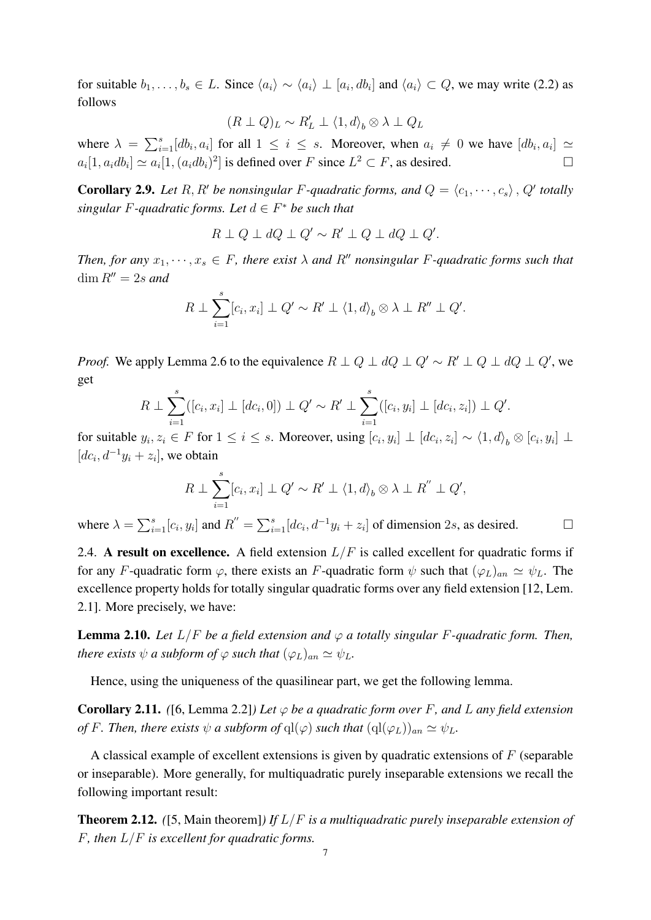for suitable $b_1, \ldots, b_s \in L$. Since $\langle a_i \rangle \sim \langle a_i \rangle \perp [a_i, db_i]$ and $\langle a_i \rangle \subset Q$, we may write (2.2) as follows

$$(R \perp Q)_L \sim R'_L \perp \langle 1, d \rangle_b \otimes \lambda \perp Q_L$$

where $\lambda = \sum_{i=1}^{s} [db_i, a_i]$ for all $1 \leq i \leq s$. Moreover, when $a_i \neq 0$ we have $[db_i, a_i] \simeq a_i[1, a_i db_i] \simeq a_i[1, (a_i db_i)^2]$ is defined over $F$ since $L^2 \subset F$, as desired. □

**Corollary 2.9.** *Let $R, R'$ be nonsingular $F$-quadratic forms, and $Q = \langle c_1, \cdots, c_s \rangle$, $Q'$ totally singular $F$-quadratic forms. Let $d \in F^*$ be such that*

$$R \perp Q \perp dQ \perp Q' \sim R' \perp Q \perp dQ \perp Q'.$$

*Then, for any $x_1, \cdots, x_s \in F$, there exist $\lambda$ and $R''$ nonsingular $F$-quadratic forms such that $\dim R'' = 2s$ and*

$$R \perp \sum_{i=1}^{s} [c_i, x_i] \perp Q' \sim R' \perp \langle 1, d \rangle_b \otimes \lambda \perp R'' \perp Q'.$$

*Proof.* We apply Lemma 2.6 to the equivalence $R \perp Q \perp dQ \perp Q' \sim R' \perp Q \perp dQ \perp Q'$, we get

$$R \perp \sum_{i=1}^{s} ([c_i, x_i] \perp [dc_i, 0]) \perp Q' \sim R' \perp \sum_{i=1}^{s} ([c_i, y_i] \perp [dc_i, z_i]) \perp Q'.$$

for suitable $y_i, z_i \in F$ for $1 \leq i \leq s$. Moreover, using $[c_i, y_i] \perp [dc_i, z_i] \sim \langle 1, d \rangle_b \otimes [c_i, y_i] \perp [dc_i, d^{-1}y_i + z_i]$, we obtain

$$R \perp \sum_{i=1}^{s} [c_i, x_i] \perp Q' \sim R' \perp \langle 1, d \rangle_b \otimes \lambda \perp R'' \perp Q',$$

where $\lambda = \sum_{i=1}^{s} [c_i, y_i]$ and $R'' = \sum_{i=1}^{s} [dc_i, d^{-1}y_i + z_i]$ of dimension $2s$, as desired. □

2.4. **A result on excellence.** A field extension $L/F$ is called excellent for quadratic forms if for any $F$-quadratic form $\varphi$, there exists an $F$-quadratic form $\psi$ such that $(\varphi_L)_{an} \simeq \psi_L$. The excellence property holds for totally singular quadratic forms over any field extension [12, Lem. 2.1]. More precisely, we have:

**Lemma 2.10.** *Let $L/F$ be a field extension and $\varphi$ a totally singular $F$-quadratic form. Then, there exists $\psi$ a subform of $\varphi$ such that $(\varphi_L)_{an} \simeq \psi_L$.*

Hence, using the uniqueness of the quasilinear part, we get the following lemma.

**Corollary 2.11.** *([6, Lemma 2.2]) Let $\varphi$ be a quadratic form over $F$, and $L$ any field extension of $F$. Then, there exists $\psi$ a subform of $\mathrm{ql}(\varphi)$ such that $(\mathrm{ql}(\varphi_L))_{an} \simeq \psi_L$.*

A classical example of excellent extensions is given by quadratic extensions of $F$ (separable or inseparable). More generally, for multiquadratic purely inseparable extensions we recall the following important result:

**Theorem 2.12.** *([5, Main theorem]) If $L/F$ is a multiquadratic purely inseparable extension of $F$, then $L/F$ is excellent for quadratic forms.*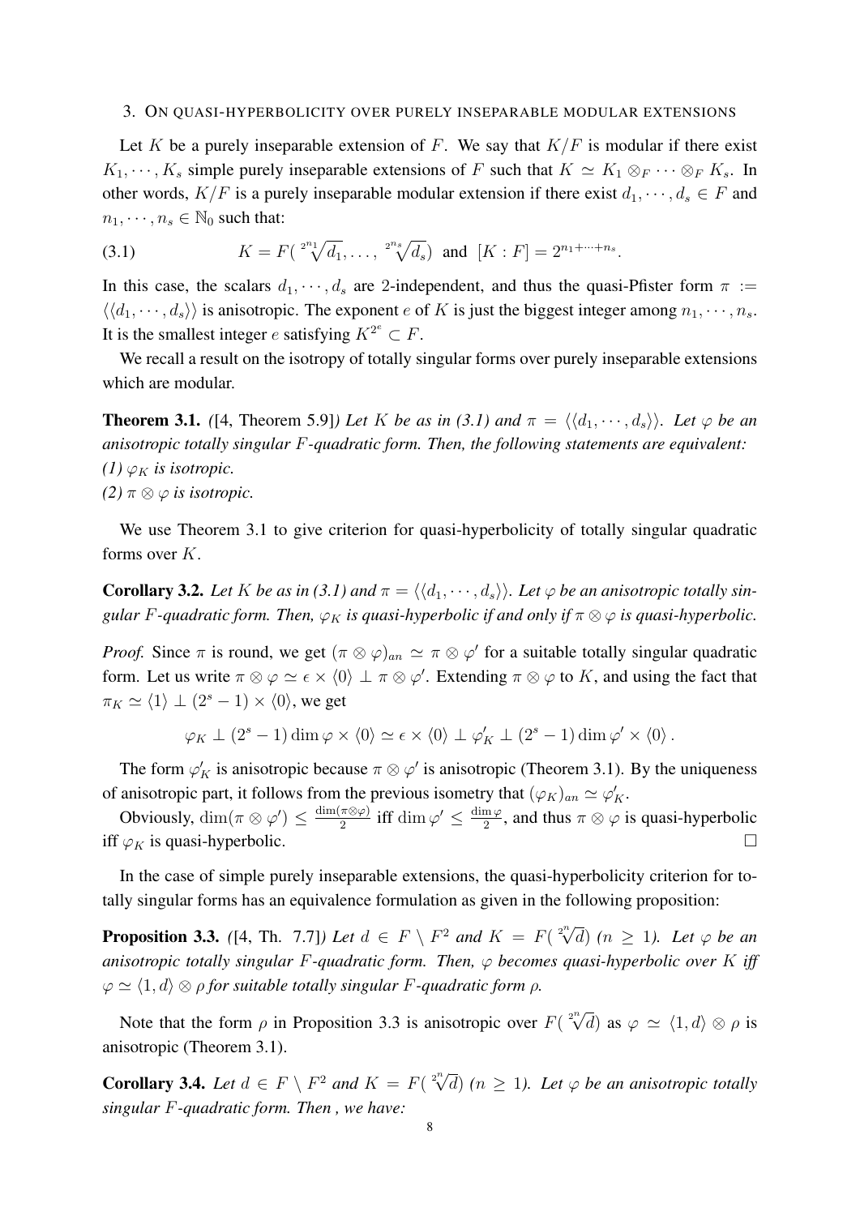## 3. On quasi-hyperbolicity over purely inseparable modular extensions

Let $K$ be a purely inseparable extension of $F$. We say that $K/F$ is modular if there exist $K_1, \cdots, K_s$ simple purely inseparable extensions of $F$ such that $K \simeq K_1 \otimes_F \cdots \otimes_F K_s$. In other words, $K/F$ is a purely inseparable modular extension if there exist $d_1, \cdots, d_s \in F$ and $n_1, \cdots, n_s \in \mathbb{N}_0$ such that:

$$K = F(\sqrt[2^{n_1}]{d_1}, \ldots, \sqrt[2^{n_s}]{d_s}) \text{ and } [K : F] = 2^{n_1+\cdots+n_s}. \tag{3.1}$$

In this case, the scalars $d_1, \cdots, d_s$ are 2-independent, and thus the quasi-Pfister form $\pi := \langle\langle d_1, \cdots, d_s\rangle\rangle$ is anisotropic. The exponent $e$ of $K$ is just the biggest integer among $n_1, \cdots, n_s$. It is the smallest integer $e$ satisfying $K^{2^e} \subset F$.

We recall a result on the isotropy of totally singular forms over purely inseparable extensions which are modular.

**Theorem 3.1.** *([4, Theorem 5.9]) Let $K$ be as in (3.1) and $\pi = \langle\langle d_1, \cdots, d_s\rangle\rangle$. Let $\varphi$ be an anisotropic totally singular $F$-quadratic form. Then, the following statements are equivalent:*
*(1) $\varphi_K$ is isotropic.*
*(2) $\pi \otimes \varphi$ is isotropic.*

We use Theorem 3.1 to give criterion for quasi-hyperbolicity of totally singular quadratic forms over $K$.

**Corollary 3.2.** *Let $K$ be as in (3.1) and $\pi = \langle\langle d_1, \cdots, d_s\rangle\rangle$. Let $\varphi$ be an anisotropic totally singular $F$-quadratic form. Then, $\varphi_K$ is quasi-hyperbolic if and only if $\pi \otimes \varphi$ is quasi-hyperbolic.*

*Proof.* Since $\pi$ is round, we get $(\pi \otimes \varphi)_{an} \simeq \pi \otimes \varphi'$ for a suitable totally singular quadratic form. Let us write $\pi \otimes \varphi \simeq \epsilon \times \langle 0\rangle \perp \pi \otimes \varphi'$. Extending $\pi \otimes \varphi$ to $K$, and using the fact that $\pi_K \simeq \langle 1\rangle \perp (2^s - 1) \times \langle 0\rangle$, we get

$$\varphi_K \perp (2^s - 1) \dim \varphi \times \langle 0\rangle \simeq \epsilon \times \langle 0\rangle \perp \varphi'_K \perp (2^s - 1) \dim \varphi' \times \langle 0\rangle .$$

The form $\varphi'_K$ is anisotropic because $\pi \otimes \varphi'$ is anisotropic (Theorem 3.1). By the uniqueness of anisotropic part, it follows from the previous isometry that $(\varphi_K)_{an} \simeq \varphi'_K$.

Obviously, $\dim(\pi \otimes \varphi') \leq \frac{\dim(\pi\otimes\varphi)}{2}$ iff $\dim \varphi' \leq \frac{\dim \varphi}{2}$, and thus $\pi \otimes \varphi$ is quasi-hyperbolic iff $\varphi_K$ is quasi-hyperbolic. $\square$

In the case of simple purely inseparable extensions, the quasi-hyperbolicity criterion for totally singular forms has an equivalence formulation as given in the following proposition:

**Proposition 3.3.** *([4, Th. 7.7]) Let $d \in F \setminus F^2$ and $K = F(\sqrt[2^n]{d})$ ($n \geq 1$). Let $\varphi$ be an anisotropic totally singular $F$-quadratic form. Then, $\varphi$ becomes quasi-hyperbolic over $K$ iff $\varphi \simeq \langle 1, d\rangle \otimes \rho$ for suitable totally singular $F$-quadratic form $\rho$.*

Note that the form $\rho$ in Proposition 3.3 is anisotropic over $F(\sqrt[2^n]{d})$ as $\varphi \simeq \langle 1, d\rangle \otimes \rho$ is anisotropic (Theorem 3.1).

**Corollary 3.4.** *Let $d \in F \setminus F^2$ and $K = F(\sqrt[2^n]{d})$ ($n \geq 1$). Let $\varphi$ be an anisotropic totally singular $F$-quadratic form. Then , we have:*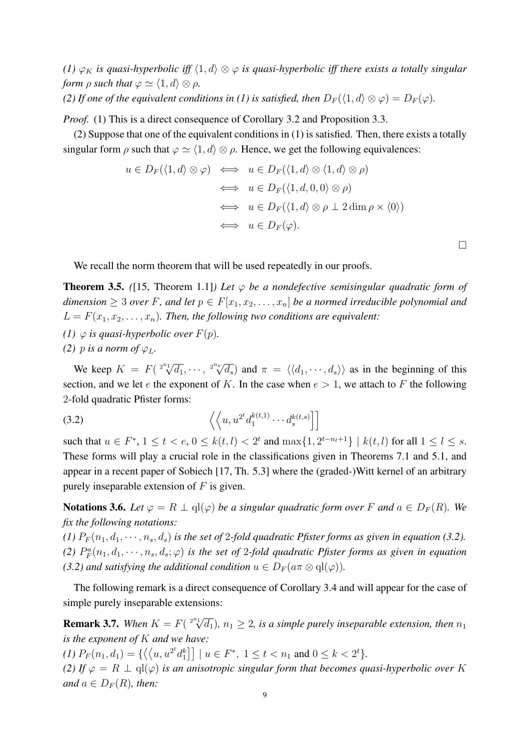*(1) $\varphi_K$ is quasi-hyperbolic iff $\langle 1, d\rangle \otimes \varphi$ is quasi-hyperbolic iff there exists a totally singular form $\rho$ such that $\varphi \simeq \langle 1, d\rangle \otimes \rho$.*

*(2) If one of the equivalent conditions in (1) is satisfied, then $D_F(\langle 1, d\rangle \otimes \varphi) = D_F(\varphi)$.*

*Proof.* (1) This is a direct consequence of Corollary 3.2 and Proposition 3.3.

(2) Suppose that one of the equivalent conditions in (1) is satisfied. Then, there exists a totally singular form $\rho$ such that $\varphi \simeq \langle 1, d\rangle \otimes \rho$. Hence, we get the following equivalences:

$$\begin{aligned}
u \in D_F(\langle 1, d\rangle \otimes \varphi) &\iff u \in D_F(\langle 1, d\rangle \otimes \langle 1, d\rangle \otimes \rho) \\
&\iff u \in D_F(\langle 1, d, 0, 0\rangle \otimes \rho) \\
&\iff u \in D_F(\langle 1, d\rangle \otimes \rho \perp 2 \dim \rho \times \langle 0\rangle) \\
&\iff u \in D_F(\varphi).
\end{aligned}$$

□

We recall the norm theorem that will be used repeatedly in our proofs.

**Theorem 3.5.** *([15, Theorem 1.1]) Let $\varphi$ be a nondefective semisingular quadratic form of dimension $\geq 3$ over $F$, and let $p \in F[x_1, x_2, \ldots, x_n]$ be a normed irreducible polynomial and $L = F(x_1, x_2, \ldots, x_n)$. Then, the following two conditions are equivalent:*

*(1) $\varphi$ is quasi-hyperbolic over $F(p)$.*

*(2) $p$ is a norm of $\varphi_L$.*

We keep $K = F(\sqrt[2^{n_1}]{d_1}, \cdots, \sqrt[2^{n_s}]{d_s})$ and $\pi = \langle\langle d_1, \cdots, d_s\rangle\rangle$ as in the beginning of this section, and we let $e$ the exponent of $K$. In the case when $e > 1$, we attach to $F$ the following 2-fold quadratic Pfister forms:

$$\left\langle\left\langle u, u^{2^t} d_1^{k(t,1)} \cdots d_s^{k(t,s)} \right]\right] \tag{3.2}$$

such that $u \in F^*$, $1 \leq t < e$, $0 \leq k(t, l) < 2^t$ and $\max\{1, 2^{t-n_l+1}\} \mid k(t, l)$ for all $1 \leq l \leq s$. These forms will play a crucial role in the classifications given in Theorems 7.1 and 5.1, and appear in a recent paper of Sobiech [17, Th. 5.3] where the (graded-)Witt kernel of an arbitrary purely inseparable extension of $F$ is given.

**Notations 3.6.** *Let $\varphi = R \perp \mathrm{ql}(\varphi)$ be a singular quadratic form over $F$ and $a \in D_F(R)$. We fix the following notations:*

*(1) $P_F(n_1, d_1, \cdots, n_s, d_s)$ is the set of 2-fold quadratic Pfister forms as given in equation (3.2).*

*(2) $P_F^a(n_1, d_1, \cdots, n_s, d_s; \varphi)$ is the set of 2-fold quadratic Pfister forms as given in equation (3.2) and satisfying the additional condition $u \in D_F(a\pi \otimes \mathrm{ql}(\varphi))$.*

The following remark is a direct consequence of Corollary 3.4 and will appear for the case of simple purely inseparable extensions:

**Remark 3.7.** *When $K = F(\sqrt[2^{n_1}]{d_1})$, $n_1 \geq 2$, is a simple purely inseparable extension, then $n_1$ is the exponent of $K$ and we have:*

*(1) $P_F(n_1, d_1) = \{\langle\langle u, u^{2^t} d_1^k]] \mid u \in F^*,\ 1 \leq t < n_1$ and $0 \leq k < 2^t\}$.*

*(2) If $\varphi = R \perp \mathrm{ql}(\varphi)$ is an anisotropic singular form that becomes quasi-hyperbolic over $K$ and $a \in D_F(R)$, then:*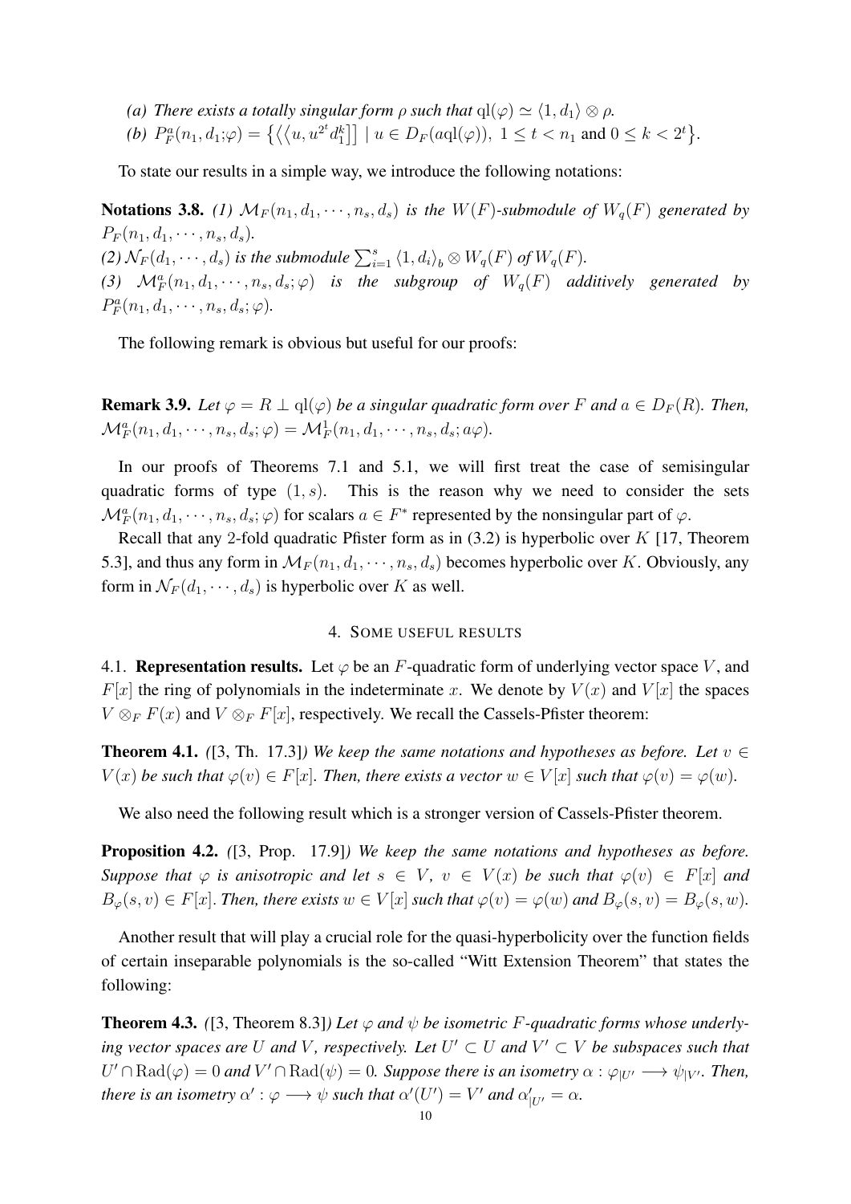*(a) There exists a totally singular form $\rho$ such that $\mathrm{ql}(\varphi) \simeq \langle 1, d_1\rangle \otimes \rho$.*

*(b) $P_F^a(n_1, d_1;\varphi) = \big\{\big\langle\big\langle u, u^{2^t}d_1^k\big]\big] \mid u \in D_F(a\mathrm{ql}(\varphi)),\ 1 \le t < n_1$ and $0 \le k < 2^t\big\}$.*

To state our results in a simple way, we introduce the following notations:

**Notations 3.8.** *(1) $\mathcal{M}_F(n_1, d_1, \cdots, n_s, d_s)$ is the $W(F)$-submodule of $W_q(F)$ generated by $P_F(n_1, d_1, \cdots, n_s, d_s)$.*
*(2) $\mathcal{N}_F(d_1, \cdots, d_s)$ is the submodule $\sum_{i=1}^s \langle 1, d_i\rangle_b \otimes W_q(F)$ of $W_q(F)$.*
*(3) $\mathcal{M}_F^a(n_1, d_1, \cdots, n_s, d_s;\varphi)$ is the subgroup of $W_q(F)$ additively generated by $P_F^a(n_1, d_1, \cdots, n_s, d_s;\varphi)$.*

The following remark is obvious but useful for our proofs:

**Remark 3.9.** *Let $\varphi = R \perp \mathrm{ql}(\varphi)$ be a singular quadratic form over $F$ and $a \in D_F(R)$. Then, $\mathcal{M}_F^a(n_1, d_1, \cdots, n_s, d_s;\varphi) = \mathcal{M}_F^1(n_1, d_1, \cdots, n_s, d_s; a\varphi)$.*

In our proofs of Theorems 7.1 and 5.1, we will first treat the case of semisingular quadratic forms of type $(1, s)$. This is the reason why we need to consider the sets $\mathcal{M}_F^a(n_1, d_1, \cdots, n_s, d_s;\varphi)$ for scalars $a \in F^*$ represented by the nonsingular part of $\varphi$.

Recall that any 2-fold quadratic Pfister form as in (3.2) is hyperbolic over $K$ [17, Theorem 5.3], and thus any form in $\mathcal{M}_F(n_1, d_1, \cdots, n_s, d_s)$ becomes hyperbolic over $K$. Obviously, any form in $\mathcal{N}_F(d_1, \cdots, d_s)$ is hyperbolic over $K$ as well.

## 4. Some useful results

4.1. **Representation results.** Let $\varphi$ be an $F$-quadratic form of underlying vector space $V$, and $F[x]$ the ring of polynomials in the indeterminate $x$. We denote by $V(x)$ and $V[x]$ the spaces $V \otimes_F F(x)$ and $V \otimes_F F[x]$, respectively. We recall the Cassels-Pfister theorem:

**Theorem 4.1.** *([3, Th. 17.3]) We keep the same notations and hypotheses as before. Let $v \in V(x)$ be such that $\varphi(v) \in F[x]$. Then, there exists a vector $w \in V[x]$ such that $\varphi(v) = \varphi(w)$.*

We also need the following result which is a stronger version of Cassels-Pfister theorem.

**Proposition 4.2.** *([3, Prop. 17.9]) We keep the same notations and hypotheses as before. Suppose that $\varphi$ is anisotropic and let $s \in V$, $v \in V(x)$ be such that $\varphi(v) \in F[x]$ and $B_\varphi(s, v) \in F[x]$. Then, there exists $w \in V[x]$ such that $\varphi(v) = \varphi(w)$ and $B_\varphi(s, v) = B_\varphi(s, w)$.*

Another result that will play a crucial role for the quasi-hyperbolicity over the function fields of certain inseparable polynomials is the so-called "Witt Extension Theorem" that states the following:

**Theorem 4.3.** *([3, Theorem 8.3]) Let $\varphi$ and $\psi$ be isometric $F$-quadratic forms whose underlying vector spaces are $U$ and $V$, respectively. Let $U' \subset U$ and $V' \subset V$ be subspaces such that $U' \cap \mathrm{Rad}(\varphi) = 0$ and $V' \cap \mathrm{Rad}(\psi) = 0$. Suppose there is an isometry $\alpha : \varphi_{|U'} \longrightarrow \psi_{|V'}$. Then, there is an isometry $\alpha' : \varphi \longrightarrow \psi$ such that $\alpha'(U') = V'$ and $\alpha'_{|U'} = \alpha$.*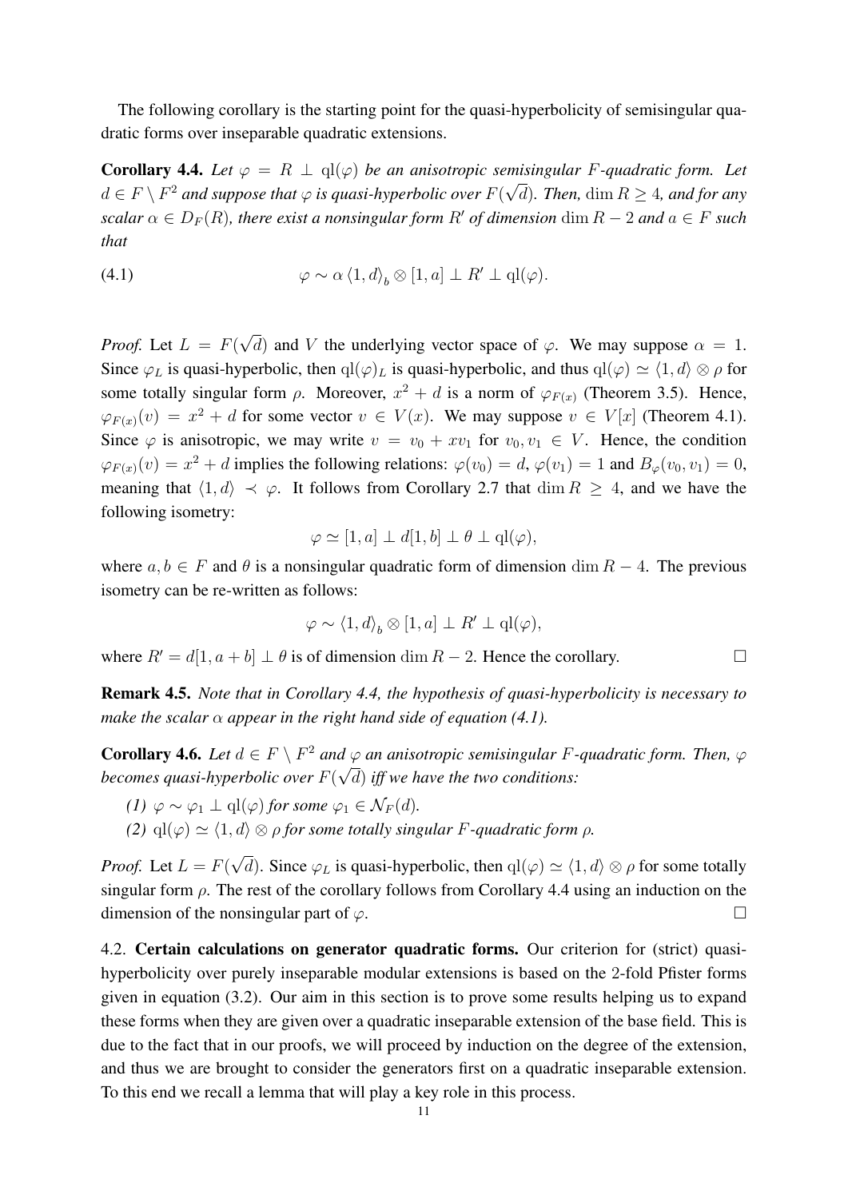The following corollary is the starting point for the quasi-hyperbolicity of semisingular quadratic forms over inseparable quadratic extensions.

**Corollary 4.4.** *Let $\varphi = R \perp \mathrm{ql}(\varphi)$ be an anisotropic semisingular $F$-quadratic form. Let $d \in F \setminus F^2$ and suppose that $\varphi$ is quasi-hyperbolic over $F(\sqrt{d})$. Then, $\dim R \geq 4$, and for any scalar $\alpha \in D_F(R)$, there exist a nonsingular form $R'$ of dimension $\dim R - 2$ and $a \in F$ such that*

$$\varphi \sim \alpha \langle 1, d\rangle_b \otimes [1, a] \perp R' \perp \mathrm{ql}(\varphi). \tag{4.1}$$

*Proof.* Let $L = F(\sqrt{d})$ and $V$ the underlying vector space of $\varphi$. We may suppose $\alpha = 1$. Since $\varphi_L$ is quasi-hyperbolic, then $\mathrm{ql}(\varphi)_L$ is quasi-hyperbolic, and thus $\mathrm{ql}(\varphi) \simeq \langle 1, d\rangle \otimes \rho$ for some totally singular form $\rho$. Moreover, $x^2 + d$ is a norm of $\varphi_{F(x)}$ (Theorem 3.5). Hence, $\varphi_{F(x)}(v) = x^2 + d$ for some vector $v \in V(x)$. We may suppose $v \in V[x]$ (Theorem 4.1). Since $\varphi$ is anisotropic, we may write $v = v_0 + xv_1$ for $v_0, v_1 \in V$. Hence, the condition $\varphi_{F(x)}(v) = x^2 + d$ implies the following relations: $\varphi(v_0) = d$, $\varphi(v_1) = 1$ and $B_\varphi(v_0, v_1) = 0$, meaning that $\langle 1, d\rangle \prec \varphi$. It follows from Corollary 2.7 that $\dim R \geq 4$, and we have the following isometry:

$$\varphi \simeq [1, a] \perp d[1, b] \perp \theta \perp \mathrm{ql}(\varphi),$$

where $a, b \in F$ and $\theta$ is a nonsingular quadratic form of dimension $\dim R - 4$. The previous isometry can be re-written as follows:

$$\varphi \sim \langle 1, d\rangle_b \otimes [1, a] \perp R' \perp \mathrm{ql}(\varphi),$$

where $R' = d[1, a + b] \perp \theta$ is of dimension $\dim R - 2$. Hence the corollary. □

**Remark 4.5.** *Note that in Corollary 4.4, the hypothesis of quasi-hyperbolicity is necessary to make the scalar $\alpha$ appear in the right hand side of equation (4.1).*

**Corollary 4.6.** *Let $d \in F \setminus F^2$ and $\varphi$ an anisotropic semisingular $F$-quadratic form. Then, $\varphi$ becomes quasi-hyperbolic over $F(\sqrt{d})$ iff we have the two conditions:*

*(1) $\varphi \sim \varphi_1 \perp \mathrm{ql}(\varphi)$ for some $\varphi_1 \in \mathcal{N}_F(d)$.*

*(2) $\mathrm{ql}(\varphi) \simeq \langle 1, d\rangle \otimes \rho$ for some totally singular $F$-quadratic form $\rho$.*

*Proof.* Let $L = F(\sqrt{d})$. Since $\varphi_L$ is quasi-hyperbolic, then $\mathrm{ql}(\varphi) \simeq \langle 1, d\rangle \otimes \rho$ for some totally singular form $\rho$. The rest of the corollary follows from Corollary 4.4 using an induction on the dimension of the nonsingular part of $\varphi$. □

4.2. **Certain calculations on generator quadratic forms.** Our criterion for (strict) quasi-hyperbolicity over purely inseparable modular extensions is based on the 2-fold Pfister forms given in equation (3.2). Our aim in this section is to prove some results helping us to expand these forms when they are given over a quadratic inseparable extension of the base field. This is due to the fact that in our proofs, we will proceed by induction on the degree of the extension, and thus we are brought to consider the generators first on a quadratic inseparable extension. To this end we recall a lemma that will play a key role in this process.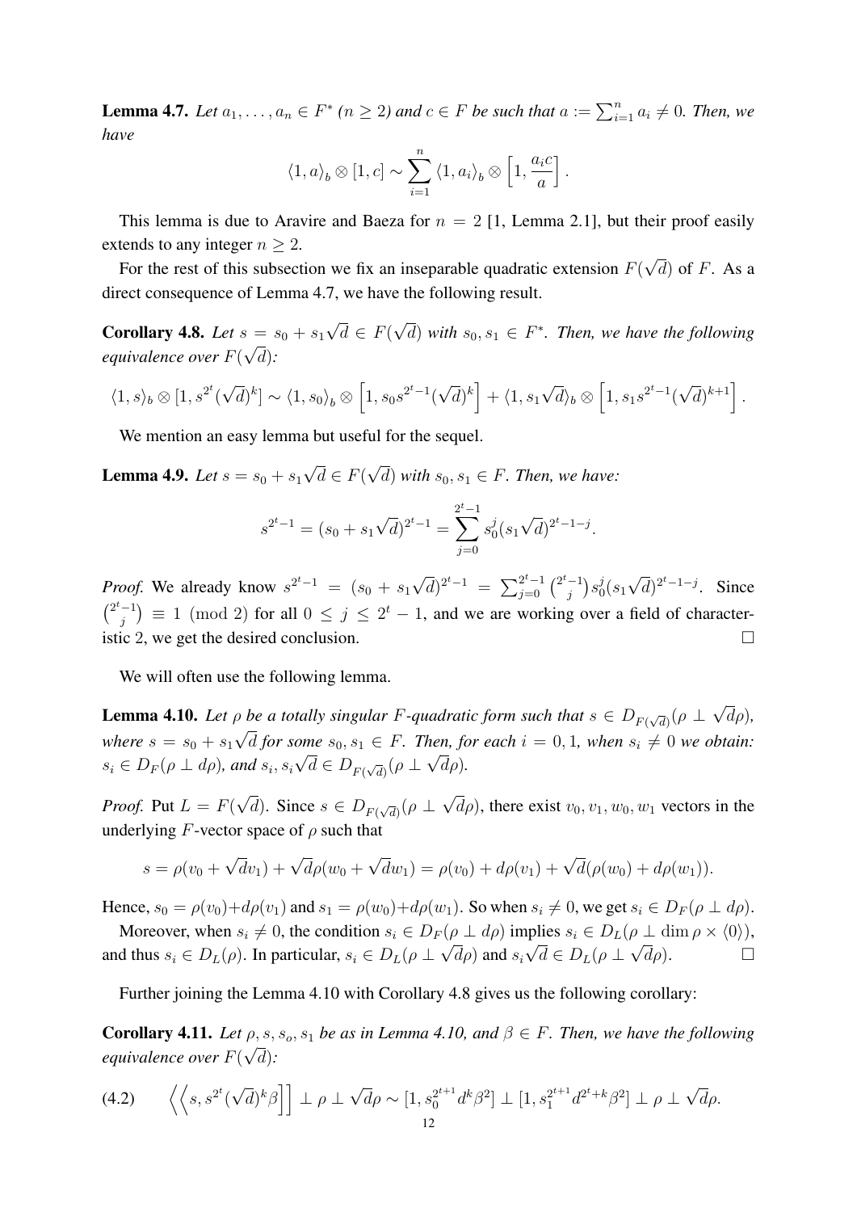**Lemma 4.7.** *Let $a_1, \dots, a_n \in F^*$ ($n \geq 2$) and $c \in F$ be such that $a := \sum_{i=1}^n a_i \neq 0$. Then, we have*

$$\langle 1, a \rangle_b \otimes [1, c] \sim \sum_{i=1}^n \langle 1, a_i \rangle_b \otimes \left[1, \frac{a_i c}{a}\right].$$

This lemma is due to Aravire and Baeza for $n = 2$ [1, Lemma 2.1], but their proof easily extends to any integer $n \geq 2$.

For the rest of this subsection we fix an inseparable quadratic extension $F(\sqrt{d})$ of $F$. As a direct consequence of Lemma 4.7, we have the following result.

**Corollary 4.8.** *Let $s = s_0 + s_1\sqrt{d} \in F(\sqrt{d})$ with $s_0, s_1 \in F^*$. Then, we have the following equivalence over $F(\sqrt{d})$:*

$$\langle 1, s \rangle_b \otimes [1, s^{2^t}(\sqrt{d})^k] \sim \langle 1, s_0 \rangle_b \otimes \left[1, s_0 s^{2^t-1}(\sqrt{d})^k\right] + \langle 1, s_1\sqrt{d} \rangle_b \otimes \left[1, s_1 s^{2^t-1}(\sqrt{d})^{k+1}\right].$$

We mention an easy lemma but useful for the sequel.

**Lemma 4.9.** *Let $s = s_0 + s_1\sqrt{d} \in F(\sqrt{d})$ with $s_0, s_1 \in F$. Then, we have:*

$$s^{2^t-1} = (s_0 + s_1\sqrt{d})^{2^t-1} = \sum_{j=0}^{2^t-1} s_0^j (s_1\sqrt{d})^{2^t-1-j}.$$

*Proof.* We already know $s^{2^t-1} = (s_0 + s_1\sqrt{d})^{2^t-1} = \sum_{j=0}^{2^t-1} \binom{2^t-1}{j} s_0^j (s_1\sqrt{d})^{2^t-1-j}$. Since $\binom{2^t-1}{j} \equiv 1 \pmod 2$ for all $0 \leq j \leq 2^t - 1$, and we are working over a field of characteristic 2, we get the desired conclusion. $\square$

We will often use the following lemma.

**Lemma 4.10.** *Let $\rho$ be a totally singular $F$-quadratic form such that $s \in D_{F(\sqrt{d})}(\rho \perp \sqrt{d}\rho)$, where $s = s_0 + s_1\sqrt{d}$ for some $s_0, s_1 \in F$. Then, for each $i = 0, 1$, when $s_i \neq 0$ we obtain: $s_i \in D_F(\rho \perp d\rho)$, and $s_i, s_i\sqrt{d} \in D_{F(\sqrt{d})}(\rho \perp \sqrt{d}\rho)$.*

*Proof.* Put $L = F(\sqrt{d})$. Since $s \in D_{F(\sqrt{d})}(\rho \perp \sqrt{d}\rho)$, there exist $v_0, v_1, w_0, w_1$ vectors in the underlying $F$-vector space of $\rho$ such that

$$s = \rho(v_0 + \sqrt{d}v_1) + \sqrt{d}\rho(w_0 + \sqrt{d}w_1) = \rho(v_0) + d\rho(v_1) + \sqrt{d}(\rho(w_0) + d\rho(w_1)).$$

Hence, $s_0 = \rho(v_0) + d\rho(v_1)$ and $s_1 = \rho(w_0) + d\rho(w_1)$. So when $s_i \neq 0$, we get $s_i \in D_F(\rho \perp d\rho)$.

Moreover, when $s_i \neq 0$, the condition $s_i \in D_F(\rho \perp d\rho)$ implies $s_i \in D_L(\rho \perp \dim \rho \times \langle 0 \rangle)$, and thus $s_i \in D_L(\rho)$. In particular, $s_i \in D_L(\rho \perp \sqrt{d}\rho)$ and $s_i\sqrt{d} \in D_L(\rho \perp \sqrt{d}\rho)$. $\square$

Further joining the Lemma 4.10 with Corollary 4.8 gives us the following corollary:

**Corollary 4.11.** *Let $\rho, s, s_o, s_1$ be as in Lemma 4.10, and $\beta \in F$. Then, we have the following equivalence over $F(\sqrt{d})$:*

$$\left\langle\left\langle s, s^{2^t}(\sqrt{d})^k\beta\right]\right] \perp \rho \perp \sqrt{d}\rho \sim [1, s_0^{2^{t+1}} d^k \beta^2] \perp [1, s_1^{2^{t+1}} d^{2^t+k} \beta^2] \perp \rho \perp \sqrt{d}\rho. \tag{4.2}$$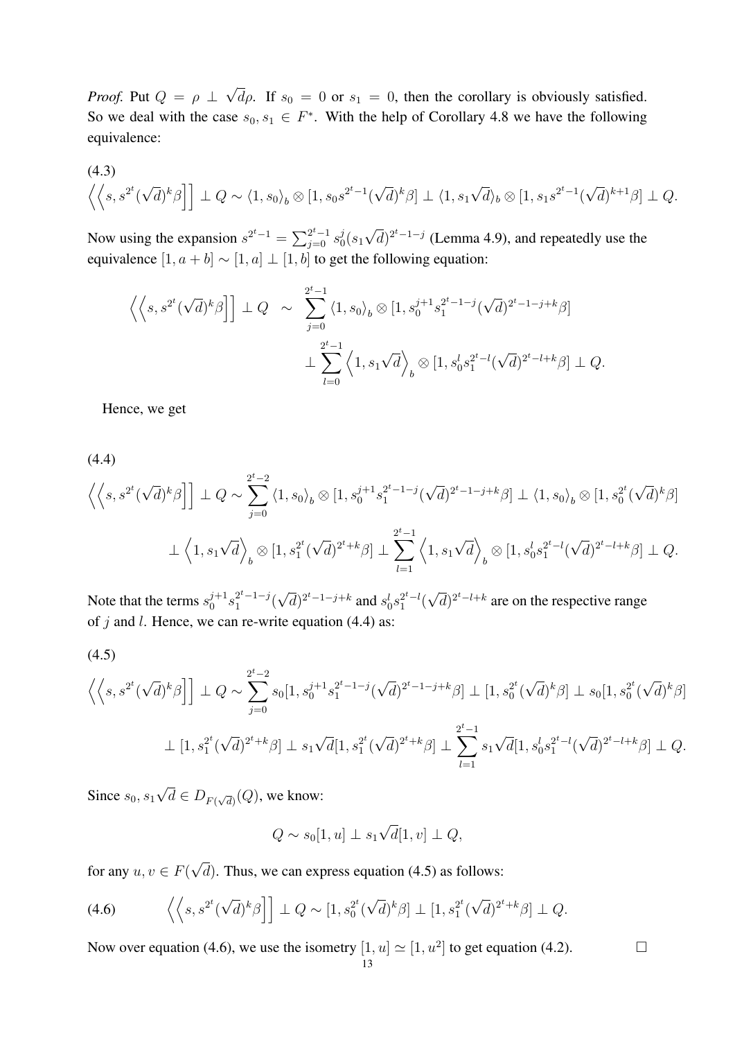*Proof.* Put $Q = \rho \perp \sqrt{d}\rho$. If $s_0 = 0$ or $s_1 = 0$, then the corollary is obviously satisfied. So we deal with the case $s_0, s_1 \in F^*$. With the help of Corollary 4.8 we have the following equivalence:

(4.3)
$$\left\langle\left\langle s, s^{2^t}(\sqrt{d})^k\beta\right]\right] \perp Q \sim \langle 1, s_0\rangle_b \otimes [1, s_0 s^{2^t-1}(\sqrt{d})^k\beta] \perp \langle 1, s_1\sqrt{d}\rangle_b \otimes [1, s_1 s^{2^t-1}(\sqrt{d})^{k+1}\beta] \perp Q.$$

Now using the expansion $s^{2^t-1} = \sum_{j=0}^{2^t-1} s_0^j (s_1\sqrt{d})^{2^t-1-j}$ (Lemma 4.9), and repeatedly use the equivalence $[1, a+b] \sim [1, a] \perp [1, b]$ to get the following equation:

$$\begin{aligned}\left\langle\left\langle s, s^{2^t}(\sqrt{d})^k\beta\right]\right] \perp Q \ \sim\ & \sum_{j=0}^{2^t-1} \langle 1, s_0\rangle_b \otimes [1, s_0^{j+1} s_1^{2^t-1-j}(\sqrt{d})^{2^t-1-j+k}\beta] \\ & \perp \sum_{l=0}^{2^t-1} \left\langle 1, s_1\sqrt{d}\right\rangle_b \otimes [1, s_0^l s_1^{2^t-l}(\sqrt{d})^{2^t-l+k}\beta] \perp Q.\end{aligned}$$

Hence, we get

(4.4)
$$\begin{aligned}\left\langle\left\langle s, s^{2^t}(\sqrt{d})^k\beta\right]\right] \perp Q \sim & \sum_{j=0}^{2^t-2} \langle 1, s_0\rangle_b \otimes [1, s_0^{j+1} s_1^{2^t-1-j}(\sqrt{d})^{2^t-1-j+k}\beta] \perp \langle 1, s_0\rangle_b \otimes [1, s_0^{2^t}(\sqrt{d})^k\beta] \\ & \perp \left\langle 1, s_1\sqrt{d}\right\rangle_b \otimes [1, s_1^{2^t}(\sqrt{d})^{2^t+k}\beta] \perp \sum_{l=1}^{2^t-1} \left\langle 1, s_1\sqrt{d}\right\rangle_b \otimes [1, s_0^l s_1^{2^t-l}(\sqrt{d})^{2^t-l+k}\beta] \perp Q.\end{aligned}$$

Note that the terms $s_0^{j+1} s_1^{2^t-1-j}(\sqrt{d})^{2^t-1-j+k}$ and $s_0^l s_1^{2^t-l}(\sqrt{d})^{2^t-l+k}$ are on the respective range of $j$ and $l$. Hence, we can re-write equation (4.4) as:

(4.5)
$$\begin{aligned}\left\langle\left\langle s, s^{2^t}(\sqrt{d})^k\beta\right]\right] \perp Q \sim & \sum_{j=0}^{2^t-2} s_0[1, s_0^{j+1} s_1^{2^t-1-j}(\sqrt{d})^{2^t-1-j+k}\beta] \perp [1, s_0^{2^t}(\sqrt{d})^k\beta] \perp s_0[1, s_0^{2^t}(\sqrt{d})^k\beta] \\ & \perp [1, s_1^{2^t}(\sqrt{d})^{2^t+k}\beta] \perp s_1\sqrt{d}[1, s_1^{2^t}(\sqrt{d})^{2^t+k}\beta] \perp \sum_{l=1}^{2^t-1} s_1\sqrt{d}[1, s_0^l s_1^{2^t-l}(\sqrt{d})^{2^t-l+k}\beta] \perp Q.\end{aligned}$$

Since $s_0, s_1\sqrt{d} \in D_{F(\sqrt{d})}(Q)$, we know:

$$Q \sim s_0[1, u] \perp s_1\sqrt{d}[1, v] \perp Q,$$

for any $u, v \in F(\sqrt{d})$. Thus, we can express equation (4.5) as follows:

$$\left\langle\left\langle s, s^{2^t}(\sqrt{d})^k\beta\right]\right] \perp Q \sim [1, s_0^{2^t}(\sqrt{d})^k\beta] \perp [1, s_1^{2^t}(\sqrt{d})^{2^t+k}\beta] \perp Q. \tag{4.6}$$

Now over equation (4.6), we use the isometry $[1, u] \simeq [1, u^2]$ to get equation (4.2). $\square$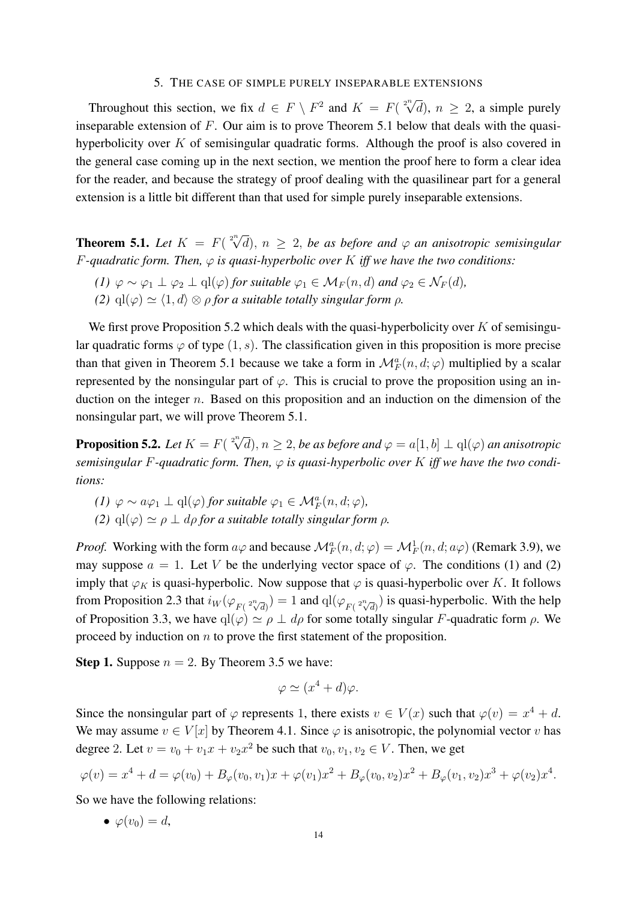## 5. The case of simple purely inseparable extensions

Throughout this section, we fix $d \in F \setminus F^2$ and $K = F(\sqrt[2^n]{d})$, $n \geq 2$, a simple purely inseparable extension of $F$. Our aim is to prove Theorem 5.1 below that deals with the quasi-hyperbolicity over $K$ of semisingular quadratic forms. Although the proof is also covered in the general case coming up in the next section, we mention the proof here to form a clear idea for the reader, and because the strategy of proof dealing with the quasilinear part for a general extension is a little bit different than that used for simple purely inseparable extensions.

**Theorem 5.1.** *Let $K = F(\sqrt[2^n]{d})$, $n \geq 2$, be as before and $\varphi$ an anisotropic semisingular $F$-quadratic form. Then, $\varphi$ is quasi-hyperbolic over $K$ iff we have the two conditions:*

*(1) $\varphi \sim \varphi_1 \perp \varphi_2 \perp \mathrm{ql}(\varphi)$ for suitable $\varphi_1 \in \mathcal{M}_F(n, d)$ and $\varphi_2 \in \mathcal{N}_F(d)$,*

*(2) $\mathrm{ql}(\varphi) \simeq \langle 1, d\rangle \otimes \rho$ for a suitable totally singular form $\rho$.*

We first prove Proposition 5.2 which deals with the quasi-hyperbolicity over $K$ of semisingular quadratic forms $\varphi$ of type $(1, s)$. The classification given in this proposition is more precise than that given in Theorem 5.1 because we take a form in $\mathcal{M}_F^a(n, d; \varphi)$ multiplied by a scalar represented by the nonsingular part of $\varphi$. This is crucial to prove the proposition using an induction on the integer $n$. Based on this proposition and an induction on the dimension of the nonsingular part, we will prove Theorem 5.1.

**Proposition 5.2.** *Let $K = F(\sqrt[2^n]{d})$, $n \geq 2$, be as before and $\varphi = a[1, b] \perp \mathrm{ql}(\varphi)$ an anisotropic semisingular $F$-quadratic form. Then, $\varphi$ is quasi-hyperbolic over $K$ iff we have the two conditions:*

*(1) $\varphi \sim a\varphi_1 \perp \mathrm{ql}(\varphi)$ for suitable $\varphi_1 \in \mathcal{M}_F^a(n, d; \varphi)$,*

*(2) $\mathrm{ql}(\varphi) \simeq \rho \perp d\rho$ for a suitable totally singular form $\rho$.*

*Proof.* Working with the form $a\varphi$ and because $\mathcal{M}_F^a(n, d; \varphi) = \mathcal{M}_F^1(n, d; a\varphi)$ (Remark 3.9), we may suppose $a = 1$. Let $V$ be the underlying vector space of $\varphi$. The conditions (1) and (2) imply that $\varphi_K$ is quasi-hyperbolic. Now suppose that $\varphi$ is quasi-hyperbolic over $K$. It follows from Proposition 2.3 that $i_W(\varphi_{F(\sqrt[2^n]{d})}) = 1$ and $\mathrm{ql}(\varphi_{F(\sqrt[2^n]{d})})$ is quasi-hyperbolic. With the help of Proposition 3.3, we have $\mathrm{ql}(\varphi) \simeq \rho \perp d\rho$ for some totally singular $F$-quadratic form $\rho$. We proceed by induction on $n$ to prove the first statement of the proposition.

**Step 1.** Suppose $n = 2$. By Theorem 3.5 we have:

$$\varphi \simeq (x^4 + d)\varphi.$$

Since the nonsingular part of $\varphi$ represents 1, there exists $v \in V(x)$ such that $\varphi(v) = x^4 + d$. We may assume $v \in V[x]$ by Theorem 4.1. Since $\varphi$ is anisotropic, the polynomial vector $v$ has degree 2. Let $v = v_0 + v_1x + v_2x^2$ be such that $v_0, v_1, v_2 \in V$. Then, we get

$$\varphi(v) = x^4 + d = \varphi(v_0) + B_\varphi(v_0, v_1)x + \varphi(v_1)x^2 + B_\varphi(v_0, v_2)x^2 + B_\varphi(v_1, v_2)x^3 + \varphi(v_2)x^4.$$

So we have the following relations:

- $\varphi(v_0) = d$,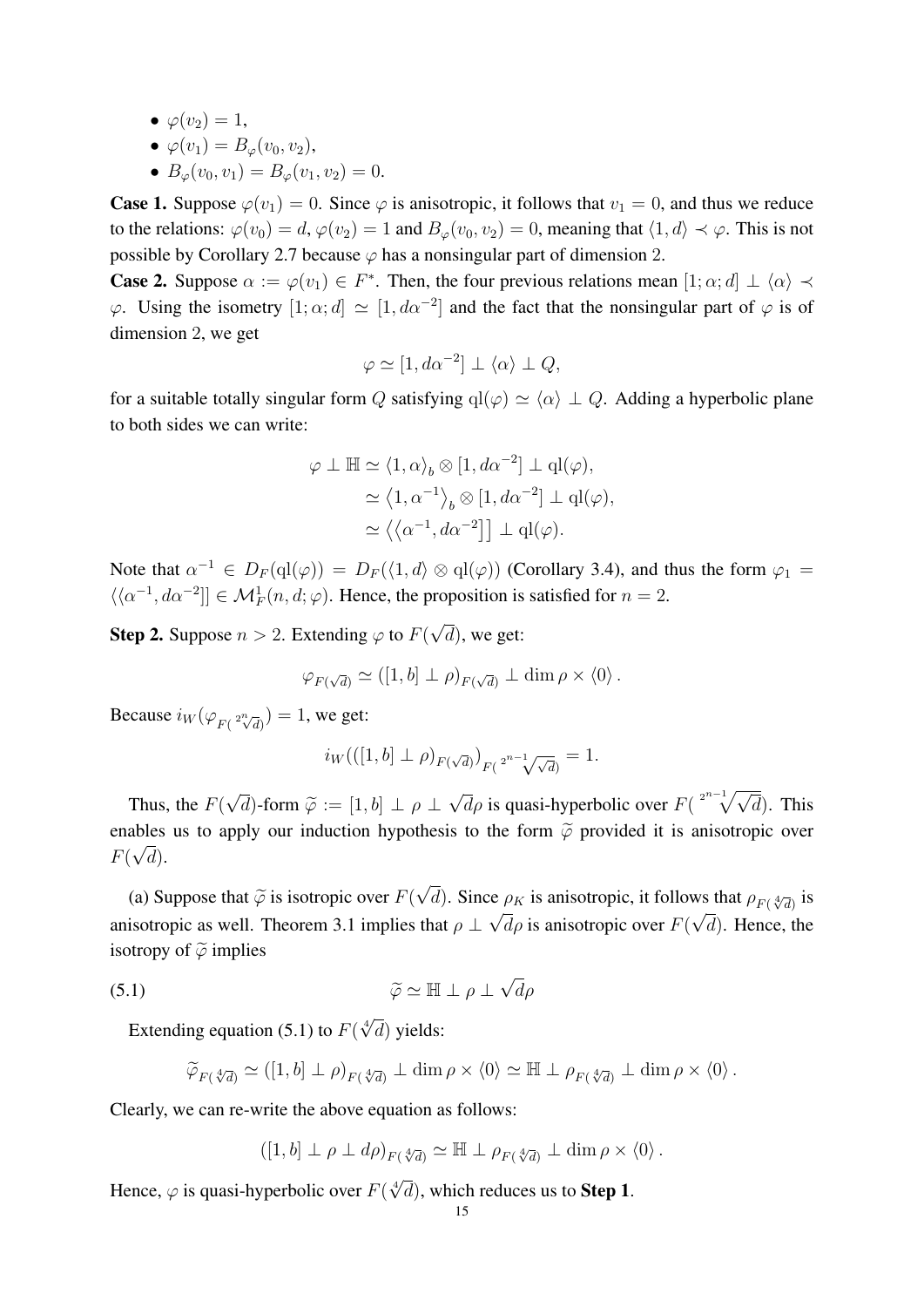- $\varphi(v_2) = 1$,
- $\varphi(v_1) = B_\varphi(v_0, v_2)$,
- $B_\varphi(v_0, v_1) = B_\varphi(v_1, v_2) = 0$.

**Case 1.** Suppose $\varphi(v_1) = 0$. Since $\varphi$ is anisotropic, it follows that $v_1 = 0$, and thus we reduce to the relations: $\varphi(v_0) = d$, $\varphi(v_2) = 1$ and $B_\varphi(v_0, v_2) = 0$, meaning that $\langle 1, d\rangle \prec \varphi$. This is not possible by Corollary 2.7 because $\varphi$ has a nonsingular part of dimension 2.

**Case 2.** Suppose $\alpha := \varphi(v_1) \in F^*$. Then, the four previous relations mean $[1; \alpha; d] \perp \langle \alpha \rangle \prec \varphi$. Using the isometry $[1; \alpha; d] \simeq [1, d\alpha^{-2}]$ and the fact that the nonsingular part of $\varphi$ is of dimension 2, we get

$$\varphi \simeq [1, d\alpha^{-2}] \perp \langle \alpha \rangle \perp Q,$$

for a suitable totally singular form $Q$ satisfying $\mathrm{ql}(\varphi) \simeq \langle \alpha \rangle \perp Q$. Adding a hyperbolic plane to both sides we can write:

$$\begin{aligned}\varphi \perp \mathbb{H} &\simeq \langle 1, \alpha \rangle_b \otimes [1, d\alpha^{-2}] \perp \mathrm{ql}(\varphi), \\ &\simeq \langle 1, \alpha^{-1} \rangle_b \otimes [1, d\alpha^{-2}] \perp \mathrm{ql}(\varphi), \\ &\simeq \langle\langle \alpha^{-1}, d\alpha^{-2}]] \perp \mathrm{ql}(\varphi).\end{aligned}$$

Note that $\alpha^{-1} \in D_F(\mathrm{ql}(\varphi)) = D_F(\langle 1, d\rangle \otimes \mathrm{ql}(\varphi))$ (Corollary 3.4), and thus the form $\varphi_1 = \langle\langle \alpha^{-1}, d\alpha^{-2}]] \in \mathcal{M}_F^1(n, d; \varphi)$. Hence, the proposition is satisfied for $n = 2$.

**Step 2.** Suppose $n > 2$. Extending $\varphi$ to $F(\sqrt{d})$, we get:

$$\varphi_{F(\sqrt{d})} \simeq ([1, b] \perp \rho)_{F(\sqrt{d})} \perp \dim \rho \times \langle 0 \rangle .$$

Because $i_W(\varphi_{F(\sqrt[2^n]{d})}) = 1$, we get:

$$i_W(([1, b] \perp \rho)_{F(\sqrt{d})})_{F(\sqrt[2^{n-1}]{\sqrt{d}})} = 1.$$

Thus, the $F(\sqrt{d})$-form $\widetilde{\varphi} := [1, b] \perp \rho \perp \sqrt{d}\rho$ is quasi-hyperbolic over $F(\sqrt[2^{n-1}]{\sqrt{d}})$. This enables us to apply our induction hypothesis to the form $\widetilde{\varphi}$ provided it is anisotropic over $F(\sqrt{d})$.

(a) Suppose that $\widetilde{\varphi}$ is isotropic over $F(\sqrt{d})$. Since $\rho_K$ is anisotropic, it follows that $\rho_{F(\sqrt[4]{d})}$ is anisotropic as well. Theorem 3.1 implies that $\rho \perp \sqrt{d}\rho$ is anisotropic over $F(\sqrt{d})$. Hence, the isotropy of $\widetilde{\varphi}$ implies

$$\widetilde{\varphi} \simeq \mathbb{H} \perp \rho \perp \sqrt{d}\rho \tag{5.1}$$

Extending equation (5.1) to $F(\sqrt[4]{d})$ yields:

$$\widetilde{\varphi}_{F(\sqrt[4]{d})} \simeq ([1, b] \perp \rho)_{F(\sqrt[4]{d})} \perp \dim \rho \times \langle 0 \rangle \simeq \mathbb{H} \perp \rho_{F(\sqrt[4]{d})} \perp \dim \rho \times \langle 0 \rangle .$$

Clearly, we can re-write the above equation as follows:

$$([1, b] \perp \rho \perp d\rho)_{F(\sqrt[4]{d})} \simeq \mathbb{H} \perp \rho_{F(\sqrt[4]{d})} \perp \dim \rho \times \langle 0 \rangle .$$

Hence, $\varphi$ is quasi-hyperbolic over $F(\sqrt[4]{d})$, which reduces us to **Step 1**.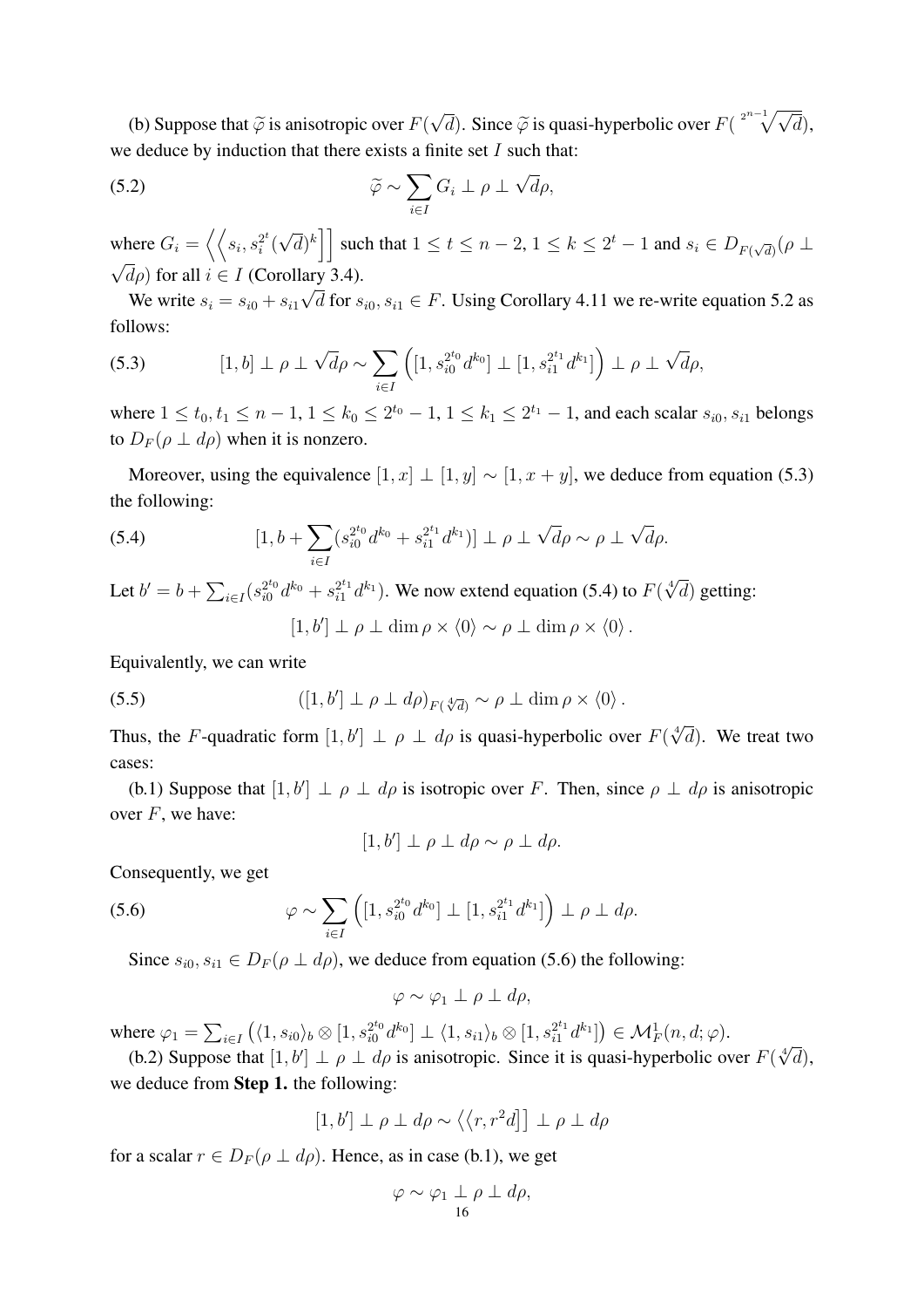(b) Suppose that $\widetilde{\varphi}$ is anisotropic over $F(\sqrt{d})$. Since $\widetilde{\varphi}$ is quasi-hyperbolic over $F(\sqrt[2^{n-1}]{\sqrt{d}})$, we deduce by induction that there exists a finite set $I$ such that:

$$\widetilde{\varphi} \sim \sum_{i \in I} G_i \perp \rho \perp \sqrt{d}\rho, \tag{5.2}$$

where $G_i = \left\langle\left\langle s_i, s_i^{2^t}(\sqrt{d})^k \right]\right]$ such that $1 \leq t \leq n-2$, $1 \leq k \leq 2^t - 1$ and $s_i \in D_{F(\sqrt{d})}(\rho \perp \sqrt{d}\rho)$ for all $i \in I$ (Corollary 3.4).

We write $s_i = s_{i0} + s_{i1}\sqrt{d}$ for $s_{i0}, s_{i1} \in F$. Using Corollary 4.11 we re-write equation 5.2 as follows:

$$[1, b] \perp \rho \perp \sqrt{d}\rho \sim \sum_{i \in I} \left( [1, s_{i0}^{2^{t_0}} d^{k_0}] \perp [1, s_{i1}^{2^{t_1}} d^{k_1}] \right) \perp \rho \perp \sqrt{d}\rho, \tag{5.3}$$

where $1 \leq t_0, t_1 \leq n-1$, $1 \leq k_0 \leq 2^{t_0} - 1$, $1 \leq k_1 \leq 2^{t_1} - 1$, and each scalar $s_{i0}, s_{i1}$ belongs to $D_F(\rho \perp d\rho)$ when it is nonzero.

Moreover, using the equivalence $[1, x] \perp [1, y] \sim [1, x+y]$, we deduce from equation (5.3) the following:

$$[1, b + \sum_{i \in I}(s_{i0}^{2^{t_0}} d^{k_0} + s_{i1}^{2^{t_1}} d^{k_1})] \perp \rho \perp \sqrt{d}\rho \sim \rho \perp \sqrt{d}\rho. \tag{5.4}$$

Let $b' = b + \sum_{i \in I}(s_{i0}^{2^{t_0}} d^{k_0} + s_{i1}^{2^{t_1}} d^{k_1})$. We now extend equation (5.4) to $F(\sqrt[4]{d})$ getting:

$$[1, b'] \perp \rho \perp \dim \rho \times \langle 0 \rangle \sim \rho \perp \dim \rho \times \langle 0 \rangle .$$

Equivalently, we can write

$$([1, b'] \perp \rho \perp d\rho)_{F(\sqrt[4]{d})} \sim \rho \perp \dim \rho \times \langle 0 \rangle . \tag{5.5}$$

Thus, the $F$-quadratic form $[1, b'] \perp \rho \perp d\rho$ is quasi-hyperbolic over $F(\sqrt[4]{d})$. We treat two cases:

(b.1) Suppose that $[1, b'] \perp \rho \perp d\rho$ is isotropic over $F$. Then, since $\rho \perp d\rho$ is anisotropic over $F$, we have:

$$[1, b'] \perp \rho \perp d\rho \sim \rho \perp d\rho.$$

Consequently, we get

$$\varphi \sim \sum_{i \in I} \left( [1, s_{i0}^{2^{t_0}} d^{k_0}] \perp [1, s_{i1}^{2^{t_1}} d^{k_1}] \right) \perp \rho \perp d\rho. \tag{5.6}$$

Since $s_{i0}, s_{i1} \in D_F(\rho \perp d\rho)$, we deduce from equation (5.6) the following:

$$\varphi \sim \varphi_1 \perp \rho \perp d\rho,$$

where $\varphi_1 = \sum_{i \in I} \left( \langle 1, s_{i0} \rangle_b \otimes [1, s_{i0}^{2^{t_0}} d^{k_0}] \perp \langle 1, s_{i1} \rangle_b \otimes [1, s_{i1}^{2^{t_1}} d^{k_1}] \right) \in \mathcal{M}_F^1(n, d; \varphi)$.

(b.2) Suppose that $[1, b'] \perp \rho \perp d\rho$ is anisotropic. Since it is quasi-hyperbolic over $F(\sqrt[4]{d})$, we deduce from **Step 1.** the following:

$$[1, b'] \perp \rho \perp d\rho \sim \left\langle\left\langle r, r^2 d \right]\right] \perp \rho \perp d\rho$$

for a scalar $r \in D_F(\rho \perp d\rho)$. Hence, as in case (b.1), we get

$$\varphi \sim \varphi_1 \perp \rho \perp d\rho,$$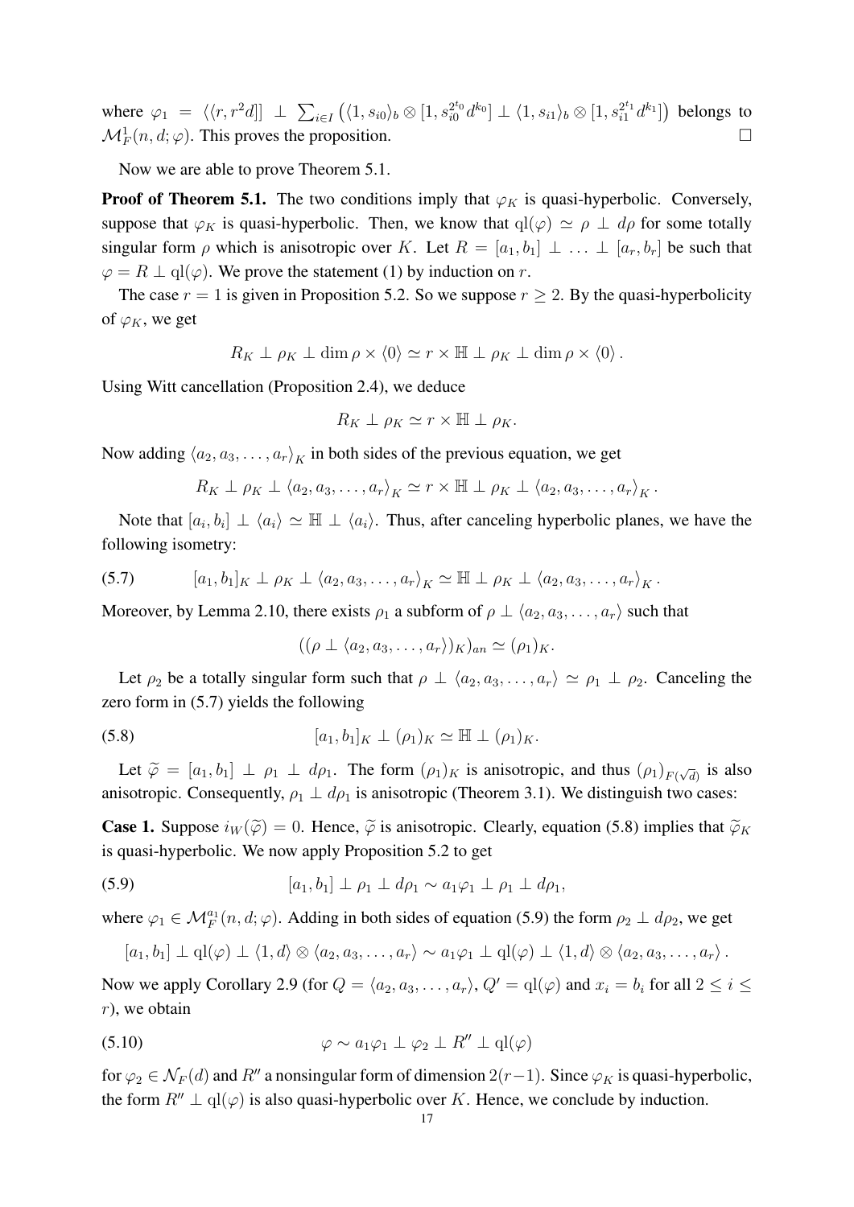where $\varphi_1 = \langle\langle r, r^2 d]] \perp \sum_{i\in I}\left(\langle 1, s_{i0}\rangle_b \otimes [1, s_{i0}^{2^{t_0}} d^{k_0}] \perp \langle 1, s_{i1}\rangle_b \otimes [1, s_{i1}^{2^{t_1}} d^{k_1}]\right)$ belongs to $\mathcal{M}_F^1(n, d; \varphi)$. This proves the proposition. $\square$

Now we are able to prove Theorem 5.1.

**Proof of Theorem 5.1.** The two conditions imply that $\varphi_K$ is quasi-hyperbolic. Conversely, suppose that $\varphi_K$ is quasi-hyperbolic. Then, we know that $\mathrm{ql}(\varphi) \simeq \rho \perp d\rho$ for some totally singular form $\rho$ which is anisotropic over $K$. Let $R = [a_1, b_1] \perp \ldots \perp [a_r, b_r]$ be such that $\varphi = R \perp \mathrm{ql}(\varphi)$. We prove the statement (1) by induction on $r$.

The case $r = 1$ is given in Proposition 5.2. So we suppose $r \geq 2$. By the quasi-hyperbolicity of $\varphi_K$, we get

$$R_K \perp \rho_K \perp \dim\rho \times \langle 0\rangle \simeq r \times \mathbb{H} \perp \rho_K \perp \dim\rho \times \langle 0\rangle .$$

Using Witt cancellation (Proposition 2.4), we deduce

$$R_K \perp \rho_K \simeq r \times \mathbb{H} \perp \rho_K.$$

Now adding $\langle a_2, a_3, \ldots, a_r\rangle_K$ in both sides of the previous equation, we get

$$R_K \perp \rho_K \perp \langle a_2, a_3, \ldots, a_r\rangle_K \simeq r \times \mathbb{H} \perp \rho_K \perp \langle a_2, a_3, \ldots, a_r\rangle_K .$$

Note that $[a_i, b_i] \perp \langle a_i\rangle \simeq \mathbb{H} \perp \langle a_i\rangle$. Thus, after canceling hyperbolic planes, we have the following isometry:

$$(5.7) \qquad [a_1, b_1]_K \perp \rho_K \perp \langle a_2, a_3, \ldots, a_r\rangle_K \simeq \mathbb{H} \perp \rho_K \perp \langle a_2, a_3, \ldots, a_r\rangle_K .$$

Moreover, by Lemma 2.10, there exists $\rho_1$ a subform of $\rho \perp \langle a_2, a_3, \ldots, a_r\rangle$ such that

$$((\rho \perp \langle a_2, a_3, \ldots, a_r\rangle)_K)_{an} \simeq (\rho_1)_K.$$

Let $\rho_2$ be a totally singular form such that $\rho \perp \langle a_2, a_3, \ldots, a_r\rangle \simeq \rho_1 \perp \rho_2$. Canceling the zero form in (5.7) yields the following

$$(5.8) \qquad [a_1, b_1]_K \perp (\rho_1)_K \simeq \mathbb{H} \perp (\rho_1)_K.$$

Let $\widetilde{\varphi} = [a_1, b_1] \perp \rho_1 \perp d\rho_1$. The form $(\rho_1)_K$ is anisotropic, and thus $(\rho_1)_{F(\sqrt{d})}$ is also anisotropic. Consequently, $\rho_1 \perp d\rho_1$ is anisotropic (Theorem 3.1). We distinguish two cases:

**Case 1.** Suppose $i_W(\widetilde{\varphi}) = 0$. Hence, $\widetilde{\varphi}$ is anisotropic. Clearly, equation (5.8) implies that $\widetilde{\varphi}_K$ is quasi-hyperbolic. We now apply Proposition 5.2 to get

$$(5.9) \qquad [a_1, b_1] \perp \rho_1 \perp d\rho_1 \sim a_1\varphi_1 \perp \rho_1 \perp d\rho_1,$$

where $\varphi_1 \in \mathcal{M}_F^{a_1}(n, d; \varphi)$. Adding in both sides of equation (5.9) the form $\rho_2 \perp d\rho_2$, we get

$$[a_1, b_1] \perp \mathrm{ql}(\varphi) \perp \langle 1, d\rangle \otimes \langle a_2, a_3, \ldots, a_r\rangle \sim a_1\varphi_1 \perp \mathrm{ql}(\varphi) \perp \langle 1, d\rangle \otimes \langle a_2, a_3, \ldots, a_r\rangle .$$

Now we apply Corollary 2.9 (for $Q = \langle a_2, a_3, \ldots, a_r\rangle$, $Q' = \mathrm{ql}(\varphi)$ and $x_i = b_i$ for all $2 \leq i \leq r$), we obtain

$$(5.10) \qquad \varphi \sim a_1\varphi_1 \perp \varphi_2 \perp R'' \perp \mathrm{ql}(\varphi)$$

for $\varphi_2 \in \mathcal{N}_F(d)$ and $R''$ a nonsingular form of dimension $2(r-1)$. Since $\varphi_K$ is quasi-hyperbolic, the form $R'' \perp \mathrm{ql}(\varphi)$ is also quasi-hyperbolic over $K$. Hence, we conclude by induction.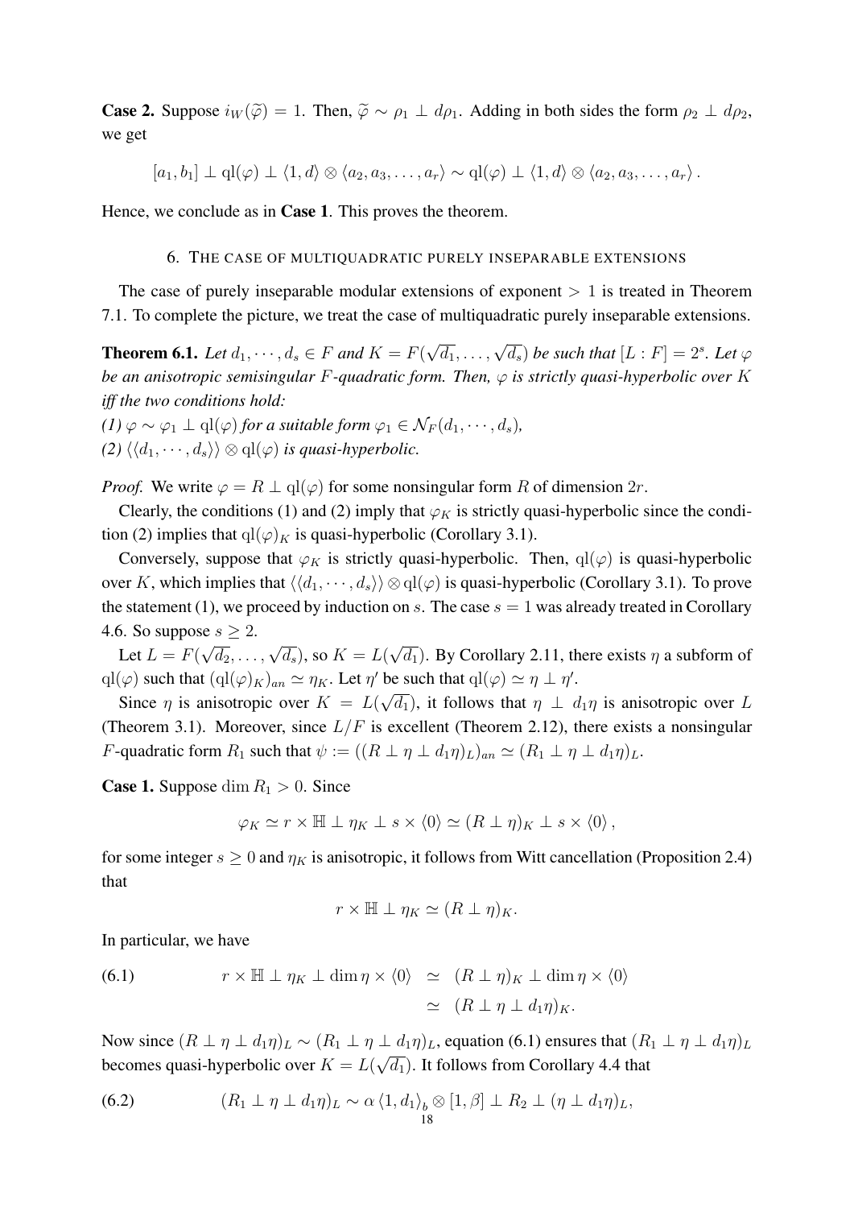**Case 2.** Suppose $i_W(\widetilde{\varphi}) = 1$. Then, $\widetilde{\varphi} \sim \rho_1 \perp d\rho_1$. Adding in both sides the form $\rho_2 \perp d\rho_2$, we get

$$[a_1, b_1] \perp \mathrm{ql}(\varphi) \perp \langle 1, d \rangle \otimes \langle a_2, a_3, \ldots, a_r \rangle \sim \mathrm{ql}(\varphi) \perp \langle 1, d \rangle \otimes \langle a_2, a_3, \ldots, a_r \rangle .$$

Hence, we conclude as in **Case 1**. This proves the theorem.

## 6. The case of multiquadratic purely inseparable extensions

The case of purely inseparable modular extensions of exponent $> 1$ is treated in Theorem 7.1. To complete the picture, we treat the case of multiquadratic purely inseparable extensions.

**Theorem 6.1.** *Let $d_1, \cdots, d_s \in F$ and $K = F(\sqrt{d_1}, \ldots, \sqrt{d_s})$ be such that $[L : F] = 2^s$. Let $\varphi$ be an anisotropic semisingular $F$-quadratic form. Then, $\varphi$ is strictly quasi-hyperbolic over $K$ iff the two conditions hold:*
*(1) $\varphi \sim \varphi_1 \perp \mathrm{ql}(\varphi)$ for a suitable form $\varphi_1 \in \mathcal{N}_F(d_1, \cdots, d_s)$,*
*(2) $\langle\langle d_1, \cdots, d_s \rangle\rangle \otimes \mathrm{ql}(\varphi)$ is quasi-hyperbolic.*

*Proof.* We write $\varphi = R \perp \mathrm{ql}(\varphi)$ for some nonsingular form $R$ of dimension $2r$.

Clearly, the conditions (1) and (2) imply that $\varphi_K$ is strictly quasi-hyperbolic since the condition (2) implies that $\mathrm{ql}(\varphi)_K$ is quasi-hyperbolic (Corollary 3.1).

Conversely, suppose that $\varphi_K$ is strictly quasi-hyperbolic. Then, $\mathrm{ql}(\varphi)$ is quasi-hyperbolic over $K$, which implies that $\langle\langle d_1, \cdots, d_s \rangle\rangle \otimes \mathrm{ql}(\varphi)$ is quasi-hyperbolic (Corollary 3.1). To prove the statement (1), we proceed by induction on $s$. The case $s = 1$ was already treated in Corollary 4.6. So suppose $s \geq 2$.

Let $L = F(\sqrt{d_2}, \ldots, \sqrt{d_s})$, so $K = L(\sqrt{d_1})$. By Corollary 2.11, there exists $\eta$ a subform of $\mathrm{ql}(\varphi)$ such that $(\mathrm{ql}(\varphi)_K)_{an} \simeq \eta_K$. Let $\eta'$ be such that $\mathrm{ql}(\varphi) \simeq \eta \perp \eta'$.

Since $\eta$ is anisotropic over $K = L(\sqrt{d_1})$, it follows that $\eta \perp d_1\eta$ is anisotropic over $L$ (Theorem 3.1). Moreover, since $L/F$ is excellent (Theorem 2.12), there exists a nonsingular $F$-quadratic form $R_1$ such that $\psi := ((R \perp \eta \perp d_1\eta)_L)_{an} \simeq (R_1 \perp \eta \perp d_1\eta)_L$.

**Case 1.** Suppose $\dim R_1 > 0$. Since

$$\varphi_K \simeq r \times \mathbb{H} \perp \eta_K \perp s \times \langle 0 \rangle \simeq (R \perp \eta)_K \perp s \times \langle 0 \rangle ,$$

for some integer $s \geq 0$ and $\eta_K$ is anisotropic, it follows from Witt cancellation (Proposition 2.4) that

$$r \times \mathbb{H} \perp \eta_K \simeq (R \perp \eta)_K.$$

In particular, we have

$$\begin{aligned} r \times \mathbb{H} \perp \eta_K \perp \dim \eta \times \langle 0 \rangle &\simeq (R \perp \eta)_K \perp \dim \eta \times \langle 0 \rangle \\ &\simeq (R \perp \eta \perp d_1\eta)_K. \end{aligned} \tag{6.1}$$

Now since $(R \perp \eta \perp d_1\eta)_L \sim (R_1 \perp \eta \perp d_1\eta)_L$, equation (6.1) ensures that $(R_1 \perp \eta \perp d_1\eta)_L$ becomes quasi-hyperbolic over $K = L(\sqrt{d_1})$. It follows from Corollary 4.4 that

$$(R_1 \perp \eta \perp d_1\eta)_L \sim \alpha \langle 1, d_1 \rangle_b \otimes [1, \beta] \perp R_2 \perp (\eta \perp d_1\eta)_L, \tag{6.2}$$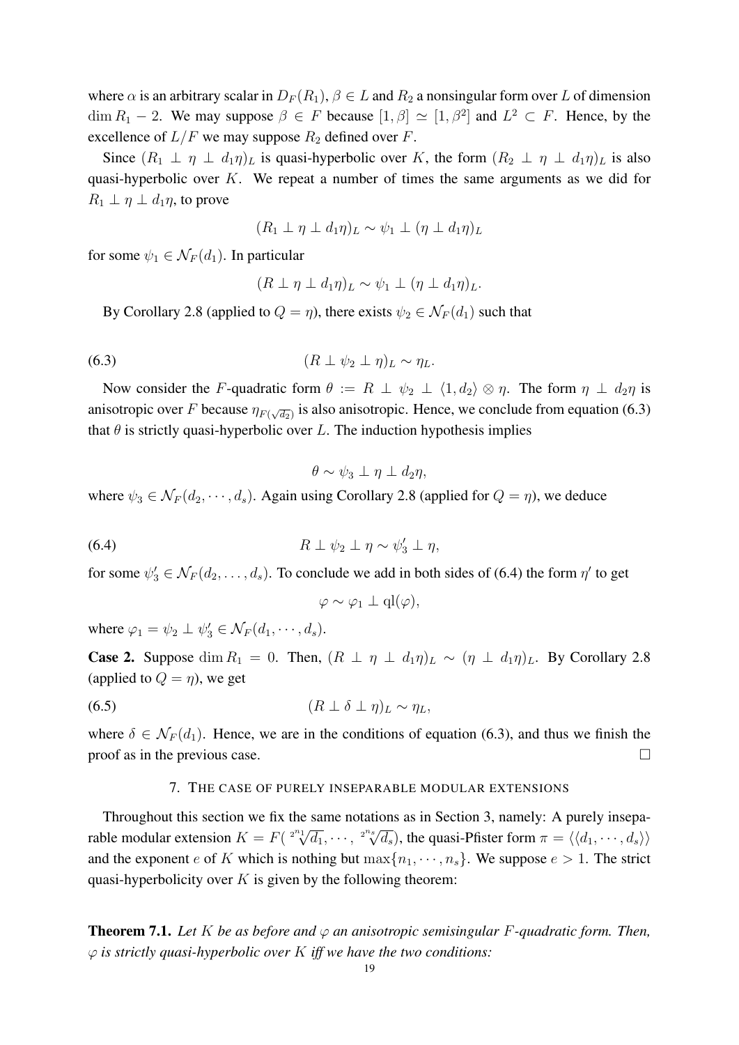where $\alpha$ is an arbitrary scalar in $D_F(R_1)$, $\beta \in L$ and $R_2$ a nonsingular form over $L$ of dimension $\dim R_1 - 2$. We may suppose $\beta \in F$ because $[1, \beta] \simeq [1, \beta^2]$ and $L^2 \subset F$. Hence, by the excellence of $L/F$ we may suppose $R_2$ defined over $F$.

Since $(R_1 \perp \eta \perp d_1\eta)_L$ is quasi-hyperbolic over $K$, the form $(R_2 \perp \eta \perp d_1\eta)_L$ is also quasi-hyperbolic over $K$. We repeat a number of times the same arguments as we did for $R_1 \perp \eta \perp d_1\eta$, to prove

$$(R_1 \perp \eta \perp d_1\eta)_L \sim \psi_1 \perp (\eta \perp d_1\eta)_L$$

for some $\psi_1 \in \mathcal{N}_F(d_1)$. In particular

$$(R \perp \eta \perp d_1\eta)_L \sim \psi_1 \perp (\eta \perp d_1\eta)_L.$$

By Corollary 2.8 (applied to $Q = \eta$), there exists $\psi_2 \in \mathcal{N}_F(d_1)$ such that

$$(R \perp \psi_2 \perp \eta)_L \sim \eta_L. \tag{6.3}$$

Now consider the $F$-quadratic form $\theta := R \perp \psi_2 \perp \langle 1, d_2 \rangle \otimes \eta$. The form $\eta \perp d_2\eta$ is anisotropic over $F$ because $\eta_{F(\sqrt{d_2})}$ is also anisotropic. Hence, we conclude from equation (6.3) that $\theta$ is strictly quasi-hyperbolic over $L$. The induction hypothesis implies

$$\theta \sim \psi_3 \perp \eta \perp d_2\eta,$$

where $\psi_3 \in \mathcal{N}_F(d_2, \cdots, d_s)$. Again using Corollary 2.8 (applied for $Q = \eta$), we deduce

$$R \perp \psi_2 \perp \eta \sim \psi_3' \perp \eta, \tag{6.4}$$

for some $\psi_3' \in \mathcal{N}_F(d_2, \ldots, d_s)$. To conclude we add in both sides of (6.4) the form $\eta'$ to get

$$\varphi \sim \varphi_1 \perp \mathrm{ql}(\varphi),$$

where $\varphi_1 = \psi_2 \perp \psi_3' \in \mathcal{N}_F(d_1, \cdots, d_s)$.

**Case 2.** Suppose $\dim R_1 = 0$. Then, $(R \perp \eta \perp d_1\eta)_L \sim (\eta \perp d_1\eta)_L$. By Corollary 2.8 (applied to $Q = \eta$), we get

$$(R \perp \delta \perp \eta)_L \sim \eta_L, \tag{6.5}$$

where $\delta \in \mathcal{N}_F(d_1)$. Hence, we are in the conditions of equation (6.3), and thus we finish the proof as in the previous case. $\square$

## 7. The case of purely inseparable modular extensions

Throughout this section we fix the same notations as in Section 3, namely: A purely inseparable modular extension $K = F(\sqrt[2^{n_1}]{d_1}, \cdots, \sqrt[2^{n_s}]{d_s})$, the quasi-Pfister form $\pi = \langle\langle d_1, \cdots, d_s \rangle\rangle$ and the exponent $e$ of $K$ which is nothing but $\max\{n_1, \cdots, n_s\}$. We suppose $e > 1$. The strict quasi-hyperbolicity over $K$ is given by the following theorem:

**Theorem 7.1.** *Let $K$ be as before and $\varphi$ an anisotropic semisingular $F$-quadratic form. Then, $\varphi$ is strictly quasi-hyperbolic over $K$ iff we have the two conditions:*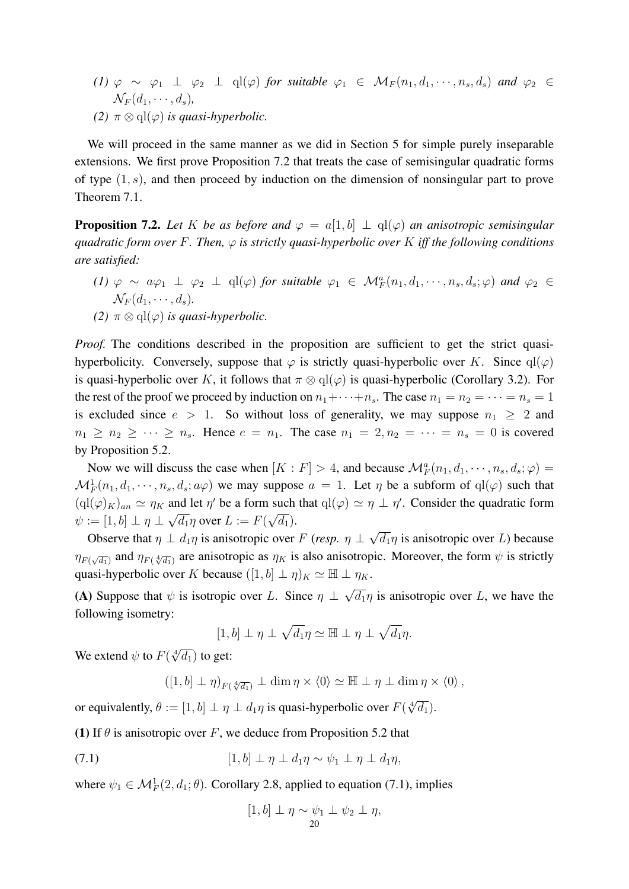*(1)* $\varphi \sim \varphi_1 \perp \varphi_2 \perp \mathrm{ql}(\varphi)$ *for suitable* $\varphi_1 \in \mathcal{M}_F(n_1, d_1, \cdots, n_s, d_s)$ *and* $\varphi_2 \in \mathcal{N}_F(d_1, \cdots, d_s)$*,*

*(2)* $\pi \otimes \mathrm{ql}(\varphi)$ *is quasi-hyperbolic.*

We will proceed in the same manner as we did in Section 5 for simple purely inseparable extensions. We first prove Proposition 7.2 that treats the case of semisingular quadratic forms of type $(1, s)$, and then proceed by induction on the dimension of nonsingular part to prove Theorem 7.1.

**Proposition 7.2.** *Let* $K$ *be as before and* $\varphi = a[1, b] \perp \mathrm{ql}(\varphi)$ *an anisotropic semisingular quadratic form over* $F$*. Then,* $\varphi$ *is strictly quasi-hyperbolic over* $K$ *iff the following conditions are satisfied:*

*(1)* $\varphi \sim a\varphi_1 \perp \varphi_2 \perp \mathrm{ql}(\varphi)$ *for suitable* $\varphi_1 \in \mathcal{M}^a_F(n_1, d_1, \cdots, n_s, d_s; \varphi)$ *and* $\varphi_2 \in \mathcal{N}_F(d_1, \cdots, d_s)$*.*

*(2)* $\pi \otimes \mathrm{ql}(\varphi)$ *is quasi-hyperbolic.*

*Proof.* The conditions described in the proposition are sufficient to get the strict quasi-hyperbolicity. Conversely, suppose that $\varphi$ is strictly quasi-hyperbolic over $K$. Since $\mathrm{ql}(\varphi)$ is quasi-hyperbolic over $K$, it follows that $\pi \otimes \mathrm{ql}(\varphi)$ is quasi-hyperbolic (Corollary 3.2). For the rest of the proof we proceed by induction on $n_1 + \cdots + n_s$. The case $n_1 = n_2 = \cdots = n_s = 1$ is excluded since $e > 1$. So without loss of generality, we may suppose $n_1 \geq 2$ and $n_1 \geq n_2 \geq \cdots \geq n_s$. Hence $e = n_1$. The case $n_1 = 2, n_2 = \cdots = n_s = 0$ is covered by Proposition 5.2.

Now we will discuss the case when $[K : F] > 4$, and because $\mathcal{M}^a_F(n_1, d_1, \cdots, n_s, d_s; \varphi) = \mathcal{M}^1_F(n_1, d_1, \cdots, n_s, d_s; a\varphi)$ we may suppose $a = 1$. Let $\eta$ be a subform of $\mathrm{ql}(\varphi)$ such that $(\mathrm{ql}(\varphi)_K)_{an} \simeq \eta_K$ and let $\eta'$ be a form such that $\mathrm{ql}(\varphi) \simeq \eta \perp \eta'$. Consider the quadratic form $\psi := [1, b] \perp \eta \perp \sqrt{d_1}\eta$ over $L := F(\sqrt{d_1})$.

Observe that $\eta \perp d_1\eta$ is anisotropic over $F$ (*resp.* $\eta \perp \sqrt{d_1}\eta$ is anisotropic over $L$) because $\eta_{F(\sqrt{d_1})}$ and $\eta_{F(\sqrt[4]{d_1})}$ are anisotropic as $\eta_K$ is also anisotropic. Moreover, the form $\psi$ is strictly quasi-hyperbolic over $K$ because $([1, b] \perp \eta)_K \simeq \mathbb{H} \perp \eta_K$.

**(A)** Suppose that $\psi$ is isotropic over $L$. Since $\eta \perp \sqrt{d_1}\eta$ is anisotropic over $L$, we have the following isometry:

$$[1, b] \perp \eta \perp \sqrt{d_1}\eta \simeq \mathbb{H} \perp \eta \perp \sqrt{d_1}\eta.$$

We extend $\psi$ to $F(\sqrt[4]{d_1})$ to get:

$$([1, b] \perp \eta)_{F(\sqrt[4]{d_1})} \perp \dim \eta \times \langle 0 \rangle \simeq \mathbb{H} \perp \eta \perp \dim \eta \times \langle 0 \rangle,$$

or equivalently, $\theta := [1, b] \perp \eta \perp d_1\eta$ is quasi-hyperbolic over $F(\sqrt[4]{d_1})$.

**(1)** If $\theta$ is anisotropic over $F$, we deduce from Proposition 5.2 that

$$[1, b] \perp \eta \perp d_1\eta \sim \psi_1 \perp \eta \perp d_1\eta, \tag{7.1}$$

where $\psi_1 \in \mathcal{M}^1_F(2, d_1; \theta)$. Corollary 2.8, applied to equation (7.1), implies

$$[1, b] \perp \eta \sim \psi_1 \perp \psi_2 \perp \eta,$$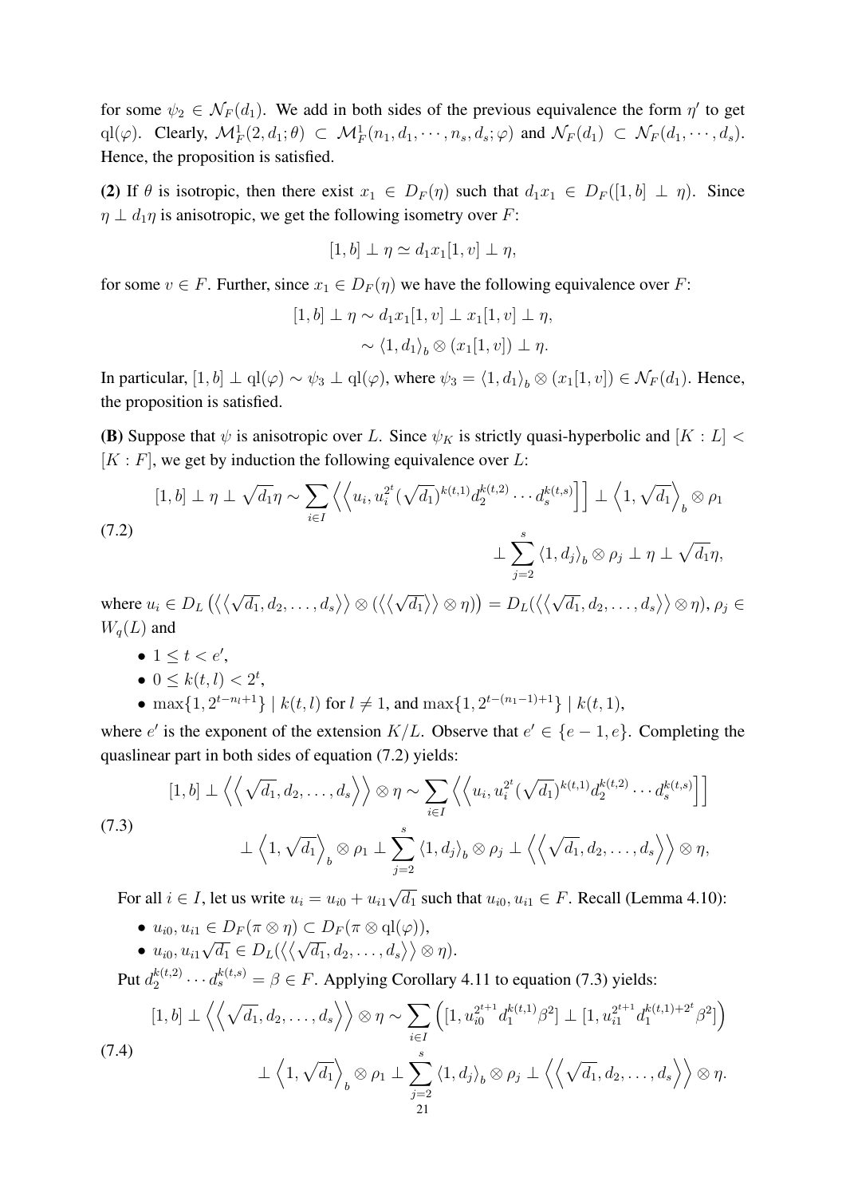for some $\psi_2 \in \mathcal{N}_F(d_1)$. We add in both sides of the previous equivalence the form $\eta'$ to get $\mathrm{ql}(\varphi)$. Clearly, $\mathcal{M}^1_F(2, d_1; \theta) \subset \mathcal{M}^1_F(n_1, d_1, \cdots, n_s, d_s; \varphi)$ and $\mathcal{N}_F(d_1) \subset \mathcal{N}_F(d_1, \cdots, d_s)$. Hence, the proposition is satisfied.

**(2)** If $\theta$ is isotropic, then there exist $x_1 \in D_F(\eta)$ such that $d_1 x_1 \in D_F([1, b] \perp \eta)$. Since $\eta \perp d_1 \eta$ is anisotropic, we get the following isometry over $F$:

$$[1, b] \perp \eta \simeq d_1 x_1 [1, v] \perp \eta,$$

for some $v \in F$. Further, since $x_1 \in D_F(\eta)$ we have the following equivalence over $F$:

$$\begin{aligned}[1, b] \perp \eta &\sim d_1 x_1 [1, v] \perp x_1 [1, v] \perp \eta, \\ &\sim \langle 1, d_1 \rangle_b \otimes (x_1 [1, v]) \perp \eta.\end{aligned}$$

In particular, $[1, b] \perp \mathrm{ql}(\varphi) \sim \psi_3 \perp \mathrm{ql}(\varphi)$, where $\psi_3 = \langle 1, d_1 \rangle_b \otimes (x_1 [1, v]) \in \mathcal{N}_F(d_1)$. Hence, the proposition is satisfied.

**(B)** Suppose that $\psi$ is anisotropic over $L$. Since $\psi_K$ is strictly quasi-hyperbolic and $[K : L] < [K : F]$, we get by induction the following equivalence over $L$:

$$\tag{7.2} \begin{aligned}[1, b] \perp \eta \perp \sqrt{d_1}\eta \sim \sum_{i \in I} \left\langle\left\langle u_i, u_i^{2^t} (\sqrt{d_1})^{k(t,1)} d_2^{k(t,2)} \cdots d_s^{k(t,s)} \right]\right] \perp \left\langle 1, \sqrt{d_1} \right\rangle_b \otimes \rho_1 \\ \perp \sum_{j=2}^{s} \langle 1, d_j \rangle_b \otimes \rho_j \perp \eta \perp \sqrt{d_1}\eta,\end{aligned}$$

where $u_i \in D_L\left(\langle\langle \sqrt{d_1}, d_2, \ldots, d_s \rangle\rangle \otimes (\langle\langle \sqrt{d_1} \rangle\rangle \otimes \eta)\right) = D_L(\langle\langle \sqrt{d_1}, d_2, \ldots, d_s \rangle\rangle \otimes \eta)$, $\rho_j \in W_q(L)$ and

- $1 \leq t < e'$,
- $0 \leq k(t, l) < 2^t$,
- $\max\{1, 2^{t - n_l + 1}\} \mid k(t, l)$ for $l \neq 1$, and $\max\{1, 2^{t - (n_1 - 1) + 1}\} \mid k(t, 1)$,

where $e'$ is the exponent of the extension $K/L$. Observe that $e' \in \{e - 1, e\}$. Completing the quaslinear part in both sides of equation (7.2) yields:

$$\tag{7.3} \begin{aligned}[1, b] \perp \left\langle\left\langle \sqrt{d_1}, d_2, \ldots, d_s \right\rangle\right\rangle \otimes \eta \sim \sum_{i \in I} \left\langle\left\langle u_i, u_i^{2^t} (\sqrt{d_1})^{k(t,1)} d_2^{k(t,2)} \cdots d_s^{k(t,s)} \right]\right] \\ \perp \left\langle 1, \sqrt{d_1} \right\rangle_b \otimes \rho_1 \perp \sum_{j=2}^{s} \langle 1, d_j \rangle_b \otimes \rho_j \perp \left\langle\left\langle \sqrt{d_1}, d_2, \ldots, d_s \right\rangle\right\rangle \otimes \eta,\end{aligned}$$

For all $i \in I$, let us write $u_i = u_{i0} + u_{i1}\sqrt{d_1}$ such that $u_{i0}, u_{i1} \in F$. Recall (Lemma 4.10):

- $u_{i0}, u_{i1} \in D_F(\pi \otimes \eta) \subset D_F(\pi \otimes \mathrm{ql}(\varphi))$,
- $u_{i0}, u_{i1}\sqrt{d_1} \in D_L(\langle\langle \sqrt{d_1}, d_2, \ldots, d_s \rangle\rangle \otimes \eta)$.

Put $d_2^{k(t,2)} \cdots d_s^{k(t,s)} = \beta \in F$. Applying Corollary 4.11 to equation (7.3) yields:

$$\tag{7.4} \begin{aligned}[1, b] \perp \left\langle\left\langle \sqrt{d_1}, d_2, \ldots, d_s \right\rangle\right\rangle \otimes \eta \sim \sum_{i \in I} \left( [1, u_{i0}^{2^{t+1}} d_1^{k(t,1)} \beta^2] \perp [1, u_{i1}^{2^{t+1}} d_1^{k(t,1) + 2^t} \beta^2] \right) \\ \perp \left\langle 1, \sqrt{d_1} \right\rangle_b \otimes \rho_1 \perp \sum_{j=2}^{s} \langle 1, d_j \rangle_b \otimes \rho_j \perp \left\langle\left\langle \sqrt{d_1}, d_2, \ldots, d_s \right\rangle\right\rangle \otimes \eta.\end{aligned}$$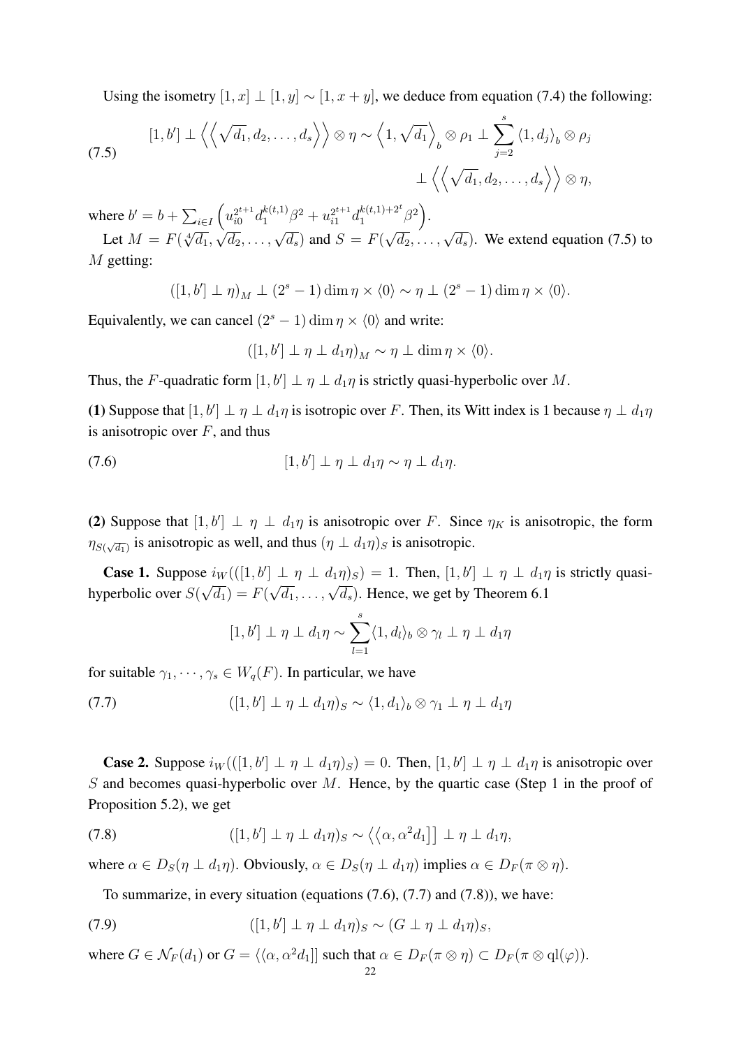Using the isometry $[1, x] \perp [1, y] \sim [1, x + y]$, we deduce from equation (7.4) the following:

$$
\begin{aligned}
(7.5) \qquad [1, b'] \perp \left\langle\left\langle \sqrt{d_1}, d_2, \dots, d_s \right\rangle\right\rangle \otimes \eta \sim \left\langle 1, \sqrt{d_1} \right\rangle_b \otimes \rho_1 \perp \sum_{j=2}^{s} \langle 1, d_j \rangle_b \otimes \rho_j \\
\perp \left\langle\left\langle \sqrt{d_1}, d_2, \dots, d_s \right\rangle\right\rangle \otimes \eta,
\end{aligned}
$$

where $b' = b + \sum_{i \in I} \left( u_{i0}^{2^{t+1}} d_1^{k(t,1)} \beta^2 + u_{i1}^{2^{t+1}} d_1^{k(t,1)+2^t} \beta^2 \right)$.

Let $M = F(\sqrt[4]{d_1}, \sqrt{d_2}, \dots, \sqrt{d_s})$ and $S = F(\sqrt{d_2}, \dots, \sqrt{d_s})$. We extend equation (7.5) to $M$ getting:

$$([1, b'] \perp \eta)_M \perp (2^s - 1) \dim \eta \times \langle 0 \rangle \sim \eta \perp (2^s - 1) \dim \eta \times \langle 0 \rangle.$$

Equivalently, we can cancel $(2^s - 1) \dim \eta \times \langle 0 \rangle$ and write:

$$([1, b'] \perp \eta \perp d_1 \eta)_M \sim \eta \perp \dim \eta \times \langle 0 \rangle.$$

Thus, the $F$-quadratic form $[1, b'] \perp \eta \perp d_1 \eta$ is strictly quasi-hyperbolic over $M$.

**(1)** Suppose that $[1, b'] \perp \eta \perp d_1 \eta$ is isotropic over $F$. Then, its Witt index is 1 because $\eta \perp d_1 \eta$ is anisotropic over $F$, and thus

$$(7.6) \qquad [1, b'] \perp \eta \perp d_1 \eta \sim \eta \perp d_1 \eta.$$

**(2)** Suppose that $[1, b'] \perp \eta \perp d_1 \eta$ is anisotropic over $F$. Since $\eta_K$ is anisotropic, the form $\eta_{S(\sqrt{d_1})}$ is anisotropic as well, and thus $(\eta \perp d_1 \eta)_S$ is anisotropic.

**Case 1.** Suppose $i_W(([1, b'] \perp \eta \perp d_1 \eta)_S) = 1$. Then, $[1, b'] \perp \eta \perp d_1 \eta$ is strictly quasi-hyperbolic over $S(\sqrt{d_1}) = F(\sqrt{d_1}, \dots, \sqrt{d_s})$. Hence, we get by Theorem 6.1

$$[1, b'] \perp \eta \perp d_1 \eta \sim \sum_{l=1}^{s} \langle 1, d_l \rangle_b \otimes \gamma_l \perp \eta \perp d_1 \eta$$

for suitable $\gamma_1, \cdots, \gamma_s \in W_q(F)$. In particular, we have

$$(7.7) \qquad ([1, b'] \perp \eta \perp d_1 \eta)_S \sim \langle 1, d_1 \rangle_b \otimes \gamma_1 \perp \eta \perp d_1 \eta$$

**Case 2.** Suppose $i_W(([1, b'] \perp \eta \perp d_1 \eta)_S) = 0$. Then, $[1, b'] \perp \eta \perp d_1 \eta$ is anisotropic over $S$ and becomes quasi-hyperbolic over $M$. Hence, by the quartic case (Step 1 in the proof of Proposition 5.2), we get

$$(7.8) \qquad ([1, b'] \perp \eta \perp d_1 \eta)_S \sim \langle\langle \alpha, \alpha^2 d_1 ]] \perp \eta \perp d_1 \eta,$$

where $\alpha \in D_S(\eta \perp d_1 \eta)$. Obviously, $\alpha \in D_S(\eta \perp d_1 \eta)$ implies $\alpha \in D_F(\pi \otimes \eta)$.

To summarize, in every situation (equations (7.6), (7.7) and (7.8)), we have:

$$(7.9) \qquad ([1, b'] \perp \eta \perp d_1 \eta)_S \sim (G \perp \eta \perp d_1 \eta)_S,$$

where $G \in \mathcal{N}_F(d_1)$ or $G = \langle\langle \alpha, \alpha^2 d_1 ]]$ such that $\alpha \in D_F(\pi \otimes \eta) \subset D_F(\pi \otimes \mathrm{ql}(\varphi))$.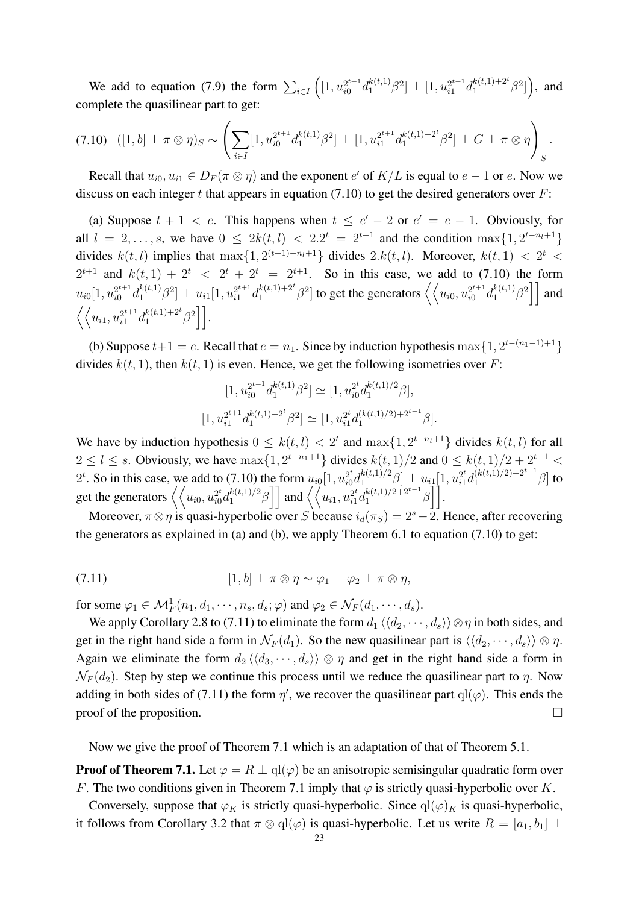We add to equation (7.9) the form $\sum_{i\in I}\left([1, u_{i0}^{2^{t+1}}d_1^{k(t,1)}\beta^2] \perp [1, u_{i1}^{2^{t+1}}d_1^{k(t,1)+2^t}\beta^2]\right)$, and complete the quasilinear part to get:

$$(7.10)\quad ([1,b]\perp \pi\otimes\eta)_S \sim \left(\sum_{i\in I}[1, u_{i0}^{2^{t+1}}d_1^{k(t,1)}\beta^2] \perp [1, u_{i1}^{2^{t+1}}d_1^{k(t,1)+2^t}\beta^2] \perp G \perp \pi\otimes\eta\right)_S.$$

Recall that $u_{i0}, u_{i1}\in D_F(\pi\otimes\eta)$ and the exponent $e'$ of $K/L$ is equal to $e-1$ or $e$. Now we discuss on each integer $t$ that appears in equation (7.10) to get the desired generators over $F$:

(a) Suppose $t+1<e$. This happens when $t\leq e'-2$ or $e'=e-1$. Obviously, for all $l=2,\ldots,s$, we have $0\leq 2k(t,l)<2.2^t=2^{t+1}$ and the condition $\max\{1, 2^{t-n_l+1}\}$ divides $k(t,l)$ implies that $\max\{1, 2^{(t+1)-n_l+1}\}$ divides $2.k(t,l)$. Moreover, $k(t,1)<2^t<2^{t+1}$ and $k(t,1)+2^t<2^t+2^t=2^{t+1}$. So in this case, we add to (7.10) the form $u_{i0}[1, u_{i0}^{2^{t+1}}d_1^{k(t,1)}\beta^2]\perp u_{i1}[1, u_{i1}^{2^{t+1}}d_1^{k(t,1)+2^t}\beta^2]$ to get the generators $\left\langle\left\langle u_{i0}, u_{i0}^{2^{t+1}}d_1^{k(t,1)}\beta^2\right]\right]$ and $\left\langle\left\langle u_{i1}, u_{i1}^{2^{t+1}}d_1^{k(t,1)+2^t}\beta^2\right]\right]$.

(b) Suppose $t+1=e$. Recall that $e=n_1$. Since by induction hypothesis $\max\{1, 2^{t-(n_1-1)+1}\}$ divides $k(t,1)$, then $k(t,1)$ is even. Hence, we get the following isometries over $F$:

$$[1, u_{i0}^{2^{t+1}}d_1^{k(t,1)}\beta^2]\simeq [1, u_{i0}^{2^t}d_1^{k(t,1)/2}\beta],$$
$$[1, u_{i1}^{2^{t+1}}d_1^{k(t,1)+2^t}\beta^2]\simeq [1, u_{i1}^{2^t}d_1^{(k(t,1)/2)+2^{t-1}}\beta].$$

We have by induction hypothesis $0\leq k(t,l)<2^t$ and $\max\{1, 2^{t-n_l+1}\}$ divides $k(t,l)$ for all $2\leq l\leq s$. Obviously, we have $\max\{1, 2^{t-n_1+1}\}$ divides $k(t,1)/2$ and $0\leq k(t,1)/2+2^{t-1}<2^t$. So in this case, we add to (7.10) the form $u_{i0}[1, u_{i0}^{2^t}d_1^{k(t,1)/2}\beta]\perp u_{i1}[1, u_{i1}^{2^t}d_1^{(k(t,1)/2)+2^{t-1}}\beta]$ to get the generators $\left\langle\left\langle u_{i0}, u_{i0}^{2^t}d_1^{k(t,1)/2}\beta\right]\right]$ and $\left\langle\left\langle u_{i1}, u_{i1}^{2^t}d_1^{k(t,1)/2+2^{t-1}}\beta\right]\right]$.

Moreover, $\pi\otimes\eta$ is quasi-hyperbolic over $S$ because $i_d(\pi_S)=2^s-2$. Hence, after recovering the generators as explained in (a) and (b), we apply Theorem 6.1 to equation (7.10) to get:

$$(7.11)\qquad [1,b]\perp\pi\otimes\eta\sim\varphi_1\perp\varphi_2\perp\pi\otimes\eta,$$

for some $\varphi_1\in\mathcal{M}_F^1(n_1, d_1,\cdots,n_s,d_s;\varphi)$ and $\varphi_2\in\mathcal{N}_F(d_1,\cdots,d_s)$.

We apply Corollary 2.8 to (7.11) to eliminate the form $d_1\langle\langle d_2,\cdots,d_s\rangle\rangle\otimes\eta$ in both sides, and get in the right hand side a form in $\mathcal{N}_F(d_1)$. So the new quasilinear part is $\langle\langle d_2,\cdots,d_s\rangle\rangle\otimes\eta$. Again we eliminate the form $d_2\langle\langle d_3,\cdots,d_s\rangle\rangle\otimes\eta$ and get in the right hand side a form in $\mathcal{N}_F(d_2)$. Step by step we continue this process until we reduce the quasilinear part to $\eta$. Now adding in both sides of (7.11) the form $\eta'$, we recover the quasilinear part $\mathrm{ql}(\varphi)$. This ends the proof of the proposition. $\square$

Now we give the proof of Theorem 7.1 which is an adaptation of that of Theorem 5.1.

**Proof of Theorem 7.1.** Let $\varphi=R\perp\mathrm{ql}(\varphi)$ be an anisotropic semisingular quadratic form over $F$. The two conditions given in Theorem 7.1 imply that $\varphi$ is strictly quasi-hyperbolic over $K$.

Conversely, suppose that $\varphi_K$ is strictly quasi-hyperbolic. Since $\mathrm{ql}(\varphi)_K$ is quasi-hyperbolic, it follows from Corollary 3.2 that $\pi\otimes\mathrm{ql}(\varphi)$ is quasi-hyperbolic. Let us write $R=[a_1,b_1]\perp$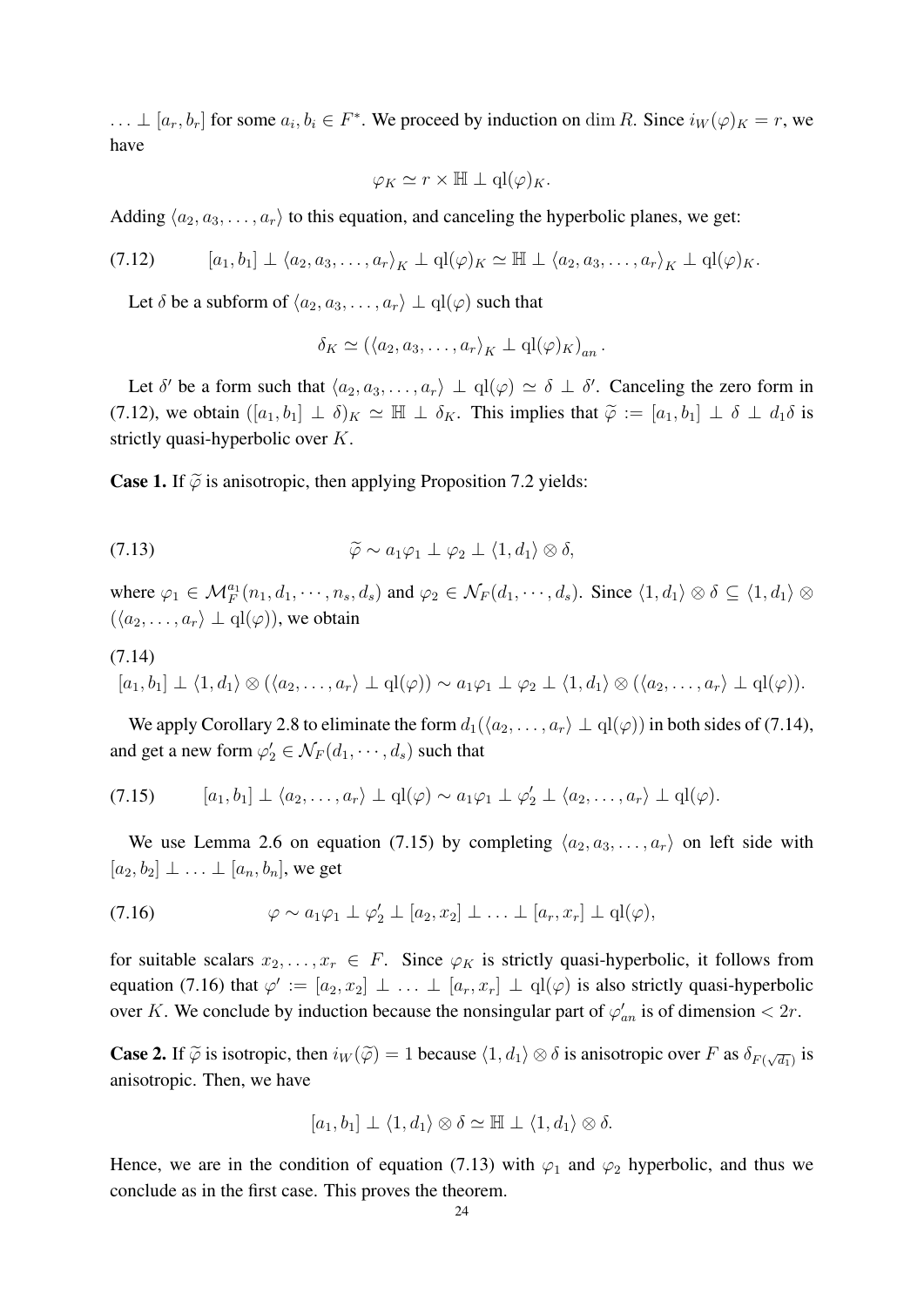$\ldots \perp [a_r, b_r]$ for some $a_i, b_i \in F^*$. We proceed by induction on $\dim R$. Since $i_W(\varphi)_K = r$, we have

$$\varphi_K \simeq r \times \mathbb{H} \perp \mathrm{ql}(\varphi)_K.$$

Adding $\langle a_2, a_3, \ldots, a_r \rangle$ to this equation, and canceling the hyperbolic planes, we get:

$$[a_1, b_1] \perp \langle a_2, a_3, \ldots, a_r \rangle_K \perp \mathrm{ql}(\varphi)_K \simeq \mathbb{H} \perp \langle a_2, a_3, \ldots, a_r \rangle_K \perp \mathrm{ql}(\varphi)_K. \tag{7.12}$$

Let $\delta$ be a subform of $\langle a_2, a_3, \ldots, a_r \rangle \perp \mathrm{ql}(\varphi)$ such that

$$\delta_K \simeq \left( \langle a_2, a_3, \ldots, a_r \rangle_K \perp \mathrm{ql}(\varphi)_K \right)_{an}.$$

Let $\delta'$ be a form such that $\langle a_2, a_3, \ldots, a_r \rangle \perp \mathrm{ql}(\varphi) \simeq \delta \perp \delta'$. Canceling the zero form in (7.12), we obtain $([a_1, b_1] \perp \delta)_K \simeq \mathbb{H} \perp \delta_K$. This implies that $\widetilde{\varphi} := [a_1, b_1] \perp \delta \perp d_1\delta$ is strictly quasi-hyperbolic over $K$.

**Case 1.** If $\widetilde{\varphi}$ is anisotropic, then applying Proposition 7.2 yields:

$$\widetilde{\varphi} \sim a_1\varphi_1 \perp \varphi_2 \perp \langle 1, d_1 \rangle \otimes \delta, \tag{7.13}$$

where $\varphi_1 \in \mathcal{M}_F^{a_1}(n_1, d_1, \cdots, n_s, d_s)$ and $\varphi_2 \in \mathcal{N}_F(d_1, \cdots, d_s)$. Since $\langle 1, d_1 \rangle \otimes \delta \subseteq \langle 1, d_1 \rangle \otimes (\langle a_2, \ldots, a_r \rangle \perp \mathrm{ql}(\varphi))$, we obtain

$$[a_1, b_1] \perp \langle 1, d_1 \rangle \otimes (\langle a_2, \ldots, a_r \rangle \perp \mathrm{ql}(\varphi)) \sim a_1\varphi_1 \perp \varphi_2 \perp \langle 1, d_1 \rangle \otimes (\langle a_2, \ldots, a_r \rangle \perp \mathrm{ql}(\varphi)). \tag{7.14}$$

We apply Corollary 2.8 to eliminate the form $d_1(\langle a_2, \ldots, a_r \rangle \perp \mathrm{ql}(\varphi))$ in both sides of (7.14), and get a new form $\varphi_2' \in \mathcal{N}_F(d_1, \cdots, d_s)$ such that

$$[a_1, b_1] \perp \langle a_2, \ldots, a_r \rangle \perp \mathrm{ql}(\varphi) \sim a_1\varphi_1 \perp \varphi_2' \perp \langle a_2, \ldots, a_r \rangle \perp \mathrm{ql}(\varphi). \tag{7.15}$$

We use Lemma 2.6 on equation (7.15) by completing $\langle a_2, a_3, \ldots, a_r \rangle$ on left side with $[a_2, b_2] \perp \ldots \perp [a_n, b_n]$, we get

$$\varphi \sim a_1\varphi_1 \perp \varphi_2' \perp [a_2, x_2] \perp \ldots \perp [a_r, x_r] \perp \mathrm{ql}(\varphi), \tag{7.16}$$

for suitable scalars $x_2, \ldots, x_r \in F$. Since $\varphi_K$ is strictly quasi-hyperbolic, it follows from equation (7.16) that $\varphi' := [a_2, x_2] \perp \ldots \perp [a_r, x_r] \perp \mathrm{ql}(\varphi)$ is also strictly quasi-hyperbolic over $K$. We conclude by induction because the nonsingular part of $\varphi'_{an}$ is of dimension $< 2r$.

**Case 2.** If $\widetilde{\varphi}$ is isotropic, then $i_W(\widetilde{\varphi}) = 1$ because $\langle 1, d_1 \rangle \otimes \delta$ is anisotropic over $F$ as $\delta_{F(\sqrt{d_1})}$ is anisotropic. Then, we have

$$[a_1, b_1] \perp \langle 1, d_1 \rangle \otimes \delta \simeq \mathbb{H} \perp \langle 1, d_1 \rangle \otimes \delta.$$

Hence, we are in the condition of equation (7.13) with $\varphi_1$ and $\varphi_2$ hyperbolic, and thus we conclude as in the first case. This proves the theorem.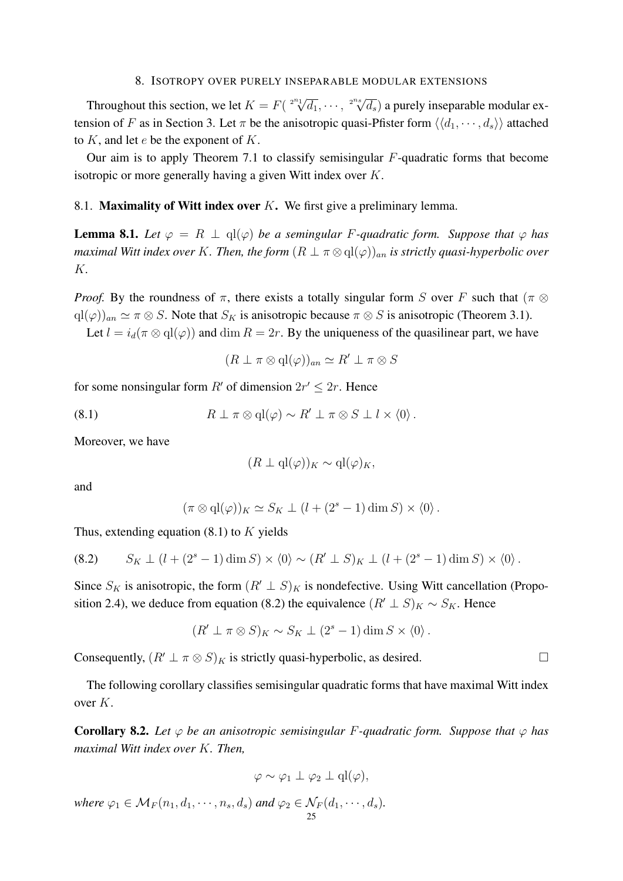## 8. Isotropy over purely inseparable modular extensions

Throughout this section, we let $K = F(\sqrt[2^{n_1}]{d_1}, \cdots, \sqrt[2^{n_s}]{d_s})$ a purely inseparable modular extension of $F$ as in Section 3. Let $\pi$ be the anisotropic quasi-Pfister form $\langle\langle d_1, \cdots, d_s\rangle\rangle$ attached to $K$, and let $e$ be the exponent of $K$.

Our aim is to apply Theorem 7.1 to classify semisingular $F$-quadratic forms that become isotropic or more generally having a given Witt index over $K$.

### 8.1. Maximality of Witt index over $K$.

We first give a preliminary lemma.

**Lemma 8.1.** *Let $\varphi = R \perp \mathrm{ql}(\varphi)$ be a semingular $F$-quadratic form. Suppose that $\varphi$ has maximal Witt index over $K$. Then, the form $(R \perp \pi \otimes \mathrm{ql}(\varphi))_{an}$ is strictly quasi-hyperbolic over $K$.*

*Proof.* By the roundness of $\pi$, there exists a totally singular form $S$ over $F$ such that $(\pi \otimes \mathrm{ql}(\varphi))_{an} \simeq \pi \otimes S$. Note that $S_K$ is anisotropic because $\pi \otimes S$ is anisotropic (Theorem 3.1).

Let $l = i_d(\pi \otimes \mathrm{ql}(\varphi))$ and $\dim R = 2r$. By the uniqueness of the quasilinear part, we have

$$(R \perp \pi \otimes \mathrm{ql}(\varphi))_{an} \simeq R' \perp \pi \otimes S$$

for some nonsingular form $R'$ of dimension $2r' \leq 2r$. Hence

$$R \perp \pi \otimes \mathrm{ql}(\varphi) \sim R' \perp \pi \otimes S \perp l \times \langle 0\rangle \,. \tag{8.1}$$

Moreover, we have

$$(R \perp \mathrm{ql}(\varphi))_K \sim \mathrm{ql}(\varphi)_K,$$

and

$$(\pi \otimes \mathrm{ql}(\varphi))_K \simeq S_K \perp (l + (2^s - 1)\dim S) \times \langle 0\rangle \,.$$

Thus, extending equation (8.1) to $K$ yields

$$S_K \perp (l + (2^s - 1)\dim S) \times \langle 0\rangle \sim (R' \perp S)_K \perp (l + (2^s - 1)\dim S) \times \langle 0\rangle \,. \tag{8.2}$$

Since $S_K$ is anisotropic, the form $(R' \perp S)_K$ is nondefective. Using Witt cancellation (Proposition 2.4), we deduce from equation (8.2) the equivalence $(R' \perp S)_K \sim S_K$. Hence

$$(R' \perp \pi \otimes S)_K \sim S_K \perp (2^s - 1)\dim S \times \langle 0\rangle \,.$$

Consequently, $(R' \perp \pi \otimes S)_K$ is strictly quasi-hyperbolic, as desired. $\square$

The following corollary classifies semisingular quadratic forms that have maximal Witt index over $K$.

**Corollary 8.2.** *Let $\varphi$ be an anisotropic semisingular $F$-quadratic form. Suppose that $\varphi$ has maximal Witt index over $K$. Then,*

$$\varphi \sim \varphi_1 \perp \varphi_2 \perp \mathrm{ql}(\varphi),$$

*where $\varphi_1 \in \mathcal{M}_F(n_1, d_1, \cdots, n_s, d_s)$ and $\varphi_2 \in \mathcal{N}_F(d_1, \cdots, d_s)$.*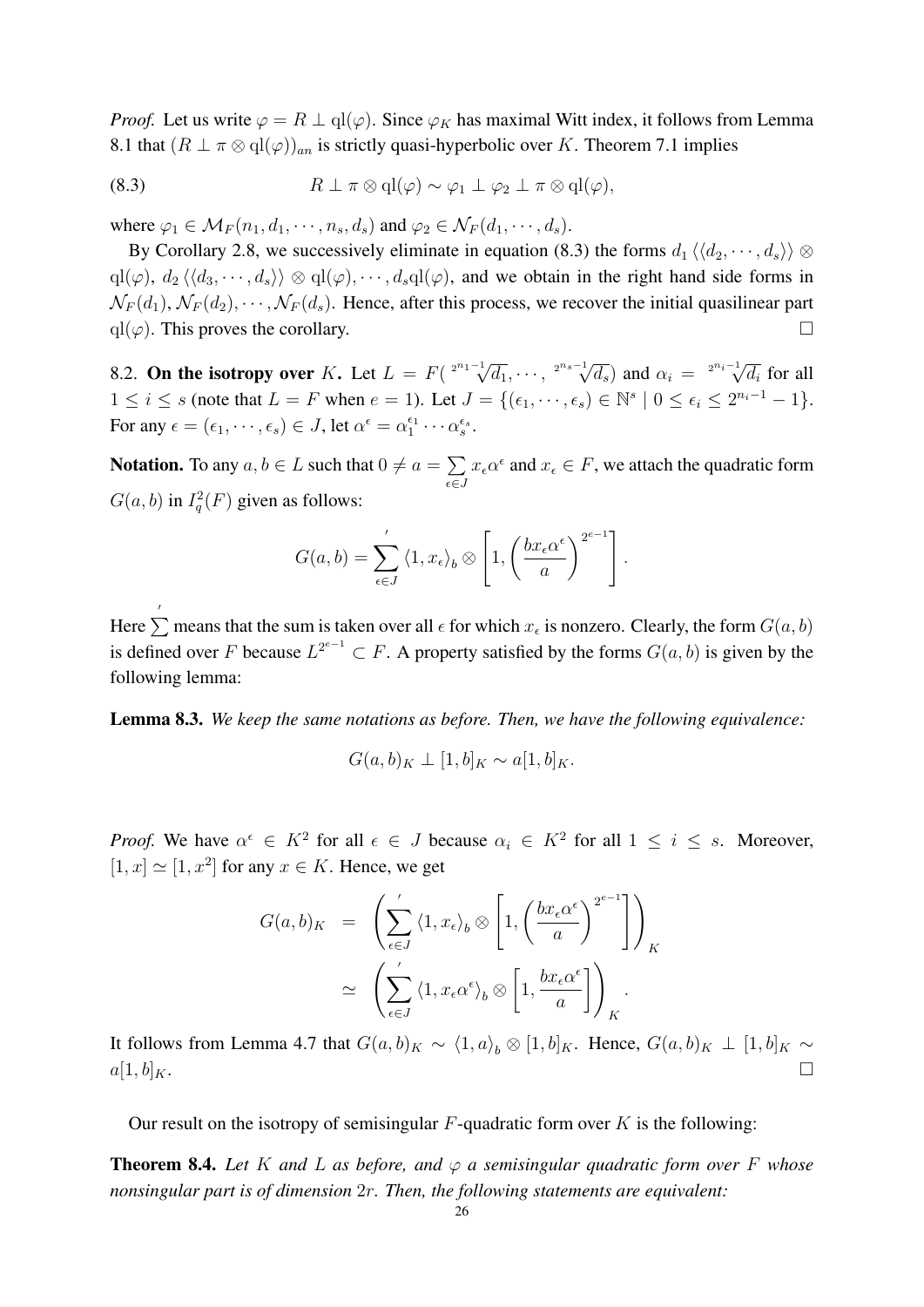*Proof.* Let us write $\varphi = R \perp \mathrm{ql}(\varphi)$. Since $\varphi_K$ has maximal Witt index, it follows from Lemma 8.1 that $(R \perp \pi \otimes \mathrm{ql}(\varphi))_{an}$ is strictly quasi-hyperbolic over $K$. Theorem 7.1 implies

$$R \perp \pi \otimes \mathrm{ql}(\varphi) \sim \varphi_1 \perp \varphi_2 \perp \pi \otimes \mathrm{ql}(\varphi), \tag{8.3}$$

where $\varphi_1 \in \mathcal{M}_F(n_1, d_1, \cdots, n_s, d_s)$ and $\varphi_2 \in \mathcal{N}_F(d_1, \cdots, d_s)$.

By Corollary 2.8, we successively eliminate in equation (8.3) the forms $d_1 \langle\langle d_2, \cdots, d_s \rangle\rangle \otimes \mathrm{ql}(\varphi)$, $d_2 \langle\langle d_3, \cdots, d_s \rangle\rangle \otimes \mathrm{ql}(\varphi), \cdots, d_s \mathrm{ql}(\varphi)$, and we obtain in the right hand side forms in $\mathcal{N}_F(d_1), \mathcal{N}_F(d_2), \cdots, \mathcal{N}_F(d_s)$. Hence, after this process, we recover the initial quasilinear part $\mathrm{ql}(\varphi)$. This proves the corollary. $\square$

8.2. **On the isotropy over** $K$**.** Let $L = F(\sqrt[2^{n_1-1}]{d_1}, \cdots, \sqrt[2^{n_s-1}]{d_s})$ and $\alpha_i = \sqrt[2^{n_i-1}]{d_i}$ for all $1 \leq i \leq s$ (note that $L = F$ when $e = 1$). Let $J = \{(\epsilon_1, \cdots, \epsilon_s) \in \mathbb{N}^s \mid 0 \leq \epsilon_i \leq 2^{n_i-1} - 1\}$. For any $\epsilon = (\epsilon_1, \cdots, \epsilon_s) \in J$, let $\alpha^\epsilon = \alpha_1^{\epsilon_1} \cdots \alpha_s^{\epsilon_s}$.

**Notation.** To any $a, b \in L$ such that $0 \neq a = \sum_{\epsilon \in J} x_\epsilon \alpha^\epsilon$ and $x_\epsilon \in F$, we attach the quadratic form $G(a, b)$ in $I_q^2(F)$ given as follows:

$$G(a,b) = \sum_{\epsilon \in J}{}' \langle 1, x_\epsilon \rangle_b \otimes \left[1, \left(\frac{b x_\epsilon \alpha^\epsilon}{a}\right)^{2^{e-1}}\right].$$

Here $\sum'$ means that the sum is taken over all $\epsilon$ for which $x_\epsilon$ is nonzero. Clearly, the form $G(a, b)$ is defined over $F$ because $L^{2^{e-1}} \subset F$. A property satisfied by the forms $G(a, b)$ is given by the following lemma:

**Lemma 8.3.** *We keep the same notations as before. Then, we have the following equivalence:*

$$G(a,b)_K \perp [1,b]_K \sim a[1,b]_K.$$

*Proof.* We have $\alpha^\epsilon \in K^2$ for all $\epsilon \in J$ because $\alpha_i \in K^2$ for all $1 \leq i \leq s$. Moreover, $[1, x] \simeq [1, x^2]$ for any $x \in K$. Hence, we get

$$\begin{aligned} G(a,b)_K &= \left( \sum_{\epsilon \in J}{}' \langle 1, x_\epsilon \rangle_b \otimes \left[1, \left(\frac{b x_\epsilon \alpha^\epsilon}{a}\right)^{2^{e-1}}\right] \right)_K \\ &\simeq \left( \sum_{\epsilon \in J}{}' \langle 1, x_\epsilon \alpha^\epsilon \rangle_b \otimes \left[1, \frac{b x_\epsilon \alpha^\epsilon}{a}\right] \right)_K. \end{aligned}$$

It follows from Lemma 4.7 that $G(a,b)_K \sim \langle 1, a \rangle_b \otimes [1, b]_K$. Hence, $G(a,b)_K \perp [1,b]_K \sim a[1,b]_K$. $\square$

Our result on the isotropy of semisingular $F$-quadratic form over $K$ is the following:

**Theorem 8.4.** *Let $K$ and $L$ as before, and $\varphi$ a semisingular quadratic form over $F$ whose nonsingular part is of dimension $2r$. Then, the following statements are equivalent:*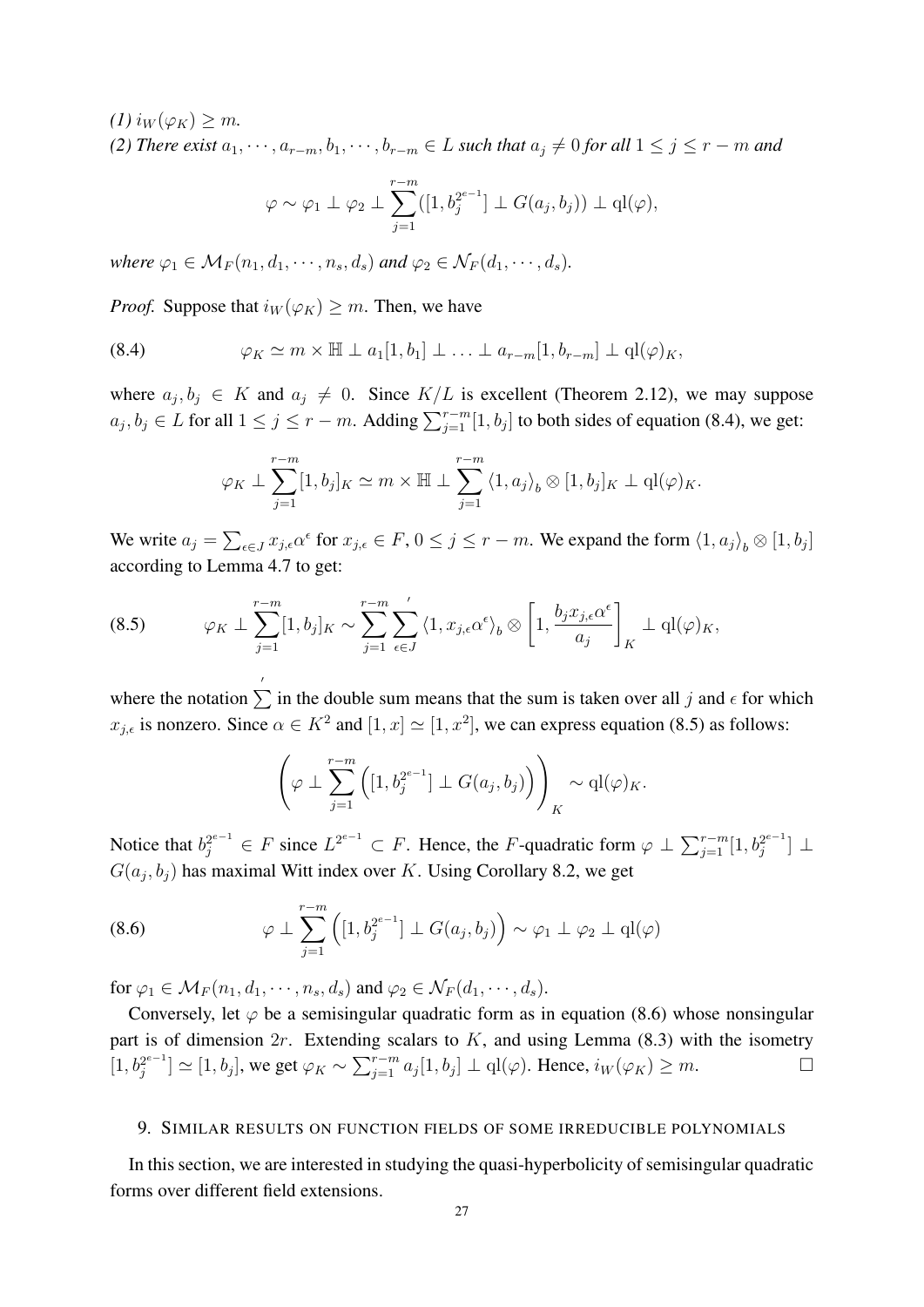*(1)* $i_W(\varphi_K) \geq m$.
*(2) There exist* $a_1, \cdots, a_{r-m}, b_1, \cdots, b_{r-m} \in L$ *such that* $a_j \neq 0$ *for all* $1 \leq j \leq r-m$ *and*

$$\varphi \sim \varphi_1 \perp \varphi_2 \perp \sum_{j=1}^{r-m} ([1, b_j^{2^{e-1}}] \perp G(a_j, b_j)) \perp \mathrm{ql}(\varphi),$$

*where* $\varphi_1 \in \mathcal{M}_F(n_1, d_1, \cdots, n_s, d_s)$ *and* $\varphi_2 \in \mathcal{N}_F(d_1, \cdots, d_s)$.

*Proof.* Suppose that $i_W(\varphi_K) \geq m$. Then, we have

$$\varphi_K \simeq m \times \mathbb{H} \perp a_1[1, b_1] \perp \ldots \perp a_{r-m}[1, b_{r-m}] \perp \mathrm{ql}(\varphi)_K, \tag{8.4}$$

where $a_j, b_j \in K$ and $a_j \neq 0$. Since $K/L$ is excellent (Theorem 2.12), we may suppose $a_j, b_j \in L$ for all $1 \leq j \leq r-m$. Adding $\sum_{j=1}^{r-m}[1, b_j]$ to both sides of equation (8.4), we get:

$$\varphi_K \perp \sum_{j=1}^{r-m}[1, b_j]_K \simeq m \times \mathbb{H} \perp \sum_{j=1}^{r-m} \langle 1, a_j \rangle_b \otimes [1, b_j]_K \perp \mathrm{ql}(\varphi)_K.$$

We write $a_j = \sum_{\epsilon \in J} x_{j,\epsilon}\alpha^\epsilon$ for $x_{j,\epsilon} \in F$, $0 \leq j \leq r-m$. We expand the form $\langle 1, a_j \rangle_b \otimes [1, b_j]$ according to Lemma 4.7 to get:

$$\varphi_K \perp \sum_{j=1}^{r-m}[1, b_j]_K \sim \sum_{j=1}^{r-m} \sideset{}{'}\sum_{\epsilon \in J} \langle 1, x_{j,\epsilon}\alpha^\epsilon \rangle_b \otimes \left[1, \frac{b_j x_{j,\epsilon}\alpha^\epsilon}{a_j}\right]_K \perp \mathrm{ql}(\varphi)_K, \tag{8.5}$$

where the notation $\sum'$ in the double sum means that the sum is taken over all $j$ and $\epsilon$ for which $x_{j,\epsilon}$ is nonzero. Since $\alpha \in K^2$ and $[1, x] \simeq [1, x^2]$, we can express equation (8.5) as follows:

$$\left(\varphi \perp \sum_{j=1}^{r-m} \left([1, b_j^{2^{e-1}}] \perp G(a_j, b_j)\right)\right)_K \sim \mathrm{ql}(\varphi)_K.$$

Notice that $b_j^{2^{e-1}} \in F$ since $L^{2^{e-1}} \subset F$. Hence, the $F$-quadratic form $\varphi \perp \sum_{j=1}^{r-m}[1, b_j^{2^{e-1}}] \perp G(a_j, b_j)$ has maximal Witt index over $K$. Using Corollary 8.2, we get

$$\varphi \perp \sum_{j=1}^{r-m} \left([1, b_j^{2^{e-1}}] \perp G(a_j, b_j)\right) \sim \varphi_1 \perp \varphi_2 \perp \mathrm{ql}(\varphi) \tag{8.6}$$

for $\varphi_1 \in \mathcal{M}_F(n_1, d_1, \cdots, n_s, d_s)$ and $\varphi_2 \in \mathcal{N}_F(d_1, \cdots, d_s)$.

Conversely, let $\varphi$ be a semisingular quadratic form as in equation (8.6) whose nonsingular part is of dimension $2r$. Extending scalars to $K$, and using Lemma (8.3) with the isometry $[1, b_j^{2^{e-1}}] \simeq [1, b_j]$, we get $\varphi_K \sim \sum_{j=1}^{r-m} a_j[1, b_j] \perp \mathrm{ql}(\varphi)$. Hence, $i_W(\varphi_K) \geq m$. $\square$

## 9. Similar results on function fields of some irreducible polynomials

In this section, we are interested in studying the quasi-hyperbolicity of semisingular quadratic forms over different field extensions.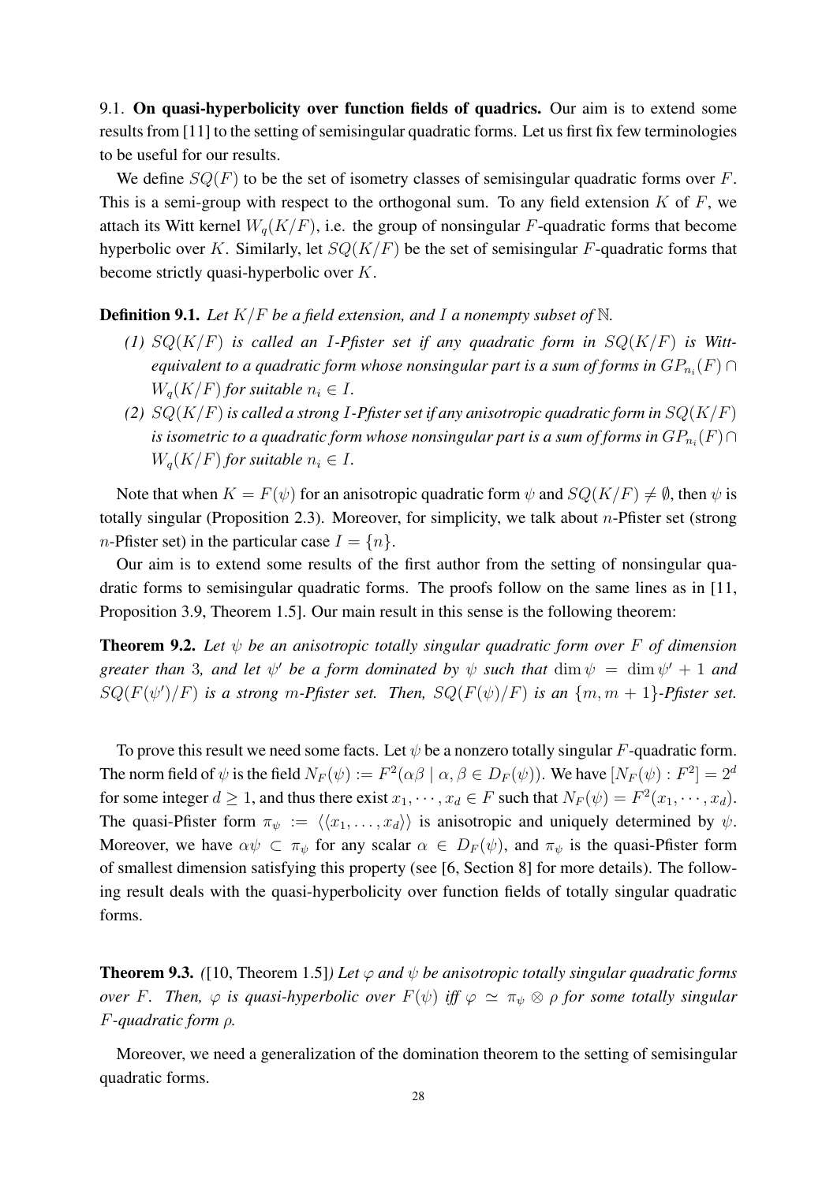9.1. **On quasi-hyperbolicity over function fields of quadrics.** Our aim is to extend some results from [11] to the setting of semisingular quadratic forms. Let us first fix few terminologies to be useful for our results.

We define $SQ(F)$ to be the set of isometry classes of semisingular quadratic forms over $F$. This is a semi-group with respect to the orthogonal sum. To any field extension $K$ of $F$, we attach its Witt kernel $W_q(K/F)$, i.e. the group of nonsingular $F$-quadratic forms that become hyperbolic over $K$. Similarly, let $SQ(K/F)$ be the set of semisingular $F$-quadratic forms that become strictly quasi-hyperbolic over $K$.

**Definition 9.1.** *Let $K/F$ be a field extension, and $I$ a nonempty subset of $\mathbb{N}$.*

*(1) $SQ(K/F)$ is called an $I$-Pfister set if any quadratic form in $SQ(K/F)$ is Witt-equivalent to a quadratic form whose nonsingular part is a sum of forms in $GP_{n_i}(F) \cap W_q(K/F)$ for suitable $n_i \in I$.*

*(2) $SQ(K/F)$ is called a strong $I$-Pfister set if any anisotropic quadratic form in $SQ(K/F)$ is isometric to a quadratic form whose nonsingular part is a sum of forms in $GP_{n_i}(F) \cap W_q(K/F)$ for suitable $n_i \in I$.*

Note that when $K = F(\psi)$ for an anisotropic quadratic form $\psi$ and $SQ(K/F) \neq \emptyset$, then $\psi$ is totally singular (Proposition 2.3). Moreover, for simplicity, we talk about $n$-Pfister set (strong $n$-Pfister set) in the particular case $I = \{n\}$.

Our aim is to extend some results of the first author from the setting of nonsingular quadratic forms to semisingular quadratic forms. The proofs follow on the same lines as in [11, Proposition 3.9, Theorem 1.5]. Our main result in this sense is the following theorem:

**Theorem 9.2.** *Let $\psi$ be an anisotropic totally singular quadratic form over $F$ of dimension greater than 3, and let $\psi'$ be a form dominated by $\psi$ such that $\dim \psi = \dim \psi' + 1$ and $SQ(F(\psi')/F)$ is a strong $m$-Pfister set. Then, $SQ(F(\psi)/F)$ is an $\{m, m+1\}$-Pfister set.*

To prove this result we need some facts. Let $\psi$ be a nonzero totally singular $F$-quadratic form. The norm field of $\psi$ is the field $N_F(\psi) := F^2(\alpha\beta \mid \alpha, \beta \in D_F(\psi))$. We have $[N_F(\psi) : F^2] = 2^d$ for some integer $d \geq 1$, and thus there exist $x_1, \cdots, x_d \in F$ such that $N_F(\psi) = F^2(x_1, \cdots, x_d)$. The quasi-Pfister form $\pi_\psi := \langle\langle x_1, \ldots, x_d \rangle\rangle$ is anisotropic and uniquely determined by $\psi$. Moreover, we have $\alpha\psi \subset \pi_\psi$ for any scalar $\alpha \in D_F(\psi)$, and $\pi_\psi$ is the quasi-Pfister form of smallest dimension satisfying this property (see [6, Section 8] for more details). The following result deals with the quasi-hyperbolicity over function fields of totally singular quadratic forms.

**Theorem 9.3.** *([10, Theorem 1.5]) Let $\varphi$ and $\psi$ be anisotropic totally singular quadratic forms over $F$. Then, $\varphi$ is quasi-hyperbolic over $F(\psi)$ iff $\varphi \simeq \pi_\psi \otimes \rho$ for some totally singular $F$-quadratic form $\rho$.*

Moreover, we need a generalization of the domination theorem to the setting of semisingular quadratic forms.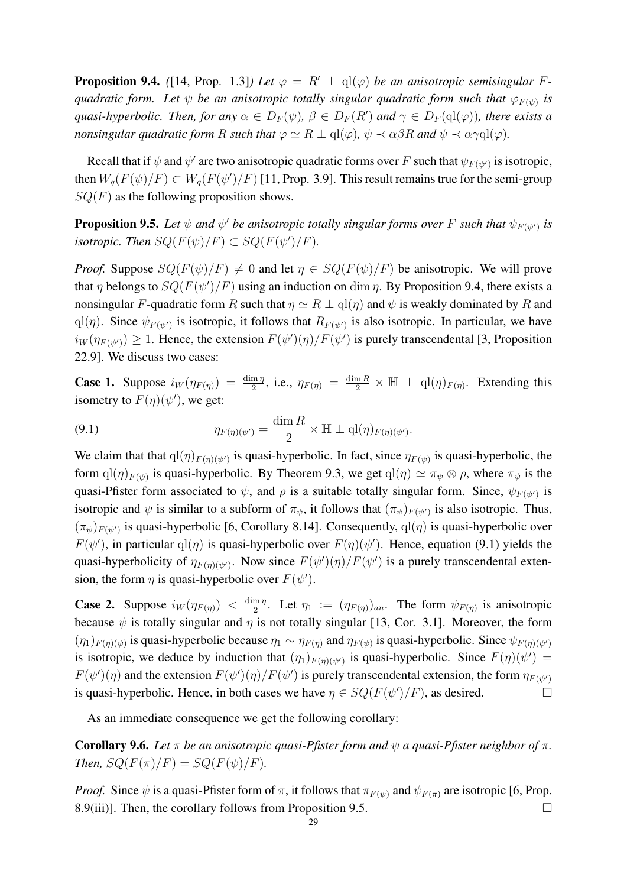**Proposition 9.4.** *([14, Prop. 1.3]) Let $\varphi = R' \perp \mathrm{ql}(\varphi)$ be an anisotropic semisingular $F$-quadratic form. Let $\psi$ be an anisotropic totally singular quadratic form such that $\varphi_{F(\psi)}$ is quasi-hyperbolic. Then, for any $\alpha \in D_F(\psi)$, $\beta \in D_F(R')$ and $\gamma \in D_F(\mathrm{ql}(\varphi))$, there exists a nonsingular quadratic form $R$ such that $\varphi \simeq R \perp \mathrm{ql}(\varphi)$, $\psi \prec \alpha\beta R$ and $\psi \prec \alpha\gamma \mathrm{ql}(\varphi)$.*

Recall that if $\psi$ and $\psi'$ are two anisotropic quadratic forms over $F$ such that $\psi_{F(\psi')}$ is isotropic, then $W_q(F(\psi)/F) \subset W_q(F(\psi')/F)$ [11, Prop. 3.9]. This result remains true for the semi-group $SQ(F)$ as the following proposition shows.

**Proposition 9.5.** *Let $\psi$ and $\psi'$ be anisotropic totally singular forms over $F$ such that $\psi_{F(\psi')}$ is isotropic. Then $SQ(F(\psi)/F) \subset SQ(F(\psi')/F)$.*

*Proof.* Suppose $SQ(F(\psi)/F) \neq 0$ and let $\eta \in SQ(F(\psi)/F)$ be anisotropic. We will prove that $\eta$ belongs to $SQ(F(\psi')/F)$ using an induction on $\dim \eta$. By Proposition 9.4, there exists a nonsingular $F$-quadratic form $R$ such that $\eta \simeq R \perp \mathrm{ql}(\eta)$ and $\psi$ is weakly dominated by $R$ and $\mathrm{ql}(\eta)$. Since $\psi_{F(\psi')}$ is isotropic, it follows that $R_{F(\psi')}$ is also isotropic. In particular, we have $i_W(\eta_{F(\psi')}) \geq 1$. Hence, the extension $F(\psi')(\eta)/F(\psi')$ is purely transcendental [3, Proposition 22.9]. We discuss two cases:

**Case 1.** Suppose $i_W(\eta_{F(\eta)}) = \frac{\dim \eta}{2}$, i.e., $\eta_{F(\eta)} = \frac{\dim R}{2} \times \mathbb{H} \perp \mathrm{ql}(\eta)_{F(\eta)}$. Extending this isometry to $F(\eta)(\psi')$, we get:

$$\eta_{F(\eta)(\psi')} = \frac{\dim R}{2} \times \mathbb{H} \perp \mathrm{ql}(\eta)_{F(\eta)(\psi')}. \tag{9.1}$$

We claim that that $\mathrm{ql}(\eta)_{F(\eta)(\psi')}$ is quasi-hyperbolic. In fact, since $\eta_{F(\psi)}$ is quasi-hyperbolic, the form $\mathrm{ql}(\eta)_{F(\psi)}$ is quasi-hyperbolic. By Theorem 9.3, we get $\mathrm{ql}(\eta) \simeq \pi_\psi \otimes \rho$, where $\pi_\psi$ is the quasi-Pfister form associated to $\psi$, and $\rho$ is a suitable totally singular form. Since, $\psi_{F(\psi')}$ is isotropic and $\psi$ is similar to a subform of $\pi_\psi$, it follows that $(\pi_\psi)_{F(\psi')}$ is also isotropic. Thus, $(\pi_\psi)_{F(\psi')}$ is quasi-hyperbolic [6, Corollary 8.14]. Consequently, $\mathrm{ql}(\eta)$ is quasi-hyperbolic over $F(\psi')$, in particular $\mathrm{ql}(\eta)$ is quasi-hyperbolic over $F(\eta)(\psi')$. Hence, equation (9.1) yields the quasi-hyperbolicity of $\eta_{F(\eta)(\psi')}$. Now since $F(\psi')(\eta)/F(\psi')$ is a purely transcendental extension, the form $\eta$ is quasi-hyperbolic over $F(\psi')$.

**Case 2.** Suppose $i_W(\eta_{F(\eta)}) < \frac{\dim \eta}{2}$. Let $\eta_1 := (\eta_{F(\eta)})_{an}$. The form $\psi_{F(\eta)}$ is anisotropic because $\psi$ is totally singular and $\eta$ is not totally singular [13, Cor. 3.1]. Moreover, the form $(\eta_1)_{F(\eta)(\psi)}$ is quasi-hyperbolic because $\eta_1 \sim \eta_{F(\eta)}$ and $\eta_{F(\psi)}$ is quasi-hyperbolic. Since $\psi_{F(\eta)(\psi')}$ is isotropic, we deduce by induction that $(\eta_1)_{F(\eta)(\psi')}$ is quasi-hyperbolic. Since $F(\eta)(\psi') = F(\psi')(\eta)$ and the extension $F(\psi')(\eta)/F(\psi')$ is purely transcendental extension, the form $\eta_{F(\psi')}$ is quasi-hyperbolic. Hence, in both cases we have $\eta \in SQ(F(\psi')/F)$, as desired. □

As an immediate consequence we get the following corollary:

**Corollary 9.6.** *Let $\pi$ be an anisotropic quasi-Pfister form and $\psi$ a quasi-Pfister neighbor of $\pi$. Then, $SQ(F(\pi)/F) = SQ(F(\psi)/F)$.*

*Proof.* Since $\psi$ is a quasi-Pfister form of $\pi$, it follows that $\pi_{F(\psi)}$ and $\psi_{F(\pi)}$ are isotropic [6, Prop. 8.9(iii)]. Then, the corollary follows from Proposition 9.5. □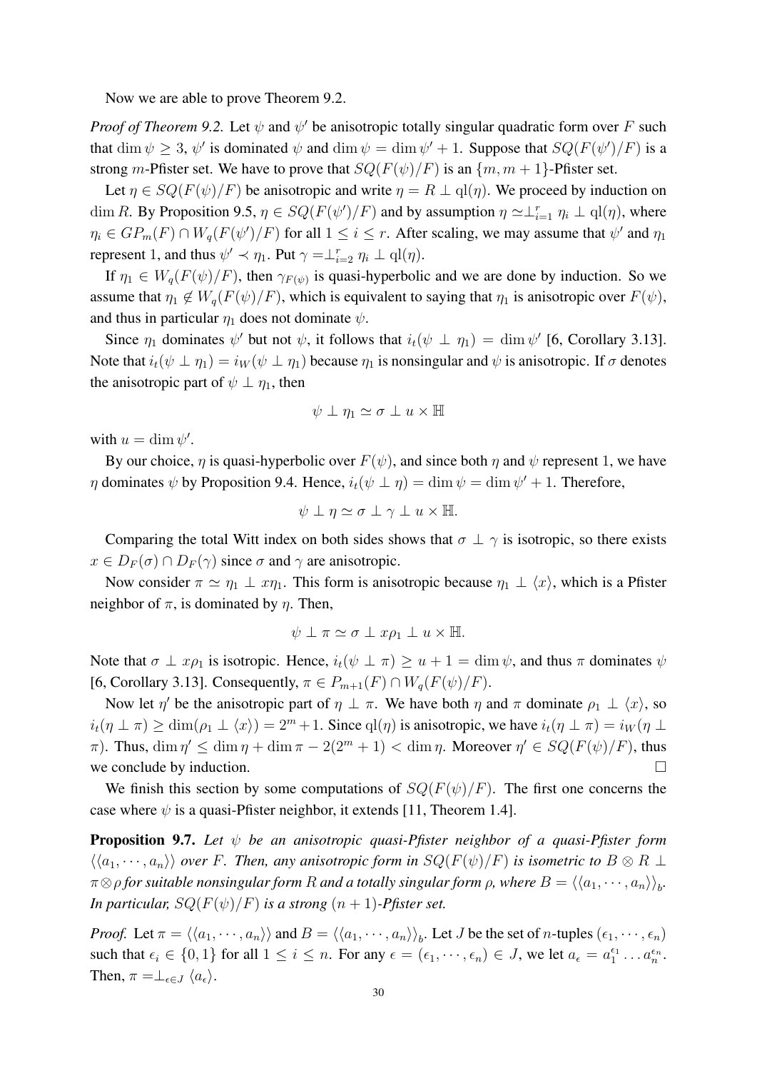Now we are able to prove Theorem 9.2.

*Proof of Theorem 9.2.* Let $\psi$ and $\psi'$ be anisotropic totally singular quadratic form over $F$ such that $\dim \psi \geq 3$, $\psi'$ is dominated $\psi$ and $\dim \psi = \dim \psi' + 1$. Suppose that $SQ(F(\psi')/F)$ is a strong $m$-Pfister set. We have to prove that $SQ(F(\psi)/F)$ is an $\{m, m+1\}$-Pfister set.

Let $\eta \in SQ(F(\psi)/F)$ be anisotropic and write $\eta = R \perp \mathrm{ql}(\eta)$. We proceed by induction on $\dim R$. By Proposition 9.5, $\eta \in SQ(F(\psi')/F)$ and by assumption $\eta \simeq \perp_{i=1}^{r} \eta_i \perp \mathrm{ql}(\eta)$, where $\eta_i \in GP_m(F) \cap W_q(F(\psi')/F)$ for all $1 \leq i \leq r$. After scaling, we may assume that $\psi'$ and $\eta_1$ represent 1, and thus $\psi' \prec \eta_1$. Put $\gamma = \perp_{i=2}^{r} \eta_i \perp \mathrm{ql}(\eta)$.

If $\eta_1 \in W_q(F(\psi)/F)$, then $\gamma_{F(\psi)}$ is quasi-hyperbolic and we are done by induction. So we assume that $\eta_1 \notin W_q(F(\psi)/F)$, which is equivalent to saying that $\eta_1$ is anisotropic over $F(\psi)$, and thus in particular $\eta_1$ does not dominate $\psi$.

Since $\eta_1$ dominates $\psi'$ but not $\psi$, it follows that $i_t(\psi \perp \eta_1) = \dim \psi'$ [6, Corollary 3.13]. Note that $i_t(\psi \perp \eta_1) = i_W(\psi \perp \eta_1)$ because $\eta_1$ is nonsingular and $\psi$ is anisotropic. If $\sigma$ denotes the anisotropic part of $\psi \perp \eta_1$, then

$$\psi \perp \eta_1 \simeq \sigma \perp u \times \mathbb{H}$$

with $u = \dim \psi'$.

By our choice, $\eta$ is quasi-hyperbolic over $F(\psi)$, and since both $\eta$ and $\psi$ represent 1, we have $\eta$ dominates $\psi$ by Proposition 9.4. Hence, $i_t(\psi \perp \eta) = \dim \psi = \dim \psi' + 1$. Therefore,

$$\psi \perp \eta \simeq \sigma \perp \gamma \perp u \times \mathbb{H}.$$

Comparing the total Witt index on both sides shows that $\sigma \perp \gamma$ is isotropic, so there exists $x \in D_F(\sigma) \cap D_F(\gamma)$ since $\sigma$ and $\gamma$ are anisotropic.

Now consider $\pi \simeq \eta_1 \perp x\eta_1$. This form is anisotropic because $\eta_1 \perp \langle x \rangle$, which is a Pfister neighbor of $\pi$, is dominated by $\eta$. Then,

$$\psi \perp \pi \simeq \sigma \perp x\rho_1 \perp u \times \mathbb{H}.$$

Note that $\sigma \perp x\rho_1$ is isotropic. Hence, $i_t(\psi \perp \pi) \geq u + 1 = \dim \psi$, and thus $\pi$ dominates $\psi$ [6, Corollary 3.13]. Consequently, $\pi \in P_{m+1}(F) \cap W_q(F(\psi)/F)$.

Now let $\eta'$ be the anisotropic part of $\eta \perp \pi$. We have both $\eta$ and $\pi$ dominate $\rho_1 \perp \langle x \rangle$, so $i_t(\eta \perp \pi) \geq \dim(\rho_1 \perp \langle x \rangle) = 2^m + 1$. Since $\mathrm{ql}(\eta)$ is anisotropic, we have $i_t(\eta \perp \pi) = i_W(\eta \perp \pi)$. Thus, $\dim \eta' \leq \dim \eta + \dim \pi - 2(2^m + 1) < \dim \eta$. Moreover $\eta' \in SQ(F(\psi)/F)$, thus we conclude by induction. $\square$

We finish this section by some computations of $SQ(F(\psi)/F)$. The first one concerns the case where $\psi$ is a quasi-Pfister neighbor, it extends [11, Theorem 1.4].

**Proposition 9.7.** *Let $\psi$ be an anisotropic quasi-Pfister neighbor of a quasi-Pfister form $\langle\langle a_1, \cdots, a_n \rangle\rangle$ over $F$. Then, any anisotropic form in $SQ(F(\psi)/F)$ is isometric to $B \otimes R \perp \pi \otimes \rho$ for suitable nonsingular form $R$ and a totally singular form $\rho$, where $B = \langle\langle a_1, \cdots, a_n \rangle\rangle_b$. In particular, $SQ(F(\psi)/F)$ is a strong $(n+1)$-Pfister set.*

*Proof.* Let $\pi = \langle\langle a_1, \cdots, a_n \rangle\rangle$ and $B = \langle\langle a_1, \cdots, a_n \rangle\rangle_b$. Let $J$ be the set of $n$-tuples $(\epsilon_1, \cdots, \epsilon_n)$ such that $\epsilon_i \in \{0, 1\}$ for all $1 \leq i \leq n$. For any $\epsilon = (\epsilon_1, \cdots, \epsilon_n) \in J$, we let $a_\epsilon = a_1^{\epsilon_1} \ldots a_n^{\epsilon_n}$. Then, $\pi = \perp_{\epsilon \in J} \langle a_\epsilon \rangle$.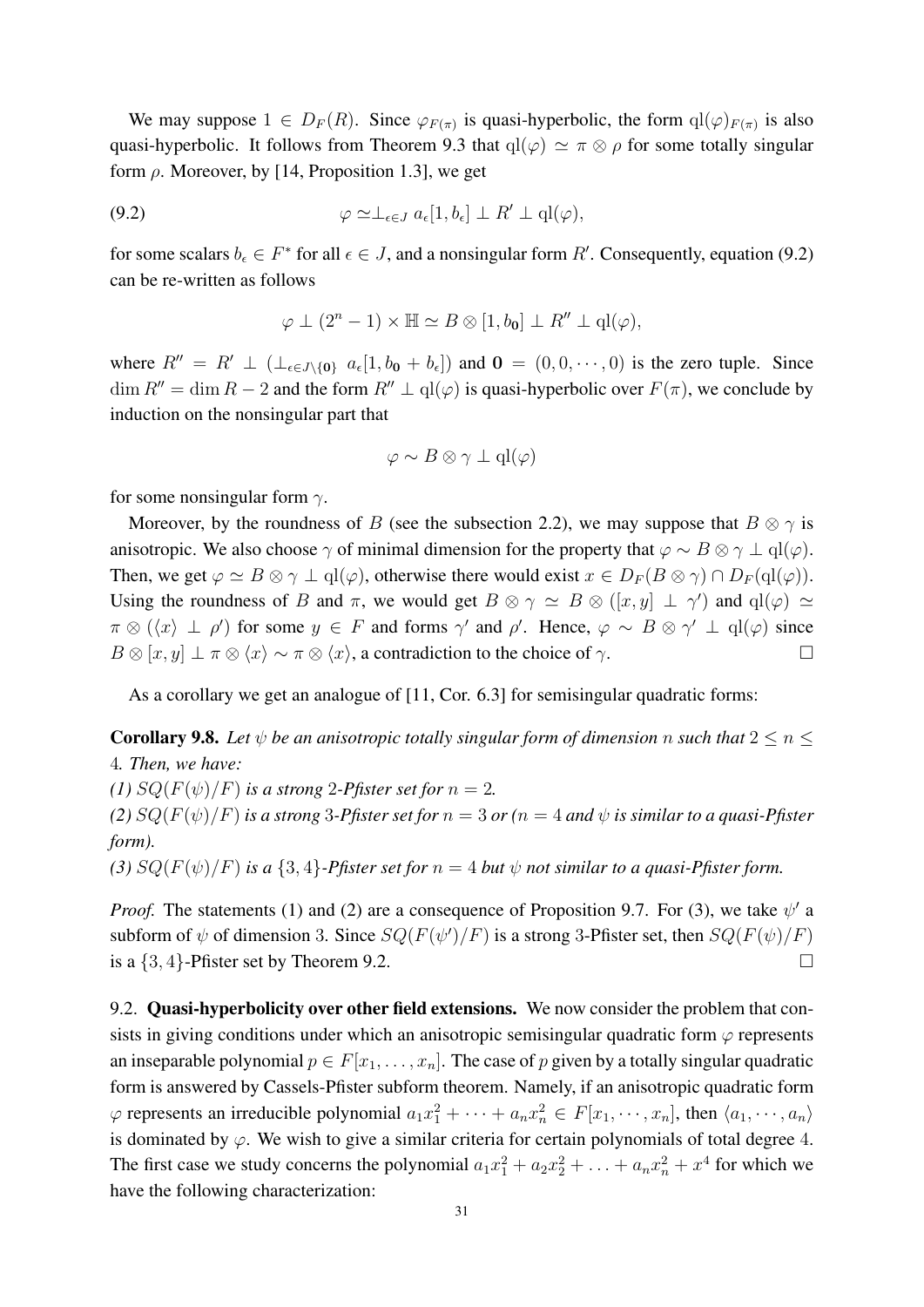We may suppose $1 \in D_F(R)$. Since $\varphi_{F(\pi)}$ is quasi-hyperbolic, the form $\mathrm{ql}(\varphi)_{F(\pi)}$ is also quasi-hyperbolic. It follows from Theorem 9.3 that $\mathrm{ql}(\varphi) \simeq \pi \otimes \rho$ for some totally singular form $\rho$. Moreover, by [14, Proposition 1.3], we get

$$\varphi \simeq \perp_{\epsilon \in J} a_\epsilon [1, b_\epsilon] \perp R' \perp \mathrm{ql}(\varphi), \tag{9.2}$$

for some scalars $b_\epsilon \in F^*$ for all $\epsilon \in J$, and a nonsingular form $R'$. Consequently, equation (9.2) can be re-written as follows

$$\varphi \perp (2^n - 1) \times \mathbb{H} \simeq B \otimes [1, b_{\mathbf{0}}] \perp R'' \perp \mathrm{ql}(\varphi),$$

where $R'' = R' \perp (\perp_{\epsilon \in J \setminus \{\mathbf{0}\}} a_\epsilon [1, b_{\mathbf{0}} + b_\epsilon])$ and $\mathbf{0} = (0, 0, \cdots, 0)$ is the zero tuple. Since $\dim R'' = \dim R - 2$ and the form $R'' \perp \mathrm{ql}(\varphi)$ is quasi-hyperbolic over $F(\pi)$, we conclude by induction on the nonsingular part that

$$\varphi \sim B \otimes \gamma \perp \mathrm{ql}(\varphi)$$

for some nonsingular form $\gamma$.

Moreover, by the roundness of $B$ (see the subsection 2.2), we may suppose that $B \otimes \gamma$ is anisotropic. We also choose $\gamma$ of minimal dimension for the property that $\varphi \sim B \otimes \gamma \perp \mathrm{ql}(\varphi)$. Then, we get $\varphi \simeq B \otimes \gamma \perp \mathrm{ql}(\varphi)$, otherwise there would exist $x \in D_F(B \otimes \gamma) \cap D_F(\mathrm{ql}(\varphi))$. Using the roundness of $B$ and $\pi$, we would get $B \otimes \gamma \simeq B \otimes ([x, y] \perp \gamma')$ and $\mathrm{ql}(\varphi) \simeq \pi \otimes (\langle x \rangle \perp \rho')$ for some $y \in F$ and forms $\gamma'$ and $\rho'$. Hence, $\varphi \sim B \otimes \gamma' \perp \mathrm{ql}(\varphi)$ since $B \otimes [x, y] \perp \pi \otimes \langle x \rangle \sim \pi \otimes \langle x \rangle$, a contradiction to the choice of $\gamma$. □

As a corollary we get an analogue of [11, Cor. 6.3] for semisingular quadratic forms:

**Corollary 9.8.** *Let $\psi$ be an anisotropic totally singular form of dimension $n$ such that $2 \leq n \leq 4$. Then, we have:*
*(1) $SQ(F(\psi)/F)$ is a strong 2-Pfister set for $n = 2$.*
*(2) $SQ(F(\psi)/F)$ is a strong 3-Pfister set for $n = 3$ or ($n = 4$ and $\psi$ is similar to a quasi-Pfister form).*
*(3) $SQ(F(\psi)/F)$ is a $\{3, 4\}$-Pfister set for $n = 4$ but $\psi$ not similar to a quasi-Pfister form.*

*Proof.* The statements (1) and (2) are a consequence of Proposition 9.7. For (3), we take $\psi'$ a subform of $\psi$ of dimension 3. Since $SQ(F(\psi')/F)$ is a strong 3-Pfister set, then $SQ(F(\psi)/F)$ is a $\{3, 4\}$-Pfister set by Theorem 9.2. □

9.2. **Quasi-hyperbolicity over other field extensions.** We now consider the problem that consists in giving conditions under which an anisotropic semisingular quadratic form $\varphi$ represents an inseparable polynomial $p \in F[x_1, \ldots, x_n]$. The case of $p$ given by a totally singular quadratic form is answered by Cassels-Pfister subform theorem. Namely, if an anisotropic quadratic form $\varphi$ represents an irreducible polynomial $a_1 x_1^2 + \cdots + a_n x_n^2 \in F[x_1, \cdots, x_n]$, then $\langle a_1, \cdots, a_n \rangle$ is dominated by $\varphi$. We wish to give a similar criteria for certain polynomials of total degree 4. The first case we study concerns the polynomial $a_1 x_1^2 + a_2 x_2^2 + \ldots + a_n x_n^2 + x^4$ for which we have the following characterization: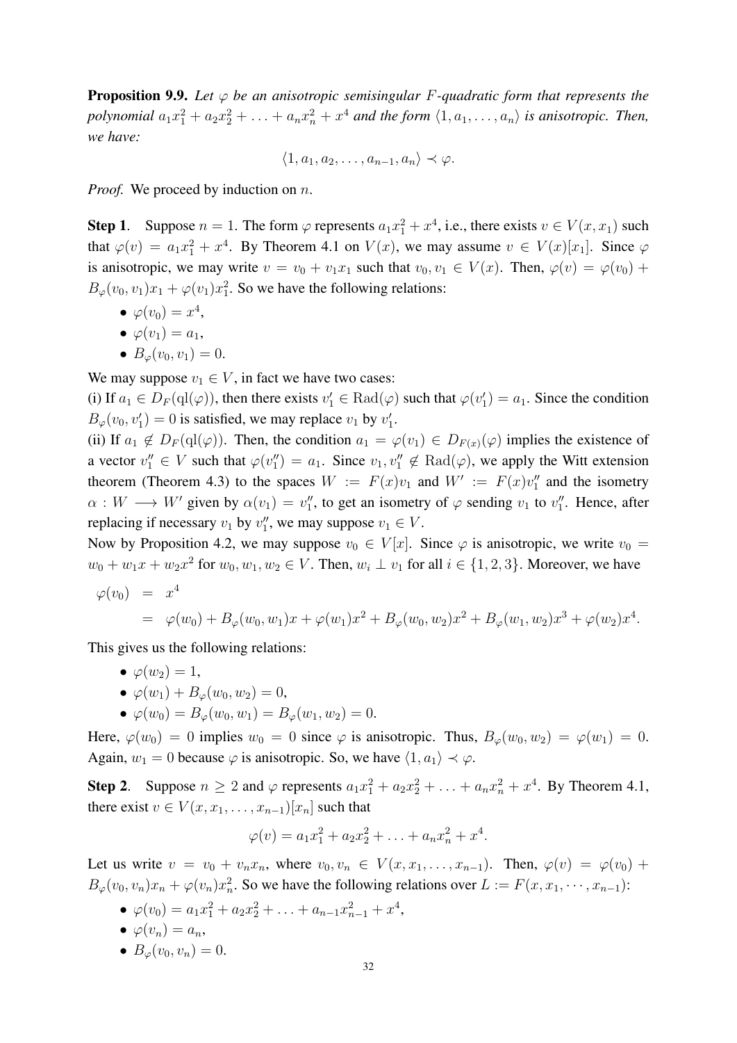**Proposition 9.9.** *Let $\varphi$ be an anisotropic semisingular $F$-quadratic form that represents the polynomial $a_1x_1^2 + a_2x_2^2 + \ldots + a_nx_n^2 + x^4$ and the form $\langle 1, a_1, \ldots, a_n\rangle$ is anisotropic. Then, we have:*

$$\langle 1, a_1, a_2, \ldots, a_{n-1}, a_n\rangle \prec \varphi.$$

*Proof.* We proceed by induction on $n$.

**Step 1**. Suppose $n = 1$. The form $\varphi$ represents $a_1x_1^2 + x^4$, i.e., there exists $v \in V(x, x_1)$ such that $\varphi(v) = a_1x_1^2 + x^4$. By Theorem 4.1 on $V(x)$, we may assume $v \in V(x)[x_1]$. Since $\varphi$ is anisotropic, we may write $v = v_0 + v_1x_1$ such that $v_0, v_1 \in V(x)$. Then, $\varphi(v) = \varphi(v_0) + B_\varphi(v_0, v_1)x_1 + \varphi(v_1)x_1^2$. So we have the following relations:

- $\varphi(v_0) = x^4$,
- $\varphi(v_1) = a_1$,
- $B_\varphi(v_0, v_1) = 0$.

We may suppose $v_1 \in V$, in fact we have two cases:

(i) If $a_1 \in D_F(\mathrm{ql}(\varphi))$, then there exists $v_1' \in \mathrm{Rad}(\varphi)$ such that $\varphi(v_1') = a_1$. Since the condition $B_\varphi(v_0, v_1') = 0$ is satisfied, we may replace $v_1$ by $v_1'$.

(ii) If $a_1 \notin D_F(\mathrm{ql}(\varphi))$. Then, the condition $a_1 = \varphi(v_1) \in D_{F(x)}(\varphi)$ implies the existence of a vector $v_1'' \in V$ such that $\varphi(v_1'') = a_1$. Since $v_1, v_1'' \notin \mathrm{Rad}(\varphi)$, we apply the Witt extension theorem (Theorem 4.3) to the spaces $W := F(x)v_1$ and $W' := F(x)v_1''$ and the isometry $\alpha : W \longrightarrow W'$ given by $\alpha(v_1) = v_1''$, to get an isometry of $\varphi$ sending $v_1$ to $v_1''$. Hence, after replacing if necessary $v_1$ by $v_1''$, we may suppose $v_1 \in V$.

Now by Proposition 4.2, we may suppose $v_0 \in V[x]$. Since $\varphi$ is anisotropic, we write $v_0 = w_0 + w_1x + w_2x^2$ for $w_0, w_1, w_2 \in V$. Then, $w_i \perp v_1$ for all $i \in \{1, 2, 3\}$. Moreover, we have

$$\begin{aligned}\varphi(v_0) &= x^4 \\ &= \varphi(w_0) + B_\varphi(w_0, w_1)x + \varphi(w_1)x^2 + B_\varphi(w_0, w_2)x^2 + B_\varphi(w_1, w_2)x^3 + \varphi(w_2)x^4.\end{aligned}$$

This gives us the following relations:

- $\varphi(w_2) = 1$,
- $\varphi(w_1) + B_\varphi(w_0, w_2) = 0$,
- $\varphi(w_0) = B_\varphi(w_0, w_1) = B_\varphi(w_1, w_2) = 0$.

Here, $\varphi(w_0) = 0$ implies $w_0 = 0$ since $\varphi$ is anisotropic. Thus, $B_\varphi(w_0, w_2) = \varphi(w_1) = 0$. Again, $w_1 = 0$ because $\varphi$ is anisotropic. So, we have $\langle 1, a_1\rangle \prec \varphi$.

**Step 2**. Suppose $n \geq 2$ and $\varphi$ represents $a_1x_1^2 + a_2x_2^2 + \ldots + a_nx_n^2 + x^4$. By Theorem 4.1, there exist $v \in V(x, x_1, \ldots, x_{n-1})[x_n]$ such that

$$\varphi(v) = a_1x_1^2 + a_2x_2^2 + \ldots + a_nx_n^2 + x^4.$$

Let us write $v = v_0 + v_nx_n$, where $v_0, v_n \in V(x, x_1, \ldots, x_{n-1})$. Then, $\varphi(v) = \varphi(v_0) + B_\varphi(v_0, v_n)x_n + \varphi(v_n)x_n^2$. So we have the following relations over $L := F(x, x_1, \cdots, x_{n-1})$:

- $\varphi(v_0) = a_1x_1^2 + a_2x_2^2 + \ldots + a_{n-1}x_{n-1}^2 + x^4$,
- $\varphi(v_n) = a_n$,
- $B_\varphi(v_0, v_n) = 0$.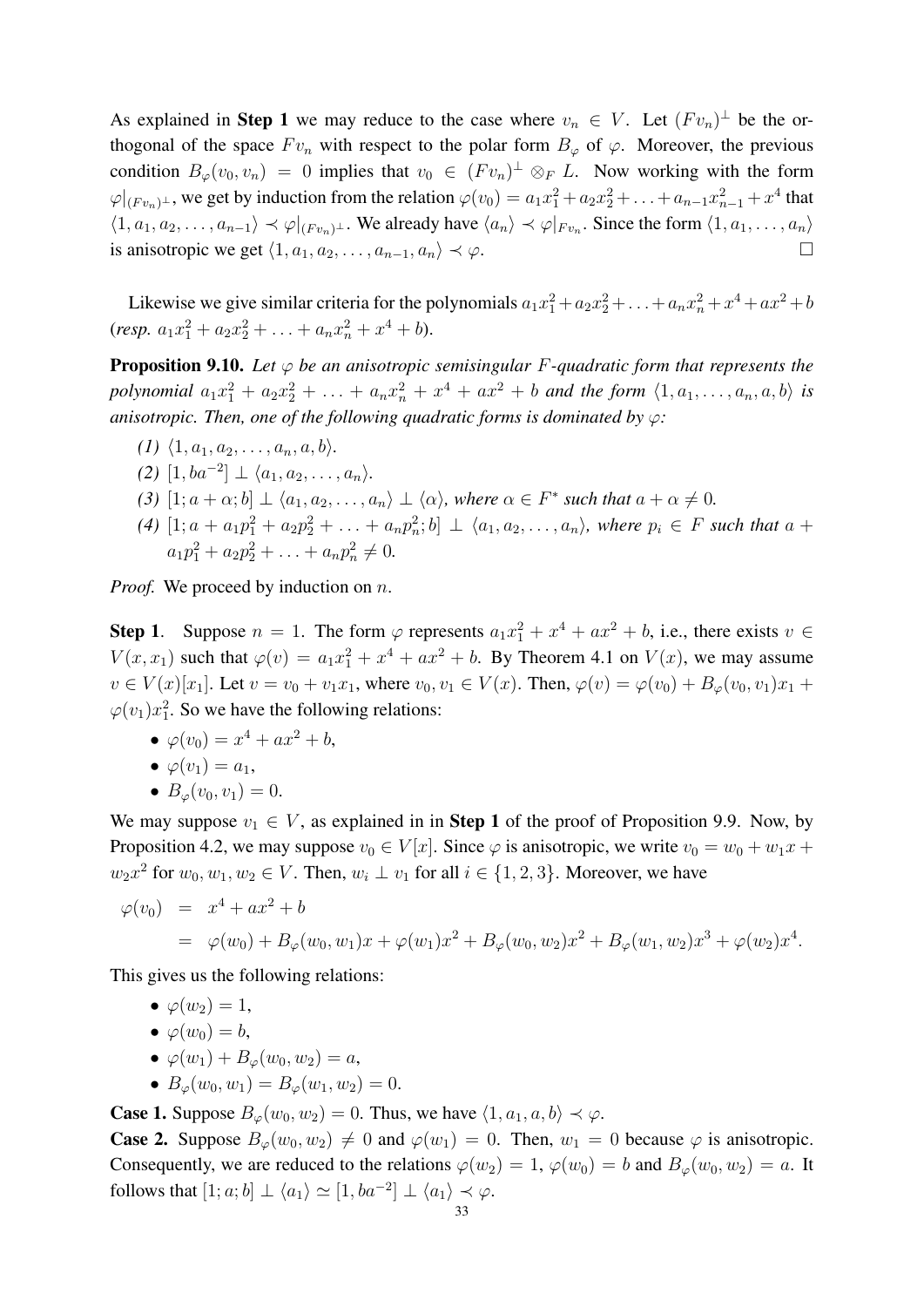As explained in **Step 1** we may reduce to the case where $v_n \in V$. Let $(Fv_n)^\perp$ be the orthogonal of the space $Fv_n$ with respect to the polar form $B_\varphi$ of $\varphi$. Moreover, the previous condition $B_\varphi(v_0, v_n) = 0$ implies that $v_0 \in (Fv_n)^\perp \otimes_F L$. Now working with the form $\varphi|_{(Fv_n)^\perp}$, we get by induction from the relation $\varphi(v_0) = a_1x_1^2 + a_2x_2^2 + \ldots + a_{n-1}x_{n-1}^2 + x^4$ that $\langle 1, a_1, a_2, \ldots, a_{n-1}\rangle \prec \varphi|_{(Fv_n)^\perp}$. We already have $\langle a_n\rangle \prec \varphi|_{Fv_n}$. Since the form $\langle 1, a_1, \ldots, a_n\rangle$ is anisotropic we get $\langle 1, a_1, a_2, \ldots, a_{n-1}, a_n\rangle \prec \varphi$. □

Likewise we give similar criteria for the polynomials $a_1x_1^2 + a_2x_2^2 + \ldots + a_nx_n^2 + x^4 + ax^2 + b$ (*resp.* $a_1x_1^2 + a_2x_2^2 + \ldots + a_nx_n^2 + x^4 + b$).

**Proposition 9.10.** *Let $\varphi$ be an anisotropic semisingular $F$-quadratic form that represents the polynomial $a_1x_1^2 + a_2x_2^2 + \ldots + a_nx_n^2 + x^4 + ax^2 + b$ and the form $\langle 1, a_1, \ldots, a_n, a, b\rangle$ is anisotropic. Then, one of the following quadratic forms is dominated by $\varphi$:*

*(1)* $\langle 1, a_1, a_2, \ldots, a_n, a, b\rangle$.
*(2)* $[1, ba^{-2}] \perp \langle a_1, a_2, \ldots, a_n\rangle$.
*(3)* $[1; a + \alpha; b] \perp \langle a_1, a_2, \ldots, a_n\rangle \perp \langle \alpha\rangle$*, where $\alpha \in F^*$ such that $a + \alpha \neq 0$.*
*(4)* $[1; a + a_1p_1^2 + a_2p_2^2 + \ldots + a_np_n^2; b] \perp \langle a_1, a_2, \ldots, a_n\rangle$*, where $p_i \in F$ such that $a + a_1p_1^2 + a_2p_2^2 + \ldots + a_np_n^2 \neq 0$.*

*Proof.* We proceed by induction on $n$.

**Step 1**. Suppose $n = 1$. The form $\varphi$ represents $a_1x_1^2 + x^4 + ax^2 + b$, i.e., there exists $v \in V(x, x_1)$ such that $\varphi(v) = a_1x_1^2 + x^4 + ax^2 + b$. By Theorem 4.1 on $V(x)$, we may assume $v \in V(x)[x_1]$. Let $v = v_0 + v_1x_1$, where $v_0, v_1 \in V(x)$. Then, $\varphi(v) = \varphi(v_0) + B_\varphi(v_0, v_1)x_1 + \varphi(v_1)x_1^2$. So we have the following relations:

- $\varphi(v_0) = x^4 + ax^2 + b$,
- $\varphi(v_1) = a_1$,
- $B_\varphi(v_0, v_1) = 0$.

We may suppose $v_1 \in V$, as explained in in **Step 1** of the proof of Proposition 9.9. Now, by Proposition 4.2, we may suppose $v_0 \in V[x]$. Since $\varphi$ is anisotropic, we write $v_0 = w_0 + w_1x + w_2x^2$ for $w_0, w_1, w_2 \in V$. Then, $w_i \perp v_1$ for all $i \in \{1, 2, 3\}$. Moreover, we have

$$\begin{aligned}\varphi(v_0) &= x^4 + ax^2 + b \\ &= \varphi(w_0) + B_\varphi(w_0, w_1)x + \varphi(w_1)x^2 + B_\varphi(w_0, w_2)x^2 + B_\varphi(w_1, w_2)x^3 + \varphi(w_2)x^4.\end{aligned}$$

This gives us the following relations:

- $\varphi(w_2) = 1$,
- $\varphi(w_0) = b$,
- $\varphi(w_1) + B_\varphi(w_0, w_2) = a$,
- $B_\varphi(w_0, w_1) = B_\varphi(w_1, w_2) = 0$.

**Case 1.** Suppose $B_\varphi(w_0, w_2) = 0$. Thus, we have $\langle 1, a_1, a, b\rangle \prec \varphi$.

**Case 2.** Suppose $B_\varphi(w_0, w_2) \neq 0$ and $\varphi(w_1) = 0$. Then, $w_1 = 0$ because $\varphi$ is anisotropic. Consequently, we are reduced to the relations $\varphi(w_2) = 1$, $\varphi(w_0) = b$ and $B_\varphi(w_0, w_2) = a$. It follows that $[1; a; b] \perp \langle a_1\rangle \simeq [1, ba^{-2}] \perp \langle a_1\rangle \prec \varphi$.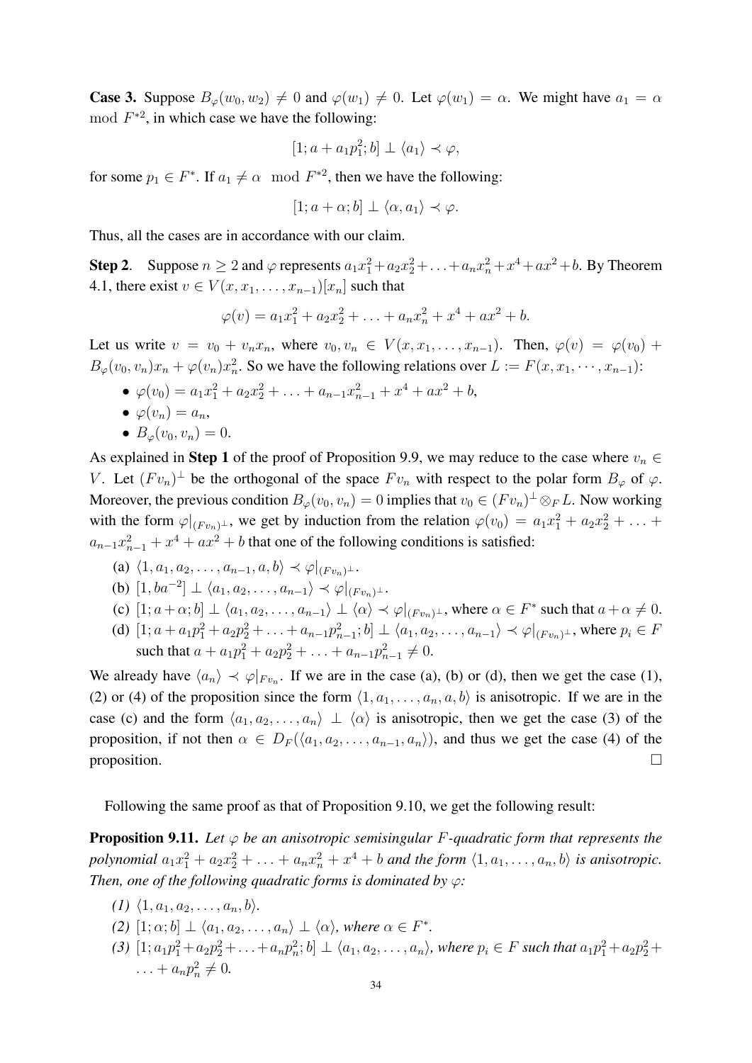**Case 3.** Suppose $B_\varphi(w_0, w_2) \neq 0$ and $\varphi(w_1) \neq 0$. Let $\varphi(w_1) = \alpha$. We might have $a_1 = \alpha \mod F^{*2}$, in which case we have the following:

$$[1; a + a_1 p_1^2; b] \perp \langle a_1 \rangle \prec \varphi,$$

for some $p_1 \in F^*$. If $a_1 \neq \alpha \mod F^{*2}$, then we have the following:

$$[1; a + \alpha; b] \perp \langle \alpha, a_1 \rangle \prec \varphi.$$

Thus, all the cases are in accordance with our claim.

**Step 2**. Suppose $n \geq 2$ and $\varphi$ represents $a_1x_1^2 + a_2x_2^2 + \ldots + a_nx_n^2 + x^4 + ax^2 + b$. By Theorem 4.1, there exist $v \in V(x, x_1, \ldots, x_{n-1})[x_n]$ such that

$$\varphi(v) = a_1x_1^2 + a_2x_2^2 + \ldots + a_nx_n^2 + x^4 + ax^2 + b.$$

Let us write $v = v_0 + v_nx_n$, where $v_0, v_n \in V(x, x_1, \ldots, x_{n-1})$. Then, $\varphi(v) = \varphi(v_0) + B_\varphi(v_0, v_n)x_n + \varphi(v_n)x_n^2$. So we have the following relations over $L := F(x, x_1, \cdots, x_{n-1})$:

- $\varphi(v_0) = a_1x_1^2 + a_2x_2^2 + \ldots + a_{n-1}x_{n-1}^2 + x^4 + ax^2 + b$,
- $\varphi(v_n) = a_n$,
- $B_\varphi(v_0, v_n) = 0$.

As explained in **Step 1** of the proof of Proposition 9.9, we may reduce to the case where $v_n \in V$. Let $(Fv_n)^\perp$ be the orthogonal of the space $Fv_n$ with respect to the polar form $B_\varphi$ of $\varphi$. Moreover, the previous condition $B_\varphi(v_0, v_n) = 0$ implies that $v_0 \in (Fv_n)^\perp \otimes_F L$. Now working with the form $\varphi|_{(Fv_n)^\perp}$, we get by induction from the relation $\varphi(v_0) = a_1x_1^2 + a_2x_2^2 + \ldots + a_{n-1}x_{n-1}^2 + x^4 + ax^2 + b$ that one of the following conditions is satisfied:

(a) $\langle 1, a_1, a_2, \ldots, a_{n-1}, a, b \rangle \prec \varphi|_{(Fv_n)^\perp}$.

(b) $[1, ba^{-2}] \perp \langle a_1, a_2, \ldots, a_{n-1} \rangle \prec \varphi|_{(Fv_n)^\perp}$.

(c) $[1; a + \alpha; b] \perp \langle a_1, a_2, \ldots, a_{n-1} \rangle \perp \langle \alpha \rangle \prec \varphi|_{(Fv_n)^\perp}$, where $\alpha \in F^*$ such that $a + \alpha \neq 0$.

(d) $[1; a + a_1p_1^2 + a_2p_2^2 + \ldots + a_{n-1}p_{n-1}^2; b] \perp \langle a_1, a_2, \ldots, a_{n-1} \rangle \prec \varphi|_{(Fv_n)^\perp}$, where $p_i \in F$ such that $a + a_1p_1^2 + a_2p_2^2 + \ldots + a_{n-1}p_{n-1}^2 \neq 0$.

We already have $\langle a_n \rangle \prec \varphi|_{Fv_n}$. If we are in the case (a), (b) or (d), then we get the case (1), (2) or (4) of the proposition since the form $\langle 1, a_1, \ldots, a_n, a, b \rangle$ is anisotropic. If we are in the case (c) and the form $\langle a_1, a_2, \ldots, a_n \rangle \perp \langle \alpha \rangle$ is anisotropic, then we get the case (3) of the proposition, if not then $\alpha \in D_F(\langle a_1, a_2, \ldots, a_{n-1}, a_n \rangle)$, and thus we get the case (4) of the proposition. $\square$

Following the same proof as that of Proposition 9.10, we get the following result:

**Proposition 9.11.** *Let $\varphi$ be an anisotropic semisingular $F$-quadratic form that represents the polynomial $a_1x_1^2 + a_2x_2^2 + \ldots + a_nx_n^2 + x^4 + b$ and the form $\langle 1, a_1, \ldots, a_n, b \rangle$ is anisotropic. Then, one of the following quadratic forms is dominated by $\varphi$:*

*(1)* $\langle 1, a_1, a_2, \ldots, a_n, b \rangle$.

*(2)* $[1; \alpha; b] \perp \langle a_1, a_2, \ldots, a_n \rangle \perp \langle \alpha \rangle$, *where* $\alpha \in F^*$.

*(3)* $[1; a_1p_1^2 + a_2p_2^2 + \ldots + a_np_n^2; b] \perp \langle a_1, a_2, \ldots, a_n \rangle$, *where* $p_i \in F$ *such that* $a_1p_1^2 + a_2p_2^2 + \ldots + a_np_n^2 \neq 0$.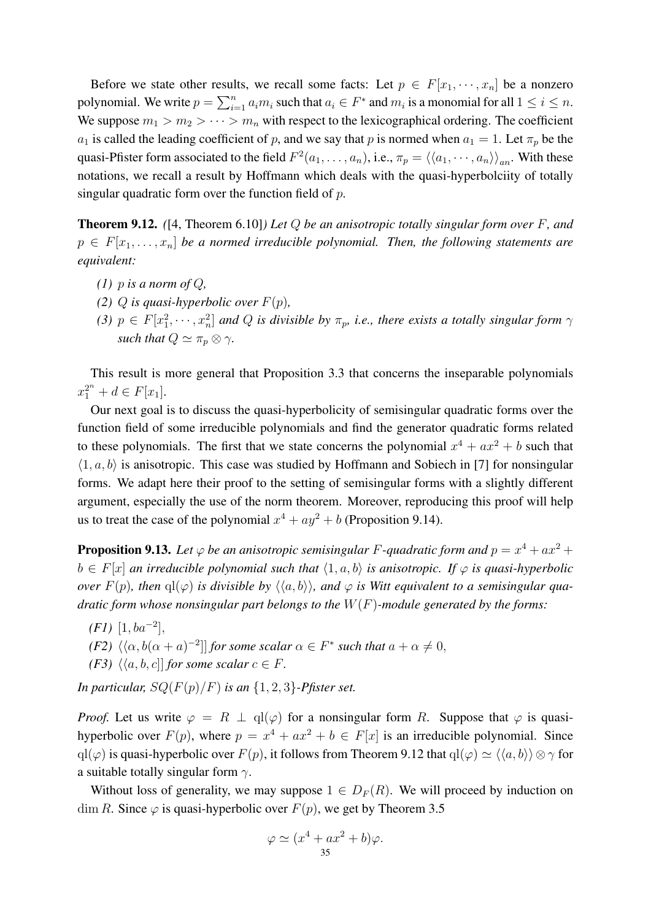Before we state other results, we recall some facts: Let $p \in F[x_1, \cdots, x_n]$ be a nonzero polynomial. We write $p = \sum_{i=1}^{n} a_i m_i$ such that $a_i \in F^*$ and $m_i$ is a monomial for all $1 \leq i \leq n$. We suppose $m_1 > m_2 > \cdots > m_n$ with respect to the lexicographical ordering. The coefficient $a_1$ is called the leading coefficient of $p$, and we say that $p$ is normed when $a_1 = 1$. Let $\pi_p$ be the quasi-Pfister form associated to the field $F^2(a_1, \ldots, a_n)$, i.e., $\pi_p = \langle\langle a_1, \cdots, a_n \rangle\rangle_{an}$. With these notations, we recall a result by Hoffmann which deals with the quasi-hyperbolciity of totally singular quadratic form over the function field of $p$.

**Theorem 9.12.** *(*[4, Theorem 6.10]*) Let $Q$ be an anisotropic totally singular form over $F$, and $p \in F[x_1, \ldots, x_n]$ be a normed irreducible polynomial. Then, the following statements are equivalent:*

- *(1) $p$ is a norm of $Q$,*
- *(2) $Q$ is quasi-hyperbolic over $F(p)$,*
- *(3) $p \in F[x_1^2, \cdots, x_n^2]$ and $Q$ is divisible by $\pi_p$, i.e., there exists a totally singular form $\gamma$ such that $Q \simeq \pi_p \otimes \gamma$.*

This result is more general that Proposition 3.3 that concerns the inseparable polynomials $x_1^{2^n} + d \in F[x_1]$.

Our next goal is to discuss the quasi-hyperbolicity of semisingular quadratic forms over the function field of some irreducible polynomials and find the generator quadratic forms related to these polynomials. The first that we state concerns the polynomial $x^4 + ax^2 + b$ such that $\langle 1, a, b \rangle$ is anisotropic. This case was studied by Hoffmann and Sobiech in [7] for nonsingular forms. We adapt here their proof to the setting of semisingular forms with a slightly different argument, especially the use of the norm theorem. Moreover, reproducing this proof will help us to treat the case of the polynomial $x^4 + ay^2 + b$ (Proposition 9.14).

**Proposition 9.13.** *Let $\varphi$ be an anisotropic semisingular $F$-quadratic form and $p = x^4 + ax^2 + b \in F[x]$ an irreducible polynomial such that $\langle 1, a, b \rangle$ is anisotropic. If $\varphi$ is quasi-hyperbolic over $F(p)$, then $\mathrm{ql}(\varphi)$ is divisible by $\langle\langle a, b \rangle\rangle$, and $\varphi$ is Witt equivalent to a semisingular quadratic form whose nonsingular part belongs to the $W(F)$-module generated by the forms:*

- *(F1) $[1, ba^{-2}]$,*
- *(F2) $\langle\langle \alpha, b(\alpha + a)^{-2}]]$ for some scalar $\alpha \in F^*$ such that $a + \alpha \neq 0$,*
- *(F3) $\langle\langle a, b, c]]$ for some scalar $c \in F$.*

*In particular, $SQ(F(p)/F)$ is an $\{1, 2, 3\}$-Pfister set.*

*Proof.* Let us write $\varphi = R \perp \mathrm{ql}(\varphi)$ for a nonsingular form $R$. Suppose that $\varphi$ is quasi-hyperbolic over $F(p)$, where $p = x^4 + ax^2 + b \in F[x]$ is an irreducible polynomial. Since $\mathrm{ql}(\varphi)$ is quasi-hyperbolic over $F(p)$, it follows from Theorem 9.12 that $\mathrm{ql}(\varphi) \simeq \langle\langle a, b \rangle\rangle \otimes \gamma$ for a suitable totally singular form $\gamma$.

Without loss of generality, we may suppose $1 \in D_F(R)$. We will proceed by induction on $\dim R$. Since $\varphi$ is quasi-hyperbolic over $F(p)$, we get by Theorem 3.5

$$\varphi \simeq (x^4 + ax^2 + b)\varphi.$$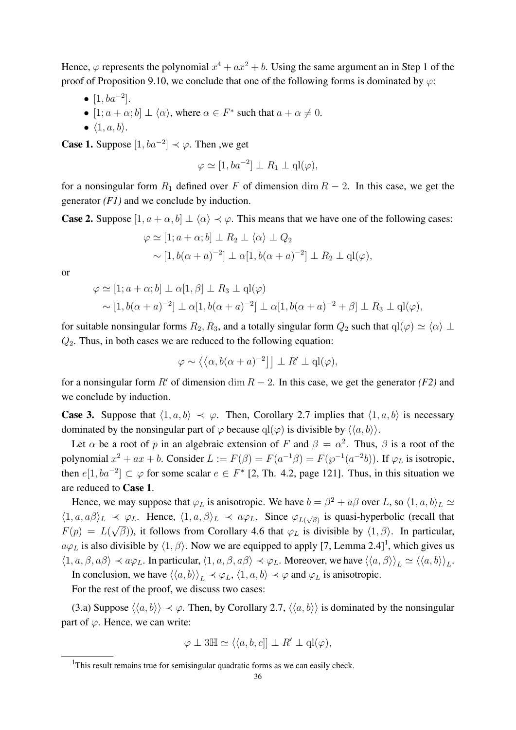Hence, $\varphi$ represents the polynomial $x^4 + ax^2 + b$. Using the same argument an in Step 1 of the proof of Proposition 9.10, we conclude that one of the following forms is dominated by $\varphi$:

- $[1, ba^{-2}]$.
- $[1; a + \alpha; b] \perp \langle \alpha \rangle$, where $\alpha \in F^*$ such that $a + \alpha \neq 0$.
- $\langle 1, a, b \rangle$.

**Case 1.** Suppose $[1, ba^{-2}] \prec \varphi$. Then ,we get

$$\varphi \simeq [1, ba^{-2}] \perp R_1 \perp \mathrm{ql}(\varphi),$$

for a nonsingular form $R_1$ defined over $F$ of dimension $\dim R - 2$. In this case, we get the generator *(F1)* and we conclude by induction.

**Case 2.** Suppose $[1, a + \alpha, b] \perp \langle \alpha \rangle \prec \varphi$. This means that we have one of the following cases:

$$\begin{aligned}\varphi &\simeq [1; a + \alpha; b] \perp R_2 \perp \langle \alpha \rangle \perp Q_2 \\ &\sim [1, b(\alpha + a)^{-2}] \perp \alpha[1, b(\alpha + a)^{-2}] \perp R_2 \perp \mathrm{ql}(\varphi),\end{aligned}$$

or

$$\begin{aligned}\varphi &\simeq [1; a + \alpha; b] \perp \alpha[1, \beta] \perp R_3 \perp \mathrm{ql}(\varphi) \\ &\sim [1, b(\alpha + a)^{-2}] \perp \alpha[1, b(\alpha + a)^{-2}] \perp \alpha[1, b(\alpha + a)^{-2} + \beta] \perp R_3 \perp \mathrm{ql}(\varphi),\end{aligned}$$

for suitable nonsingular forms $R_2, R_3$, and a totally singular form $Q_2$ such that $\mathrm{ql}(\varphi) \simeq \langle \alpha \rangle \perp Q_2$. Thus, in both cases we are reduced to the following equation:

$$\varphi \sim \langle\langle \alpha, b(\alpha + a)^{-2}]] \perp R' \perp \mathrm{ql}(\varphi),$$

for a nonsingular form $R'$ of dimension $\dim R - 2$. In this case, we get the generator *(F2)* and we conclude by induction.

**Case 3.** Suppose that $\langle 1, a, b \rangle \prec \varphi$. Then, Corollary 2.7 implies that $\langle 1, a, b \rangle$ is necessary dominated by the nonsingular part of $\varphi$ because $\mathrm{ql}(\varphi)$ is divisible by $\langle\langle a, b \rangle\rangle$.

Let $\alpha$ be a root of $p$ in an algebraic extension of $F$ and $\beta = \alpha^2$. Thus, $\beta$ is a root of the polynomial $x^2 + ax + b$. Consider $L := F(\beta) = F(a^{-1}\beta) = F(\wp^{-1}(a^{-2}b))$. If $\varphi_L$ is isotropic, then $e[1, ba^{-2}] \subset \varphi$ for some scalar $e \in F^*$ [2, Th. 4.2, page 121]. Thus, in this situation we are reduced to **Case 1**.

Hence, we may suppose that $\varphi_L$ is anisotropic. We have $b = \beta^2 + a\beta$ over $L$, so $\langle 1, a, b \rangle_L \simeq \langle 1, a, a\beta \rangle_L \prec \varphi_L$. Hence, $\langle 1, a, \beta \rangle_L \prec a\varphi_L$. Since $\varphi_{L(\sqrt{\beta})}$ is quasi-hyperbolic (recall that $F(p) = L(\sqrt{\beta})$), it follows from Corollary 4.6 that $\varphi_L$ is divisible by $\langle 1, \beta \rangle$. In particular, $a\varphi_L$ is also divisible by $\langle 1, \beta \rangle$. Now we are equipped to apply [7, Lemma 2.4][1], which gives us $\langle 1, a, \beta, a\beta \rangle \prec a\varphi_L$. In particular, $\langle 1, a, \beta, a\beta \rangle \prec \varphi_L$. Moreover, we have $\langle\langle a, \beta \rangle\rangle_L \simeq \langle\langle a, b \rangle\rangle_L$.

In conclusion, we have $\langle\langle a, b \rangle\rangle_L \prec \varphi_L$, $\langle 1, a, b \rangle \prec \varphi$ and $\varphi_L$ is anisotropic.

For the rest of the proof, we discuss two cases:

(3.a) Suppose $\langle\langle a, b \rangle\rangle \prec \varphi$. Then, by Corollary 2.7, $\langle\langle a, b \rangle\rangle$ is dominated by the nonsingular part of $\varphi$. Hence, we can write:

$$\varphi \perp 3\mathbb{H} \simeq \langle\langle a, b, c]] \perp R' \perp \mathrm{ql}(\varphi),$$

[1] This result remains true for semisingular quadratic forms as we can easily check.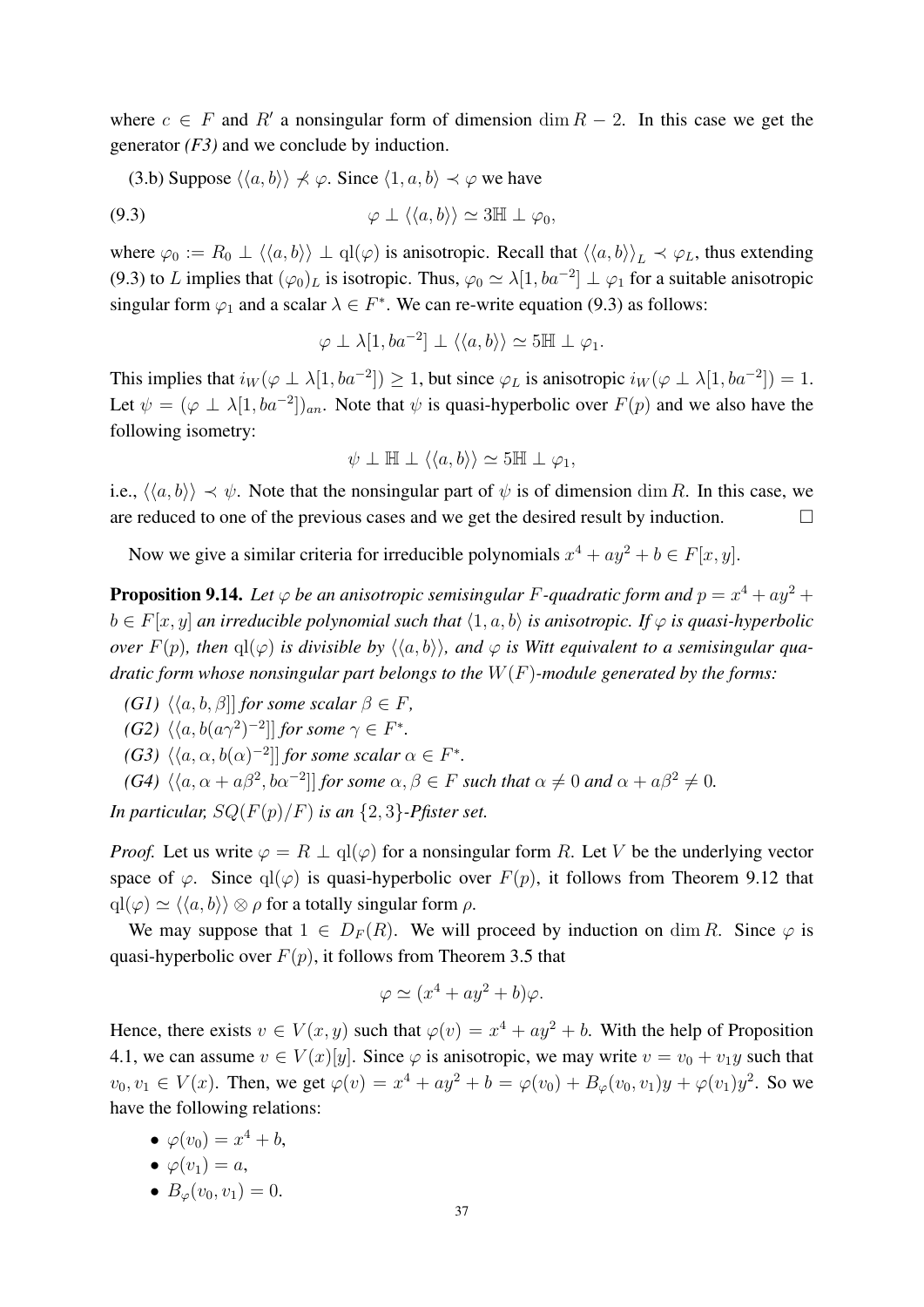where $c \in F$ and $R'$ a nonsingular form of dimension $\dim R - 2$. In this case we get the generator *(F3)* and we conclude by induction.

(3.b) Suppose $\langle\langle a, b\rangle\rangle \not\prec \varphi$. Since $\langle 1, a, b\rangle \prec \varphi$ we have

$$\varphi \perp \langle\langle a, b\rangle\rangle \simeq 3\mathbb{H} \perp \varphi_0, \tag{9.3}$$

where $\varphi_0 := R_0 \perp \langle\langle a, b\rangle\rangle \perp \mathrm{ql}(\varphi)$ is anisotropic. Recall that $\langle\langle a, b\rangle\rangle_L \prec \varphi_L$, thus extending (9.3) to $L$ implies that $(\varphi_0)_L$ is isotropic. Thus, $\varphi_0 \simeq \lambda[1, ba^{-2}] \perp \varphi_1$ for a suitable anisotropic singular form $\varphi_1$ and a scalar $\lambda \in F^*$. We can re-write equation (9.3) as follows:

$$\varphi \perp \lambda[1, ba^{-2}] \perp \langle\langle a, b\rangle\rangle \simeq 5\mathbb{H} \perp \varphi_1.$$

This implies that $i_W(\varphi \perp \lambda[1, ba^{-2}]) \geq 1$, but since $\varphi_L$ is anisotropic $i_W(\varphi \perp \lambda[1, ba^{-2}]) = 1$. Let $\psi = (\varphi \perp \lambda[1, ba^{-2}])_{an}$. Note that $\psi$ is quasi-hyperbolic over $F(p)$ and we also have the following isometry:

$$\psi \perp \mathbb{H} \perp \langle\langle a, b\rangle\rangle \simeq 5\mathbb{H} \perp \varphi_1,$$

i.e., $\langle\langle a, b\rangle\rangle \prec \psi$. Note that the nonsingular part of $\psi$ is of dimension $\dim R$. In this case, we are reduced to one of the previous cases and we get the desired result by induction. $\square$

Now we give a similar criteria for irreducible polynomials $x^4 + ay^2 + b \in F[x, y]$.

**Proposition 9.14.** *Let $\varphi$ be an anisotropic semisingular $F$-quadratic form and $p = x^4 + ay^2 + b \in F[x, y]$ an irreducible polynomial such that $\langle 1, a, b\rangle$ is anisotropic. If $\varphi$ is quasi-hyperbolic over $F(p)$, then $\mathrm{ql}(\varphi)$ is divisible by $\langle\langle a, b\rangle\rangle$, and $\varphi$ is Witt equivalent to a semisingular quadratic form whose nonsingular part belongs to the $W(F)$-module generated by the forms:*

- *(G1) $\langle\langle a, b, \beta]]$ for some scalar $\beta \in F$,*
- *(G2) $\langle\langle a, b(a\gamma^2)^{-2}]]$ for some $\gamma \in F^*$.*
- *(G3) $\langle\langle a, \alpha, b(\alpha)^{-2}]]$ for some scalar $\alpha \in F^*$.*
- *(G4) $\langle\langle a, \alpha + a\beta^2, b\alpha^{-2}]]$ for some $\alpha, \beta \in F$ such that $\alpha \neq 0$ and $\alpha + a\beta^2 \neq 0$.*

*In particular, $SQ(F(p)/F)$ is an $\{2, 3\}$-Pfister set.*

*Proof.* Let us write $\varphi = R \perp \mathrm{ql}(\varphi)$ for a nonsingular form $R$. Let $V$ be the underlying vector space of $\varphi$. Since $\mathrm{ql}(\varphi)$ is quasi-hyperbolic over $F(p)$, it follows from Theorem 9.12 that $\mathrm{ql}(\varphi) \simeq \langle\langle a, b\rangle\rangle \otimes \rho$ for a totally singular form $\rho$.

We may suppose that $1 \in D_F(R)$. We will proceed by induction on $\dim R$. Since $\varphi$ is quasi-hyperbolic over $F(p)$, it follows from Theorem 3.5 that

$$\varphi \simeq (x^4 + ay^2 + b)\varphi.$$

Hence, there exists $v \in V(x, y)$ such that $\varphi(v) = x^4 + ay^2 + b$. With the help of Proposition 4.1, we can assume $v \in V(x)[y]$. Since $\varphi$ is anisotropic, we may write $v = v_0 + v_1 y$ such that $v_0, v_1 \in V(x)$. Then, we get $\varphi(v) = x^4 + ay^2 + b = \varphi(v_0) + B_\varphi(v_0, v_1)y + \varphi(v_1)y^2$. So we have the following relations:

- $\varphi(v_0) = x^4 + b$,
- $\varphi(v_1) = a$,
- $B_\varphi(v_0, v_1) = 0$.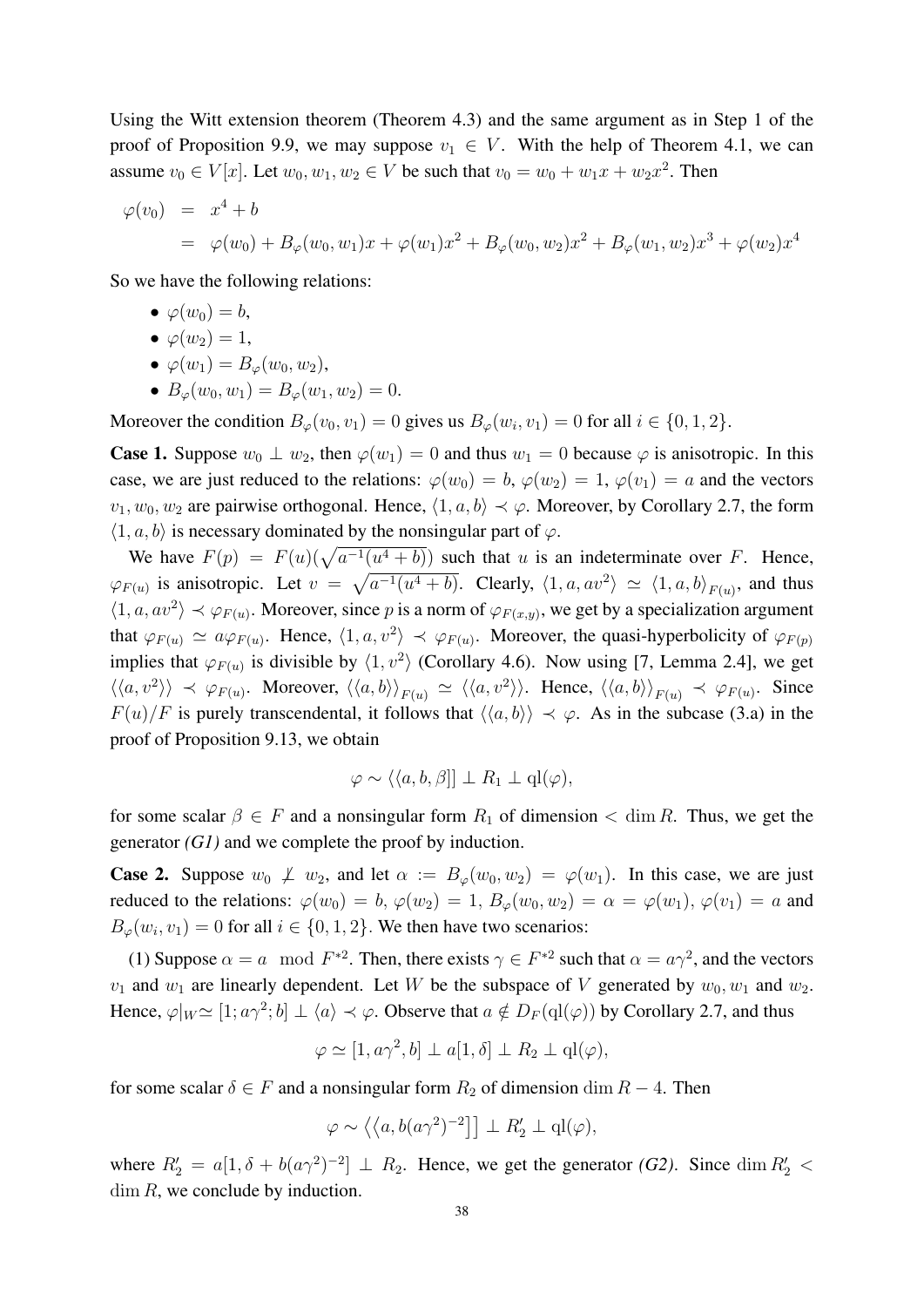Using the Witt extension theorem (Theorem 4.3) and the same argument as in Step 1 of the proof of Proposition 9.9, we may suppose $v_1 \in V$. With the help of Theorem 4.1, we can assume $v_0 \in V[x]$. Let $w_0, w_1, w_2 \in V$ be such that $v_0 = w_0 + w_1 x + w_2 x^2$. Then

$$\begin{aligned}
\varphi(v_0) &= x^4 + b \\
&= \varphi(w_0) + B_\varphi(w_0, w_1)x + \varphi(w_1)x^2 + B_\varphi(w_0, w_2)x^2 + B_\varphi(w_1, w_2)x^3 + \varphi(w_2)x^4
\end{aligned}$$

So we have the following relations:

- $\varphi(w_0) = b$,
- $\varphi(w_2) = 1$,
- $\varphi(w_1) = B_\varphi(w_0, w_2)$,
- $B_\varphi(w_0, w_1) = B_\varphi(w_1, w_2) = 0$.

Moreover the condition $B_\varphi(v_0, v_1) = 0$ gives us $B_\varphi(w_i, v_1) = 0$ for all $i \in \{0, 1, 2\}$.

**Case 1.** Suppose $w_0 \perp w_2$, then $\varphi(w_1) = 0$ and thus $w_1 = 0$ because $\varphi$ is anisotropic. In this case, we are just reduced to the relations: $\varphi(w_0) = b$, $\varphi(w_2) = 1$, $\varphi(v_1) = a$ and the vectors $v_1, w_0, w_2$ are pairwise orthogonal. Hence, $\langle 1, a, b\rangle \prec \varphi$. Moreover, by Corollary 2.7, the form $\langle 1, a, b\rangle$ is necessary dominated by the nonsingular part of $\varphi$.

We have $F(p) = F(u)(\sqrt{a^{-1}(u^4 + b)})$ such that $u$ is an indeterminate over $F$. Hence, $\varphi_{F(u)}$ is anisotropic. Let $v = \sqrt{a^{-1}(u^4 + b)}$. Clearly, $\langle 1, a, av^2\rangle \simeq \langle 1, a, b\rangle_{F(u)}$, and thus $\langle 1, a, av^2\rangle \prec \varphi_{F(u)}$. Moreover, since $p$ is a norm of $\varphi_{F(x,y)}$, we get by a specialization argument that $\varphi_{F(u)} \simeq a\varphi_{F(u)}$. Hence, $\langle 1, a, v^2\rangle \prec \varphi_{F(u)}$. Moreover, the quasi-hyperbolicity of $\varphi_{F(p)}$ implies that $\varphi_{F(u)}$ is divisible by $\langle 1, v^2\rangle$ (Corollary 4.6). Now using [7, Lemma 2.4], we get $\langle\langle a, v^2\rangle\rangle \prec \varphi_{F(u)}$. Moreover, $\langle\langle a, b\rangle\rangle_{F(u)} \simeq \langle\langle a, v^2\rangle\rangle$. Hence, $\langle\langle a, b\rangle\rangle_{F(u)} \prec \varphi_{F(u)}$. Since $F(u)/F$ is purely transcendental, it follows that $\langle\langle a, b\rangle\rangle \prec \varphi$. As in the subcase (3.a) in the proof of Proposition 9.13, we obtain

$$\varphi \sim \langle\langle a, b, \beta]] \perp R_1 \perp \mathrm{ql}(\varphi),$$

for some scalar $\beta \in F$ and a nonsingular form $R_1$ of dimension $< \dim R$. Thus, we get the generator *(G1)* and we complete the proof by induction.

**Case 2.** Suppose $w_0 \not\perp w_2$, and let $\alpha := B_\varphi(w_0, w_2) = \varphi(w_1)$. In this case, we are just reduced to the relations: $\varphi(w_0) = b$, $\varphi(w_2) = 1$, $B_\varphi(w_0, w_2) = \alpha = \varphi(w_1)$, $\varphi(v_1) = a$ and $B_\varphi(w_i, v_1) = 0$ for all $i \in \{0, 1, 2\}$. We then have two scenarios:

(1) Suppose $\alpha = a \mod F^{*2}$. Then, there exists $\gamma \in F^{*2}$ such that $\alpha = a\gamma^2$, and the vectors $v_1$ and $w_1$ are linearly dependent. Let $W$ be the subspace of $V$ generated by $w_0, w_1$ and $w_2$. Hence, $\varphi|_W \simeq [1; a\gamma^2; b] \perp \langle a\rangle \prec \varphi$. Observe that $a \notin D_F(\mathrm{ql}(\varphi))$ by Corollary 2.7, and thus

$$\varphi \simeq [1, a\gamma^2, b] \perp a[1, \delta] \perp R_2 \perp \mathrm{ql}(\varphi),$$

for some scalar $\delta \in F$ and a nonsingular form $R_2$ of dimension $\dim R - 4$. Then

$$\varphi \sim \left\langle\left\langle a, b(a\gamma^2)^{-2}\right]\right] \perp R_2' \perp \mathrm{ql}(\varphi),$$

where $R_2' = a[1, \delta + b(a\gamma^2)^{-2}] \perp R_2$. Hence, we get the generator *(G2)*. Since $\dim R_2' < \dim R$, we conclude by induction.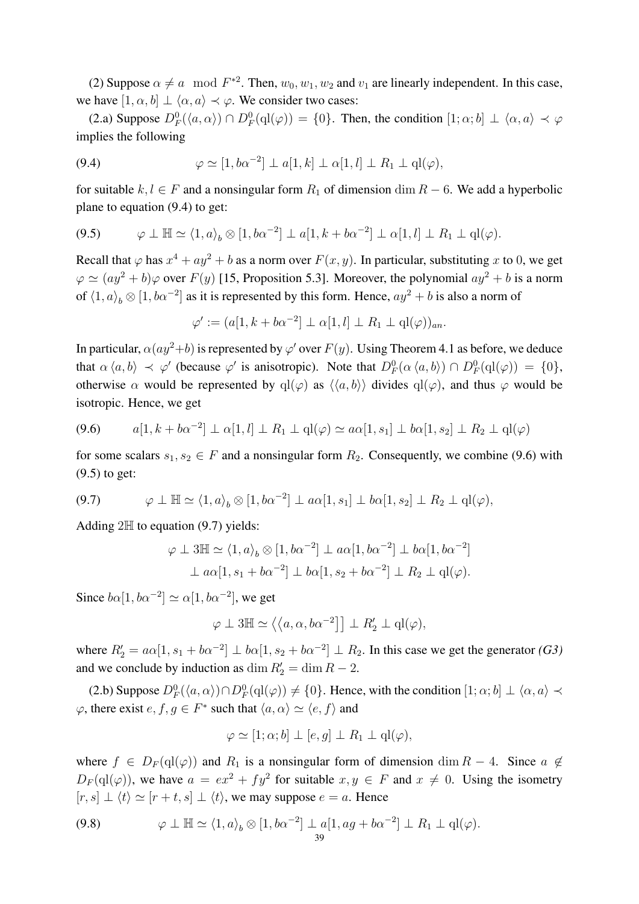(2) Suppose $\alpha \neq a \mod F^{*2}$. Then, $w_0, w_1, w_2$ and $v_1$ are linearly independent. In this case, we have $[1, \alpha, b] \perp \langle \alpha, a \rangle \prec \varphi$. We consider two cases:

(2.a) Suppose $D_F^0(\langle a, \alpha \rangle) \cap D_F^0(\mathrm{ql}(\varphi)) = \{0\}$. Then, the condition $[1; \alpha; b] \perp \langle \alpha, a \rangle \prec \varphi$ implies the following

$$\varphi \simeq [1, b\alpha^{-2}] \perp a[1, k] \perp \alpha[1, l] \perp R_1 \perp \mathrm{ql}(\varphi), \tag{9.4}$$

for suitable $k, l \in F$ and a nonsingular form $R_1$ of dimension $\dim R - 6$. We add a hyperbolic plane to equation (9.4) to get:

$$\varphi \perp \mathbb{H} \simeq \langle 1, a \rangle_b \otimes [1, b\alpha^{-2}] \perp a[1, k + b\alpha^{-2}] \perp \alpha[1, l] \perp R_1 \perp \mathrm{ql}(\varphi). \tag{9.5}$$

Recall that $\varphi$ has $x^4 + ay^2 + b$ as a norm over $F(x, y)$. In particular, substituting $x$ to $0$, we get $\varphi \simeq (ay^2 + b)\varphi$ over $F(y)$ [15, Proposition 5.3]. Moreover, the polynomial $ay^2 + b$ is a norm of $\langle 1, a \rangle_b \otimes [1, b\alpha^{-2}]$ as it is represented by this form. Hence, $ay^2 + b$ is also a norm of

$$\varphi' := (a[1, k + b\alpha^{-2}] \perp \alpha[1, l] \perp R_1 \perp \mathrm{ql}(\varphi))_{an}.$$

In particular, $\alpha(ay^2+b)$ is represented by $\varphi'$ over $F(y)$. Using Theorem 4.1 as before, we deduce that $\alpha \langle a, b \rangle \prec \varphi'$ (because $\varphi'$ is anisotropic). Note that $D_F^0(\alpha \langle a, b \rangle) \cap D_F^0(\mathrm{ql}(\varphi)) = \{0\}$, otherwise $\alpha$ would be represented by $\mathrm{ql}(\varphi)$ as $\langle\langle a, b \rangle\rangle$ divides $\mathrm{ql}(\varphi)$, and thus $\varphi$ would be isotropic. Hence, we get

$$a[1, k + b\alpha^{-2}] \perp \alpha[1, l] \perp R_1 \perp \mathrm{ql}(\varphi) \simeq a\alpha[1, s_1] \perp b\alpha[1, s_2] \perp R_2 \perp \mathrm{ql}(\varphi) \tag{9.6}$$

for some scalars $s_1, s_2 \in F$ and a nonsingular form $R_2$. Consequently, we combine (9.6) with (9.5) to get:

$$\varphi \perp \mathbb{H} \simeq \langle 1, a \rangle_b \otimes [1, b\alpha^{-2}] \perp a\alpha[1, s_1] \perp b\alpha[1, s_2] \perp R_2 \perp \mathrm{ql}(\varphi), \tag{9.7}$$

Adding $2\mathbb{H}$ to equation (9.7) yields:

$$\begin{aligned}\varphi \perp 3\mathbb{H} \simeq\ & \langle 1, a \rangle_b \otimes [1, b\alpha^{-2}] \perp a\alpha[1, b\alpha^{-2}] \perp b\alpha[1, b\alpha^{-2}] \\ & \perp a\alpha[1, s_1 + b\alpha^{-2}] \perp b\alpha[1, s_2 + b\alpha^{-2}] \perp R_2 \perp \mathrm{ql}(\varphi).\end{aligned}$$

Since $b\alpha[1, b\alpha^{-2}] \simeq \alpha[1, b\alpha^{-2}]$, we get

$$\varphi \perp 3\mathbb{H} \simeq \langle\langle a, \alpha, b\alpha^{-2}]] \perp R_2' \perp \mathrm{ql}(\varphi),$$

where $R_2' = a\alpha[1, s_1 + b\alpha^{-2}] \perp b\alpha[1, s_2 + b\alpha^{-2}] \perp R_2$. In this case we get the generator *(G3)* and we conclude by induction as $\dim R_2' = \dim R - 2$.

(2.b) Suppose $D_F^0(\langle a, \alpha \rangle) \cap D_F^0(\mathrm{ql}(\varphi)) \neq \{0\}$. Hence, with the condition $[1; \alpha; b] \perp \langle \alpha, a \rangle \prec \varphi$, there exist $e, f, g \in F^*$ such that $\langle a, \alpha \rangle \simeq \langle e, f \rangle$ and

$$\varphi \simeq [1; \alpha; b] \perp [e, g] \perp R_1 \perp \mathrm{ql}(\varphi),$$

where $f \in D_F(\mathrm{ql}(\varphi))$ and $R_1$ is a nonsingular form of dimension $\dim R - 4$. Since $a \notin D_F(\mathrm{ql}(\varphi))$, we have $a = ex^2 + fy^2$ for suitable $x, y \in F$ and $x \neq 0$. Using the isometry $[r, s] \perp \langle t \rangle \simeq [r + t, s] \perp \langle t \rangle$, we may suppose $e = a$. Hence

$$\varphi \perp \mathbb{H} \simeq \langle 1, a \rangle_b \otimes [1, b\alpha^{-2}] \perp a[1, ag + b\alpha^{-2}] \perp R_1 \perp \mathrm{ql}(\varphi). \tag{9.8}$$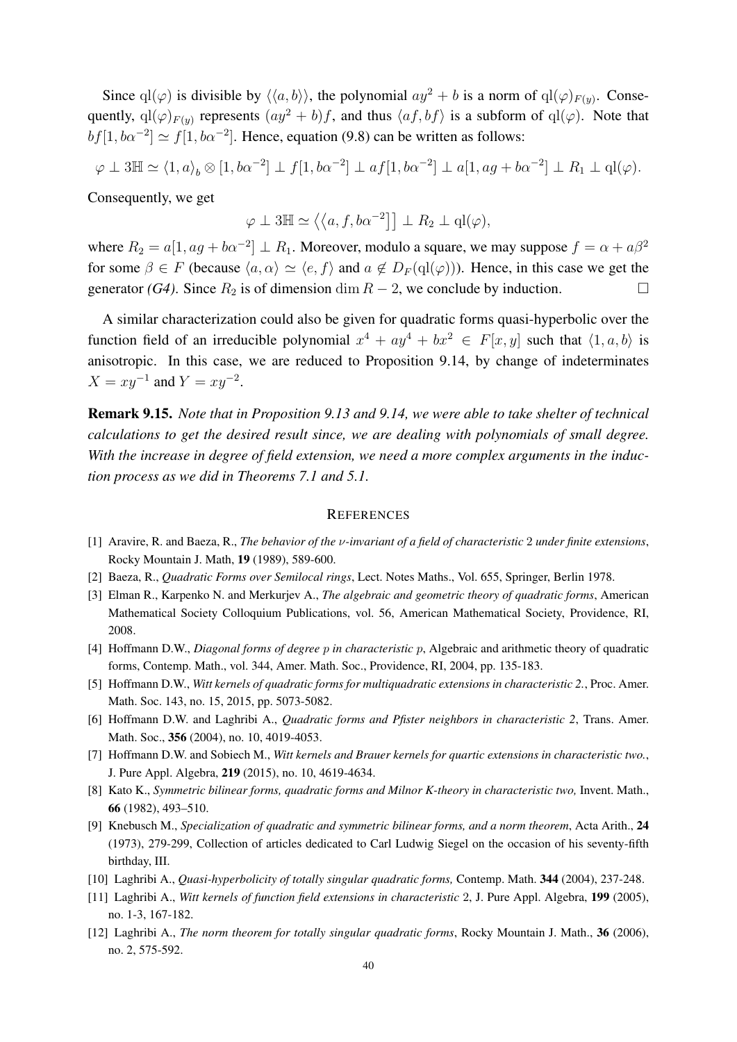Since $\mathrm{ql}(\varphi)$ is divisible by $\langle\langle a, b\rangle\rangle$, the polynomial $ay^2 + b$ is a norm of $\mathrm{ql}(\varphi)_{F(y)}$. Consequently, $\mathrm{ql}(\varphi)_{F(y)}$ represents $(ay^2 + b)f$, and thus $\langle af, bf\rangle$ is a subform of $\mathrm{ql}(\varphi)$. Note that $bf[1, b\alpha^{-2}] \simeq f[1, b\alpha^{-2}]$. Hence, equation (9.8) can be written as follows:

$$\varphi \perp 3\mathbb{H} \simeq \langle 1, a\rangle_b \otimes [1, b\alpha^{-2}] \perp f[1, b\alpha^{-2}] \perp af[1, b\alpha^{-2}] \perp a[1, ag + b\alpha^{-2}] \perp R_1 \perp \mathrm{ql}(\varphi).$$

Consequently, we get

$$\varphi \perp 3\mathbb{H} \simeq \langle\langle a, f, b\alpha^{-2}]] \perp R_2 \perp \mathrm{ql}(\varphi),$$

where $R_2 = a[1, ag + b\alpha^{-2}] \perp R_1$. Moreover, modulo a square, we may suppose $f = \alpha + a\beta^2$ for some $\beta \in F$ (because $\langle a, \alpha\rangle \simeq \langle e, f\rangle$ and $a \notin D_F(\mathrm{ql}(\varphi))$). Hence, in this case we get the generator *(G4)*. Since $R_2$ is of dimension $\dim R - 2$, we conclude by induction. $\square$

A similar characterization could also be given for quadratic forms quasi-hyperbolic over the function field of an irreducible polynomial $x^4 + ay^4 + bx^2 \in F[x, y]$ such that $\langle 1, a, b\rangle$ is anisotropic. In this case, we are reduced to Proposition 9.14, by change of indeterminates $X = xy^{-1}$ and $Y = xy^{-2}$.

**Remark 9.15.** *Note that in Proposition 9.13 and 9.14, we were able to take shelter of technical calculations to get the desired result since, we are dealing with polynomials of small degree. With the increase in degree of field extension, we need a more complex arguments in the induction process as we did in Theorems 7.1 and 5.1.*

## References

[1] Aravire, R. and Baeza, R., *The behavior of the $\nu$-invariant of a field of characteristic 2 under finite extensions*, Rocky Mountain J. Math, **19** (1989), 589-600.

[2] Baeza, R., *Quadratic Forms over Semilocal rings*, Lect. Notes Maths., Vol. 655, Springer, Berlin 1978.

[3] Elman R., Karpenko N. and Merkurjev A., *The algebraic and geometric theory of quadratic forms*, American Mathematical Society Colloquium Publications, vol. 56, American Mathematical Society, Providence, RI, 2008.

[4] Hoffmann D.W., *Diagonal forms of degree $p$ in characteristic $p$*, Algebraic and arithmetic theory of quadratic forms, Contemp. Math., vol. 344, Amer. Math. Soc., Providence, RI, 2004, pp. 135-183.

[5] Hoffmann D.W., *Witt kernels of quadratic forms for multiquadratic extensions in characteristic 2.*, Proc. Amer. Math. Soc. 143, no. 15, 2015, pp. 5073-5082.

[6] Hoffmann D.W. and Laghribi A., *Quadratic forms and Pfister neighbors in characteristic 2*, Trans. Amer. Math. Soc., **356** (2004), no. 10, 4019-4053.

[7] Hoffmann D.W. and Sobiech M., *Witt kernels and Brauer kernels for quartic extensions in characteristic two.*, J. Pure Appl. Algebra, **219** (2015), no. 10, 4619-4634.

[8] Kato K., *Symmetric bilinear forms, quadratic forms and Milnor K-theory in characteristic two,* Invent. Math., **66** (1982), 493–510.

[9] Knebusch M., *Specialization of quadratic and symmetric bilinear forms, and a norm theorem*, Acta Arith., **24** (1973), 279-299, Collection of articles dedicated to Carl Ludwig Siegel on the occasion of his seventy-fifth birthday, III.

[10] Laghribi A., *Quasi-hyperbolicity of totally singular quadratic forms,* Contemp. Math. **344** (2004), 237-248.

[11] Laghribi A., *Witt kernels of function field extensions in characteristic 2*, J. Pure Appl. Algebra, **199** (2005), no. 1-3, 167-182.

[12] Laghribi A., *The norm theorem for totally singular quadratic forms*, Rocky Mountain J. Math., **36** (2006), no. 2, 575-592.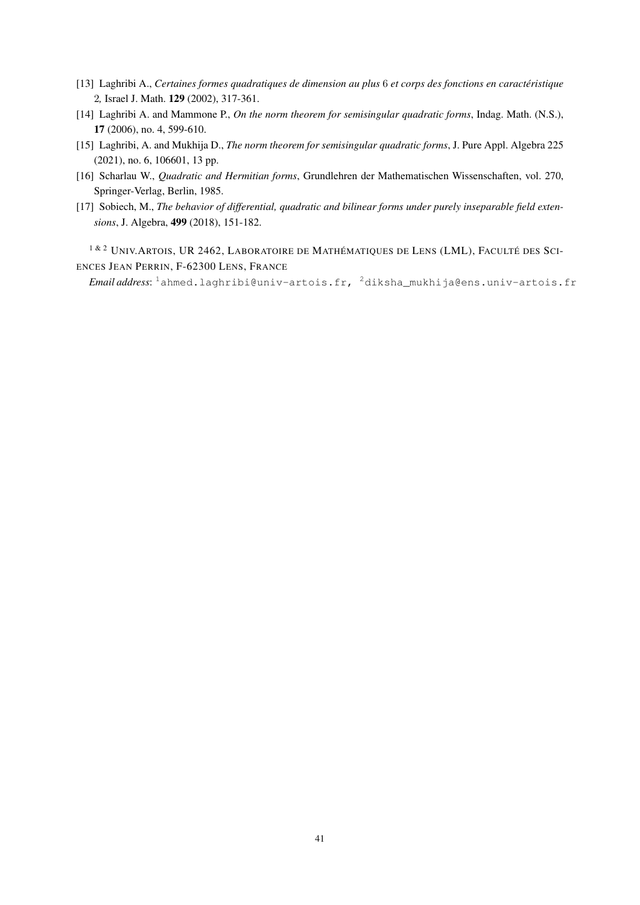[13] Laghribi A., *Certaines formes quadratiques de dimension au plus* 6 *et corps des fonctions en caractéristique* 2*,* Israel J. Math. **129** (2002), 317-361.

[14] Laghribi A. and Mammone P., *On the norm theorem for semisingular quadratic forms*, Indag. Math. (N.S.), **17** (2006), no. 4, 599-610.

[15] Laghribi, A. and Mukhija D., *The norm theorem for semisingular quadratic forms*, J. Pure Appl. Algebra 225 (2021), no. 6, 106601, 13 pp.

[16] Scharlau W., *Quadratic and Hermitian forms*, Grundlehren der Mathematischen Wissenschaften, vol. 270, Springer-Verlag, Berlin, 1985.

[17] Sobiech, M., *The behavior of differential, quadratic and bilinear forms under purely inseparable field extensions*, J. Algebra, **499** (2018), 151-182.

[1 & 2] UNIV.ARTOIS, UR 2462, LABORATOIRE DE MATHÉMATIQUES DE LENS (LML), FACULTÉ DES SCIENCES JEAN PERRIN, F-62300 LENS, FRANCE

*Email address*: [1]ahmed.laghribi@univ-artois.fr, [2]diksha_mukhija@ens.univ-artois.fr